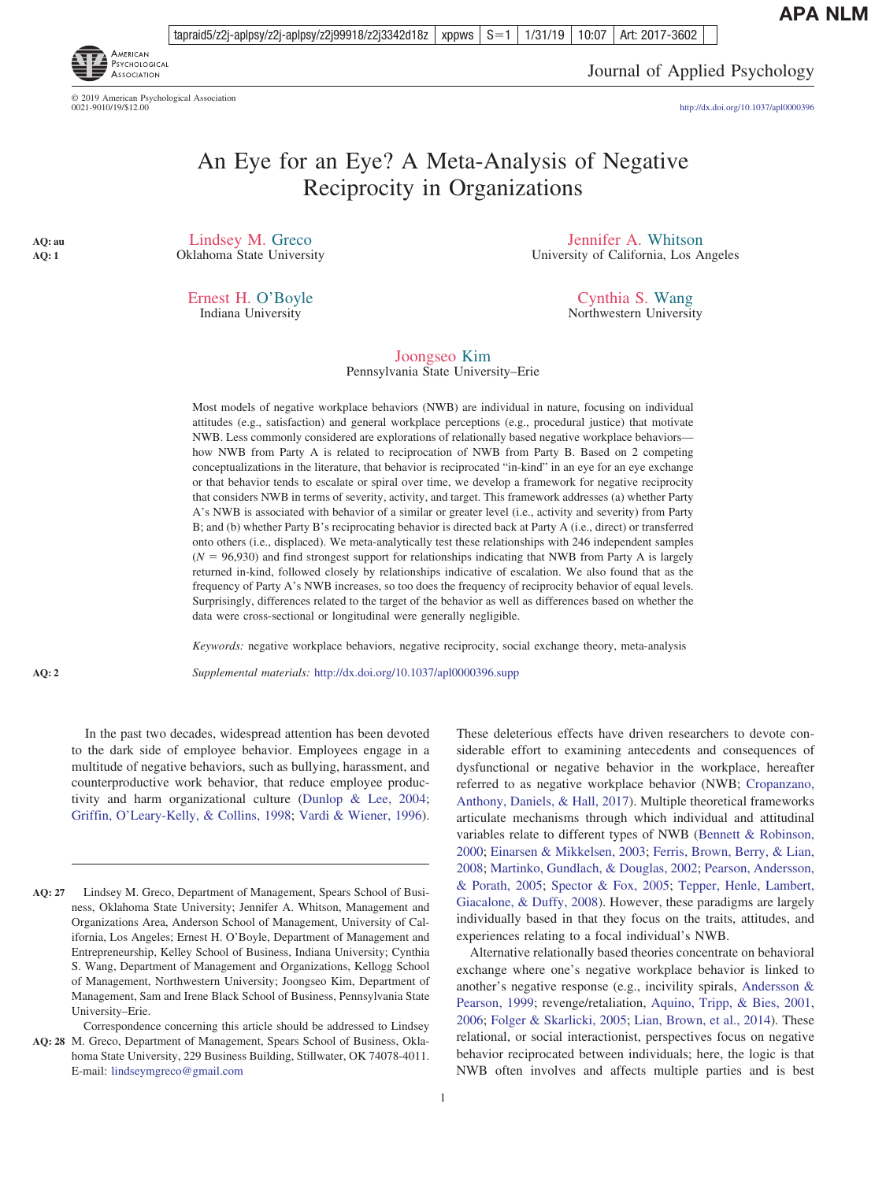# An Eye for an Eye? A Meta-Analysis of Negative Reciprocity in Organizations

Lindsey M. Greco
Oklahoma State University

Jennifer A. Whitson
University of California, Los Angeles

Ernest H. O'Boyle
Indiana University

Cynthia S. Wang
Northwestern University

Joongseo Kim
Pennsylvania State University–Erie

Most models of negative workplace behaviors (NWB) are individual in nature, focusing on individual attitudes (e.g., satisfaction) and general workplace perceptions (e.g., procedural justice) that motivate NWB. Less commonly considered are explorations of relationally based negative workplace behaviors—how NWB from Party A is related to reciprocation of NWB from Party B. Based on 2 competing conceptualizations in the literature, that behavior is reciprocated "in-kind" in an eye for an eye exchange or that behavior tends to escalate or spiral over time, we develop a framework for negative reciprocity that considers NWB in terms of severity, activity, and target. This framework addresses (a) whether Party A's NWB is associated with behavior of a similar or greater level (i.e., activity and severity) from Party B; and (b) whether Party B's reciprocating behavior is directed back at Party A (i.e., direct) or transferred onto others (i.e., displaced). We meta-analytically test these relationships with 246 independent samples ($N$ = 96,930) and find strongest support for relationships indicating that NWB from Party A is largely returned in-kind, followed closely by relationships indicative of escalation. We also found that as the frequency of Party A's NWB increases, so too does the frequency of reciprocity behavior of equal levels. Surprisingly, differences related to the target of the behavior as well as differences based on whether the data were cross-sectional or longitudinal were generally negligible.

*Keywords:* negative workplace behaviors, negative reciprocity, social exchange theory, meta-analysis

*Supplemental materials:* http://dx.doi.org/10.1037/apl0000396.supp

In the past two decades, widespread attention has been devoted to the dark side of employee behavior. Employees engage in a multitude of negative behaviors, such as bullying, harassment, and counterproductive work behavior, that reduce employee productivity and harm organizational culture (Dunlop & Lee, 2004; Griffin, O'Leary-Kelly, & Collins, 1998; Vardi & Wiener, 1996). These deleterious effects have driven researchers to devote considerable effort to examining antecedents and consequences of dysfunctional or negative behavior in the workplace, hereafter referred to as negative workplace behavior (NWB; Cropanzano, Anthony, Daniels, & Hall, 2017). Multiple theoretical frameworks articulate mechanisms through which individual and attitudinal variables relate to different types of NWB (Bennett & Robinson, 2000; Einarsen & Mikkelsen, 2003; Ferris, Brown, Berry, & Lian, 2008; Martinko, Gundlach, & Douglas, 2002; Pearson, Andersson, & Porath, 2005; Spector & Fox, 2005; Tepper, Henle, Lambert, Giacalone, & Duffy, 2008). However, these paradigms are largely individually based in that they focus on the traits, attitudes, and experiences relating to a focal individual's NWB.

Alternative relationally based theories concentrate on behavioral exchange where one's negative workplace behavior is linked to another's negative response (e.g., incivility spirals, Andersson & Pearson, 1999; revenge/retaliation, Aquino, Tripp, & Bies, 2001, 2006; Folger & Skarlicki, 2005; Lian, Brown, et al., 2014). These relational, or social interactionist, perspectives focus on negative behavior reciprocated between individuals; here, the logic is that NWB often involves and affects multiple parties and is best

Lindsey M. Greco, Department of Management, Spears School of Business, Oklahoma State University; Jennifer A. Whitson, Management and Organizations Area, Anderson School of Management, University of California, Los Angeles; Ernest H. O'Boyle, Department of Management and Entrepreneurship, Kelley School of Business, Indiana University; Cynthia S. Wang, Department of Management and Organizations, Kellogg School of Management, Northwestern University; Joongseo Kim, Department of Management, Sam and Irene Black School of Business, Pennsylvania State University–Erie.

Correspondence concerning this article should be addressed to Lindsey M. Greco, Department of Management, Spears School of Business, Oklahoma State University, 229 Business Building, Stillwater, OK 74078-4011. E-mail: lindseymgreco@gmail.com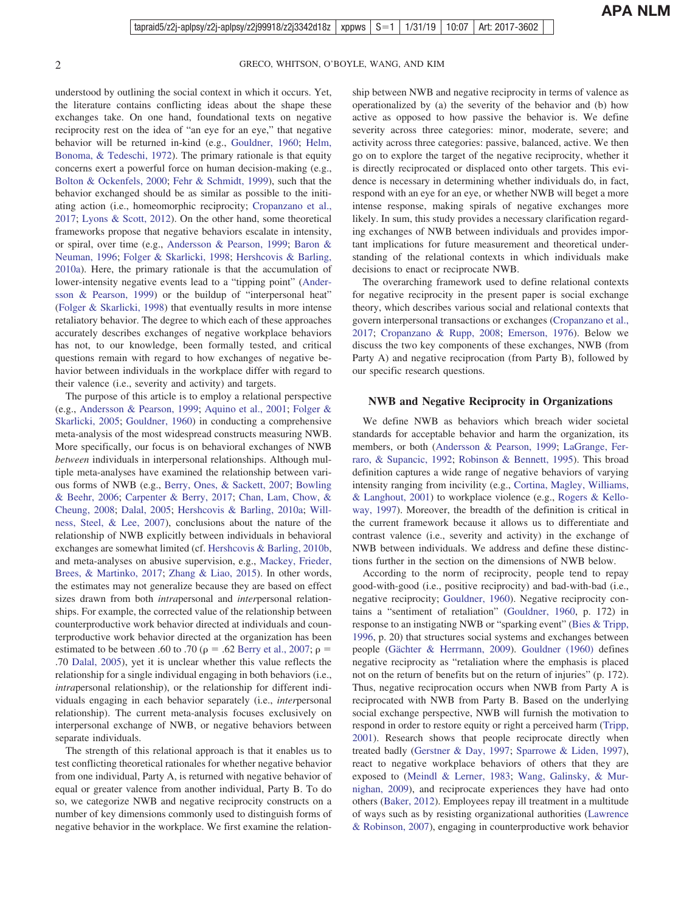understood by outlining the social context in which it occurs. Yet, the literature contains conflicting ideas about the shape these exchanges take. On one hand, foundational texts on negative reciprocity rest on the idea of "an eye for an eye," that negative behavior will be returned in-kind (e.g., Gouldner, 1960; Helm, Bonoma, & Tedeschi, 1972). The primary rationale is that equity concerns exert a powerful force on human decision-making (e.g., Bolton & Ockenfels, 2000; Fehr & Schmidt, 1999), such that the behavior exchanged should be as similar as possible to the initiating action (i.e., homeomorphic reciprocity; Cropanzano et al., 2017; Lyons & Scott, 2012). On the other hand, some theoretical frameworks propose that negative behaviors escalate in intensity, or spiral, over time (e.g., Andersson & Pearson, 1999; Baron & Neuman, 1996; Folger & Skarlicki, 1998; Hershcovis & Barling, 2010a). Here, the primary rationale is that the accumulation of lower-intensity negative events lead to a "tipping point" (Andersson & Pearson, 1999) or the buildup of "interpersonal heat" (Folger & Skarlicki, 1998) that eventually results in more intense retaliatory behavior. The degree to which each of these approaches accurately describes exchanges of negative workplace behaviors has not, to our knowledge, been formally tested, and critical questions remain with regard to how exchanges of negative behavior between individuals in the workplace differ with regard to their valence (i.e., severity and activity) and targets.

The purpose of this article is to employ a relational perspective (e.g., Andersson & Pearson, 1999; Aquino et al., 2001; Folger & Skarlicki, 2005; Gouldner, 1960) in conducting a comprehensive meta-analysis of the most widespread constructs measuring NWB. More specifically, our focus is on behavioral exchanges of NWB *between* individuals in interpersonal relationships. Although multiple meta-analyses have examined the relationship between various forms of NWB (e.g., Berry, Ones, & Sackett, 2007; Bowling & Beehr, 2006; Carpenter & Berry, 2017; Chan, Lam, Chow, & Cheung, 2008; Dalal, 2005; Hershcovis & Barling, 2010a; Willness, Steel, & Lee, 2007), conclusions about the nature of the relationship of NWB explicitly between individuals in behavioral exchanges are somewhat limited (cf. Hershcovis & Barling, 2010b, and meta-analyses on abusive supervision, e.g., Mackey, Frieder, Brees, & Martinko, 2017; Zhang & Liao, 2015). In other words, the estimates may not generalize because they are based on effect sizes drawn from both *intra*personal and *inter*personal relationships. For example, the corrected value of the relationship between counterproductive work behavior directed at individuals and counterproductive work behavior directed at the organization has been estimated to be between .60 to .70 ($\rho$ = .62 Berry et al., 2007; $\rho$ = .70 Dalal, 2005), yet it is unclear whether this value reflects the relationship for a single individual engaging in both behaviors (i.e., *intra*personal relationship), or the relationship for different individuals engaging in each behavior separately (i.e., *inter*personal relationship). The current meta-analysis focuses exclusively on interpersonal exchange of NWB, or negative behaviors between separate individuals.

The strength of this relational approach is that it enables us to test conflicting theoretical rationales for whether negative behavior from one individual, Party A, is returned with negative behavior of equal or greater valence from another individual, Party B. To do so, we categorize NWB and negative reciprocity constructs on a number of key dimensions commonly used to distinguish forms of negative behavior in the workplace. We first examine the relationship between NWB and negative reciprocity in terms of valence as operationalized by (a) the severity of the behavior and (b) how active as opposed to how passive the behavior is. We define severity across three categories: minor, moderate, severe; and activity across three categories: passive, balanced, active. We then go on to explore the target of the negative reciprocity, whether it is directly reciprocated or displaced onto other targets. This evidence is necessary in determining whether individuals do, in fact, respond with an eye for an eye, or whether NWB will beget a more intense response, making spirals of negative exchanges more likely. In sum, this study provides a necessary clarification regarding exchanges of NWB between individuals and provides important implications for future measurement and theoretical understanding of the relational contexts in which individuals make decisions to enact or reciprocate NWB.

The overarching framework used to define relational contexts for negative reciprocity in the present paper is social exchange theory, which describes various social and relational contexts that govern interpersonal transactions or exchanges (Cropanzano et al., 2017; Cropanzano & Rupp, 2008; Emerson, 1976). Below we discuss the two key components of these exchanges, NWB (from Party A) and negative reciprocation (from Party B), followed by our specific research questions.

## NWB and Negative Reciprocity in Organizations

We define NWB as behaviors which breach wider societal standards for acceptable behavior and harm the organization, its members, or both (Andersson & Pearson, 1999; LaGrange, Ferraro, & Supancic, 1992; Robinson & Bennett, 1995). This broad definition captures a wide range of negative behaviors of varying intensity ranging from incivility (e.g., Cortina, Magley, Williams, & Langhout, 2001) to workplace violence (e.g., Rogers & Kelloway, 1997). Moreover, the breadth of the definition is critical in the current framework because it allows us to differentiate and contrast valence (i.e., severity and activity) in the exchange of NWB between individuals. We address and define these distinctions further in the section on the dimensions of NWB below.

According to the norm of reciprocity, people tend to repay good-with-good (i.e., positive reciprocity) and bad-with-bad (i.e., negative reciprocity; Gouldner, 1960). Negative reciprocity contains a "sentiment of retaliation" (Gouldner, 1960, p. 172) in response to an instigating NWB or "sparking event" (Bies & Tripp, 1996, p. 20) that structures social systems and exchanges between people (Gächter & Herrmann, 2009). Gouldner (1960) defines negative reciprocity as "retaliation where the emphasis is placed not on the return of benefits but on the return of injuries" (p. 172). Thus, negative reciprocation occurs when NWB from Party A is reciprocated with NWB from Party B. Based on the underlying social exchange perspective, NWB will furnish the motivation to respond in order to restore equity or right a perceived harm (Tripp, 2001). Research shows that people reciprocate directly when treated badly (Gerstner & Day, 1997; Sparrowe & Liden, 1997), react to negative workplace behaviors of others that they are exposed to (Meindl & Lerner, 1983; Wang, Galinsky, & Murnighan, 2009), and reciprocate experiences they have had onto others (Baker, 2012). Employees repay ill treatment in a multitude of ways such as by resisting organizational authorities (Lawrence & Robinson, 2007), engaging in counterproductive work behavior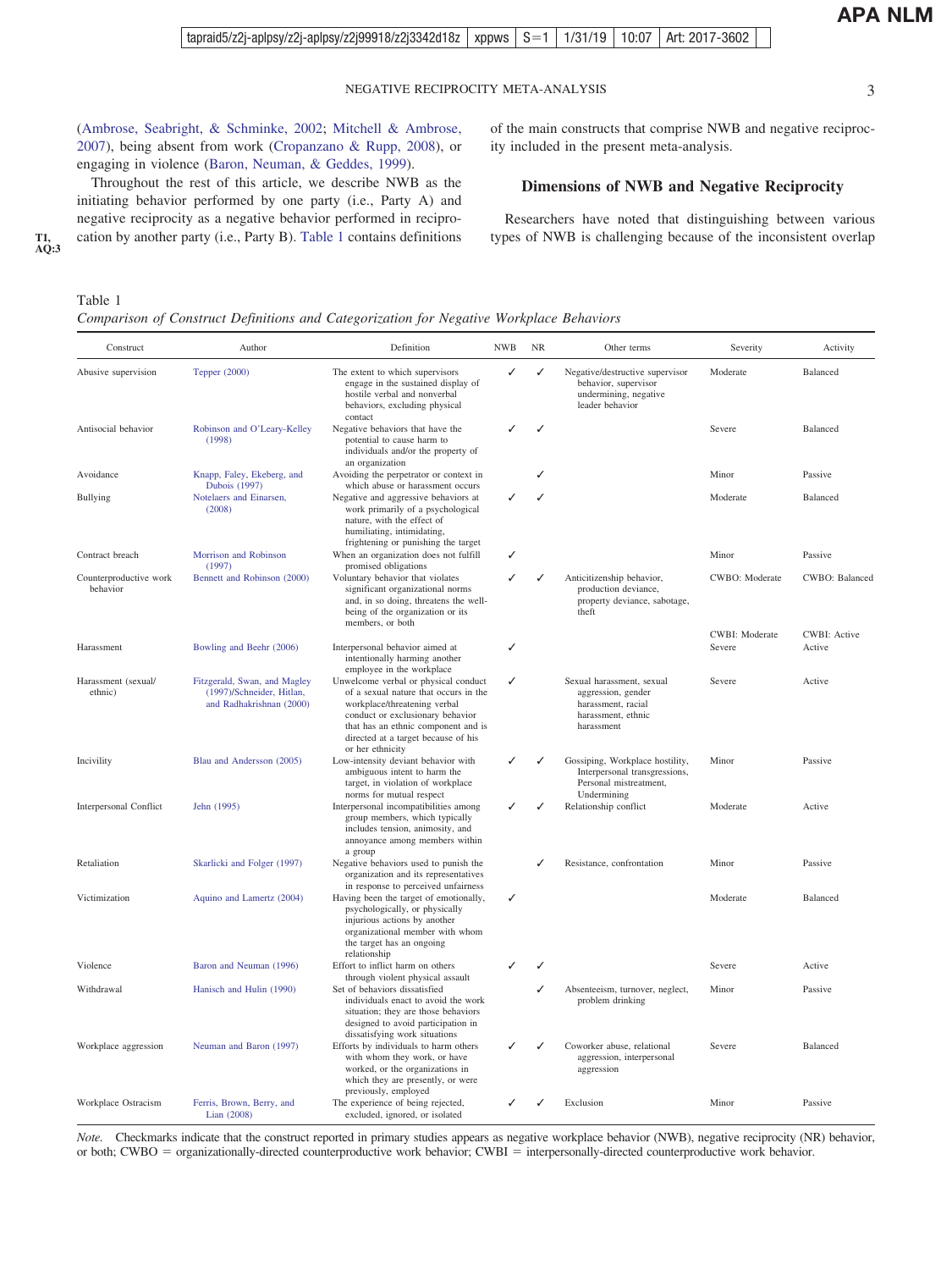(Ambrose, Seabright, & Schminke, 2002; Mitchell & Ambrose, 2007), being absent from work (Cropanzano & Rupp, 2008), or engaging in violence (Baron, Neuman, & Geddes, 1999).

Throughout the rest of this article, we describe NWB as the initiating behavior performed by one party (i.e., Party A) and negative reciprocity as a negative behavior performed in reciprocation by another party (i.e., Party B). Table 1 contains definitions of the main constructs that comprise NWB and negative reciprocity included in the present meta-analysis.

## Dimensions of NWB and Negative Reciprocity

Researchers have noted that distinguishing between various types of NWB is challenging because of the inconsistent overlap

Table 1

*Comparison of Construct Definitions and Categorization for Negative Workplace Behaviors*

| Construct | Author | Definition | NWB | NR | Other terms | Severity | Activity |
|---|---|---|---|---|---|---|---|
| Abusive supervision | Tepper (2000) | The extent to which supervisors engage in the sustained display of hostile verbal and nonverbal behaviors, excluding physical contact | ✓ | ✓ | Negative/destructive supervisor behavior, supervisor undermining, negative leader behavior | Moderate | Balanced |
| Antisocial behavior | Robinson and O'Leary-Kelley (1998) | Negative behaviors that have the potential to cause harm to individuals and/or the property of an organization | ✓ | ✓ | | Severe | Balanced |
| Avoidance | Knapp, Faley, Ekeberg, and Dubois (1997) | Avoiding the perpetrator or context in which abuse or harassment occurs | | ✓ | | Minor | Passive |
| Bullying | Notelaers and Einarsen, (2008) | Negative and aggressive behaviors at work primarily of a psychological nature, with the effect of humiliating, intimidating, frightening or punishing the target | ✓ | ✓ | | Moderate | Balanced |
| Contract breach | Morrison and Robinson (1997) | When an organization does not fulfill promised obligations | ✓ | | | Minor | Passive |
| Counterproductive work behavior | Bennett and Robinson (2000) | Voluntary behavior that violates significant organizational norms and, in so doing, threatens the well-being of the organization or its members, or both | ✓ | ✓ | Anticitizenship behavior, production deviance, property deviance, sabotage, theft | CWBO: Moderate<br>CWBI: Moderate | CWBO: Balanced<br>CWBI: Active |
| Harassment | Bowling and Beehr (2006) | Interpersonal behavior aimed at intentionally harming another employee in the workplace | ✓ | | | Severe | Active |
| Harassment (sexual/ethnic) | Fitzgerald, Swan, and Magley (1997)/Schneider, Hitlan, and Radhakrishnan (2000) | Unwelcome verbal or physical conduct of a sexual nature that occurs in the workplace/threatening verbal conduct or exclusionary behavior that has an ethnic component and is directed at a target because of his or her ethnicity | ✓ | | Sexual harassment, sexual aggression, gender harassment, racial harassment, ethnic harassment | Severe | Active |
| Incivility | Blau and Andersson (2005) | Low-intensity deviant behavior with ambiguous intent to harm the target, in violation of workplace norms for mutual respect | ✓ | ✓ | Gossiping, Workplace hostility, Interpersonal transgressions, Personal mistreatment, Undermining | Minor | Passive |
| Interpersonal Conflict | Jehn (1995) | Interpersonal incompatibilities among group members, which typically includes tension, animosity, and annoyance among members within a group | ✓ | ✓ | Relationship conflict | Moderate | Active |
| Retaliation | Skarlicki and Folger (1997) | Negative behaviors used to punish the organization and its representatives in response to perceived unfairness | | ✓ | Resistance, confrontation | Minor | Passive |
| Victimization | Aquino and Lamertz (2004) | Having been the target of emotionally, psychologically, or physically injurious actions by another organizational member with whom the target has an ongoing relationship | ✓ | | | Moderate | Balanced |
| Violence | Baron and Neuman (1996) | Effort to inflict harm on others through violent physical assault | ✓ | ✓ | | Severe | Active |
| Withdrawal | Hanisch and Hulin (1990) | Set of behaviors dissatisfied individuals enact to avoid the work situation; they are those behaviors designed to avoid participation in dissatisfying work situations | | ✓ | Absenteeism, turnover, neglect, problem drinking | Minor | Passive |
| Workplace aggression | Neuman and Baron (1997) | Efforts by individuals to harm others with whom they work, or have worked, or the organizations in which they are presently, or were previously, employed | ✓ | ✓ | Coworker abuse, relational aggression, interpersonal aggression | Severe | Balanced |
| Workplace Ostracism | Ferris, Brown, Berry, and Lian (2008) | The experience of being rejected, excluded, ignored, or isolated | ✓ | ✓ | Exclusion | Minor | Passive |

*Note.* Checkmarks indicate that the construct reported in primary studies appears as negative workplace behavior (NWB), negative reciprocity (NR) behavior, or both; CWBO = organizationally-directed counterproductive work behavior; CWBI = interpersonally-directed counterproductive work behavior.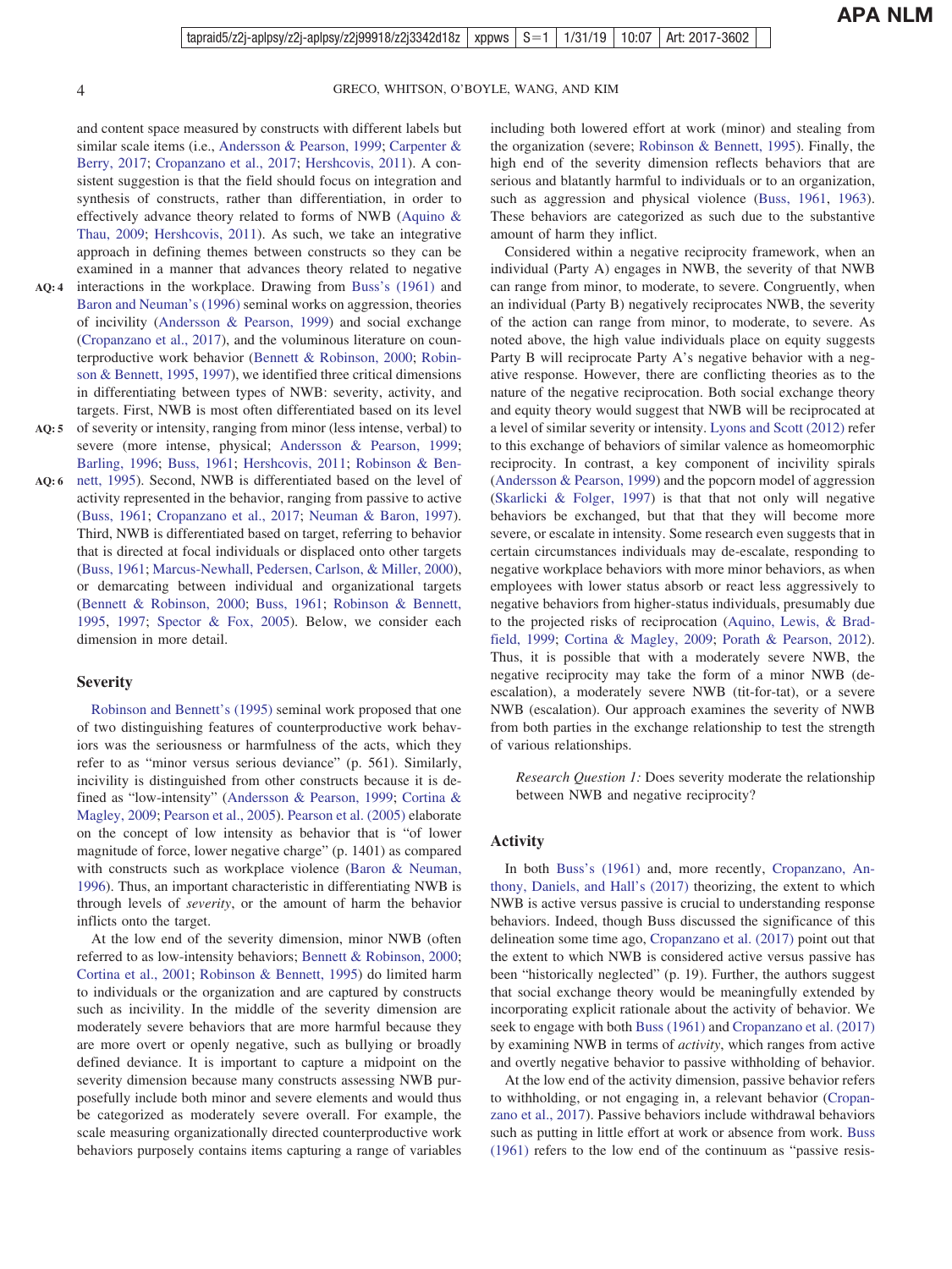and content space measured by constructs with different labels but similar scale items (i.e., Andersson & Pearson, 1999; Carpenter & Berry, 2017; Cropanzano et al., 2017; Hershcovis, 2011). A consistent suggestion is that the field should focus on integration and synthesis of constructs, rather than differentiation, in order to effectively advance theory related to forms of NWB (Aquino & Thau, 2009; Hershcovis, 2011). As such, we take an integrative approach in defining themes between constructs so they can be examined in a manner that advances theory related to negative interactions in the workplace. Drawing from Buss's (1961) and Baron and Neuman's (1996) seminal works on aggression, theories of incivility (Andersson & Pearson, 1999) and social exchange (Cropanzano et al., 2017), and the voluminous literature on counterproductive work behavior (Bennett & Robinson, 2000; Robinson & Bennett, 1995, 1997), we identified three critical dimensions in differentiating between types of NWB: severity, activity, and targets. First, NWB is most often differentiated based on its level of severity or intensity, ranging from minor (less intense, verbal) to severe (more intense, physical; Andersson & Pearson, 1999; Barling, 1996; Buss, 1961; Hershcovis, 2011; Robinson & Bennett, 1995). Second, NWB is differentiated based on the level of activity represented in the behavior, ranging from passive to active (Buss, 1961; Cropanzano et al., 2017; Neuman & Baron, 1997). Third, NWB is differentiated based on target, referring to behavior that is directed at focal individuals or displaced onto other targets (Buss, 1961; Marcus-Newhall, Pedersen, Carlson, & Miller, 2000), or demarcating between individual and organizational targets (Bennett & Robinson, 2000; Buss, 1961; Robinson & Bennett, 1995, 1997; Spector & Fox, 2005). Below, we consider each dimension in more detail.

### Severity

Robinson and Bennett's (1995) seminal work proposed that one of two distinguishing features of counterproductive work behaviors was the seriousness or harmfulness of the acts, which they refer to as "minor versus serious deviance" (p. 561). Similarly, incivility is distinguished from other constructs because it is defined as "low-intensity" (Andersson & Pearson, 1999; Cortina & Magley, 2009; Pearson et al., 2005). Pearson et al. (2005) elaborate on the concept of low intensity as behavior that is "of lower magnitude of force, lower negative charge" (p. 1401) as compared with constructs such as workplace violence (Baron & Neuman, 1996). Thus, an important characteristic in differentiating NWB is through levels of *severity*, or the amount of harm the behavior inflicts onto the target.

At the low end of the severity dimension, minor NWB (often referred to as low-intensity behaviors; Bennett & Robinson, 2000; Cortina et al., 2001; Robinson & Bennett, 1995) do limited harm to individuals or the organization and are captured by constructs such as incivility. In the middle of the severity dimension are moderately severe behaviors that are more harmful because they are more overt or openly negative, such as bullying or broadly defined deviance. It is important to capture a midpoint on the severity dimension because many constructs assessing NWB purposefully include both minor and severe elements and would thus be categorized as moderately severe overall. For example, the scale measuring organizationally directed counterproductive work behaviors purposely contains items capturing a range of variables including both lowered effort at work (minor) and stealing from the organization (severe; Robinson & Bennett, 1995). Finally, the high end of the severity dimension reflects behaviors that are serious and blatantly harmful to individuals or to an organization, such as aggression and physical violence (Buss, 1961, 1963). These behaviors are categorized as such due to the substantive amount of harm they inflict.

Considered within a negative reciprocity framework, when an individual (Party A) engages in NWB, the severity of that NWB can range from minor, to moderate, to severe. Congruently, when an individual (Party B) negatively reciprocates NWB, the severity of the action can range from minor, to moderate, to severe. As noted above, the high value individuals place on equity suggests Party B will reciprocate Party A's negative behavior with a negative response. However, there are conflicting theories as to the nature of the negative reciprocation. Both social exchange theory and equity theory would suggest that NWB will be reciprocated at a level of similar severity or intensity. Lyons and Scott (2012) refer to this exchange of behaviors of similar valence as homeomorphic reciprocity. In contrast, a key component of incivility spirals (Andersson & Pearson, 1999) and the popcorn model of aggression (Skarlicki & Folger, 1997) is that that not only will negative behaviors be exchanged, but that that they will become more severe, or escalate in intensity. Some research even suggests that in certain circumstances individuals may de-escalate, responding to negative workplace behaviors with more minor behaviors, as when employees with lower status absorb or react less aggressively to negative behaviors from higher-status individuals, presumably due to the projected risks of reciprocation (Aquino, Lewis, & Bradfield, 1999; Cortina & Magley, 2009; Porath & Pearson, 2012). Thus, it is possible that with a moderately severe NWB, the negative reciprocity may take the form of a minor NWB (de-escalation), a moderately severe NWB (tit-for-tat), or a severe NWB (escalation). Our approach examines the severity of NWB from both parties in the exchange relationship to test the strength of various relationships.

> *Research Question 1:* Does severity moderate the relationship between NWB and negative reciprocity?

### Activity

In both Buss's (1961) and, more recently, Cropanzano, Anthony, Daniels, and Hall's (2017) theorizing, the extent to which NWB is active versus passive is crucial to understanding response behaviors. Indeed, though Buss discussed the significance of this delineation some time ago, Cropanzano et al. (2017) point out that the extent to which NWB is considered active versus passive has been "historically neglected" (p. 19). Further, the authors suggest that social exchange theory would be meaningfully extended by incorporating explicit rationale about the activity of behavior. We seek to engage with both Buss (1961) and Cropanzano et al. (2017) by examining NWB in terms of *activity*, which ranges from active and overtly negative behavior to passive withholding of behavior.

At the low end of the activity dimension, passive behavior refers to withholding, or not engaging in, a relevant behavior (Cropanzano et al., 2017). Passive behaviors include withdrawal behaviors such as putting in little effort at work or absence from work. Buss (1961) refers to the low end of the continuum as "passive resis-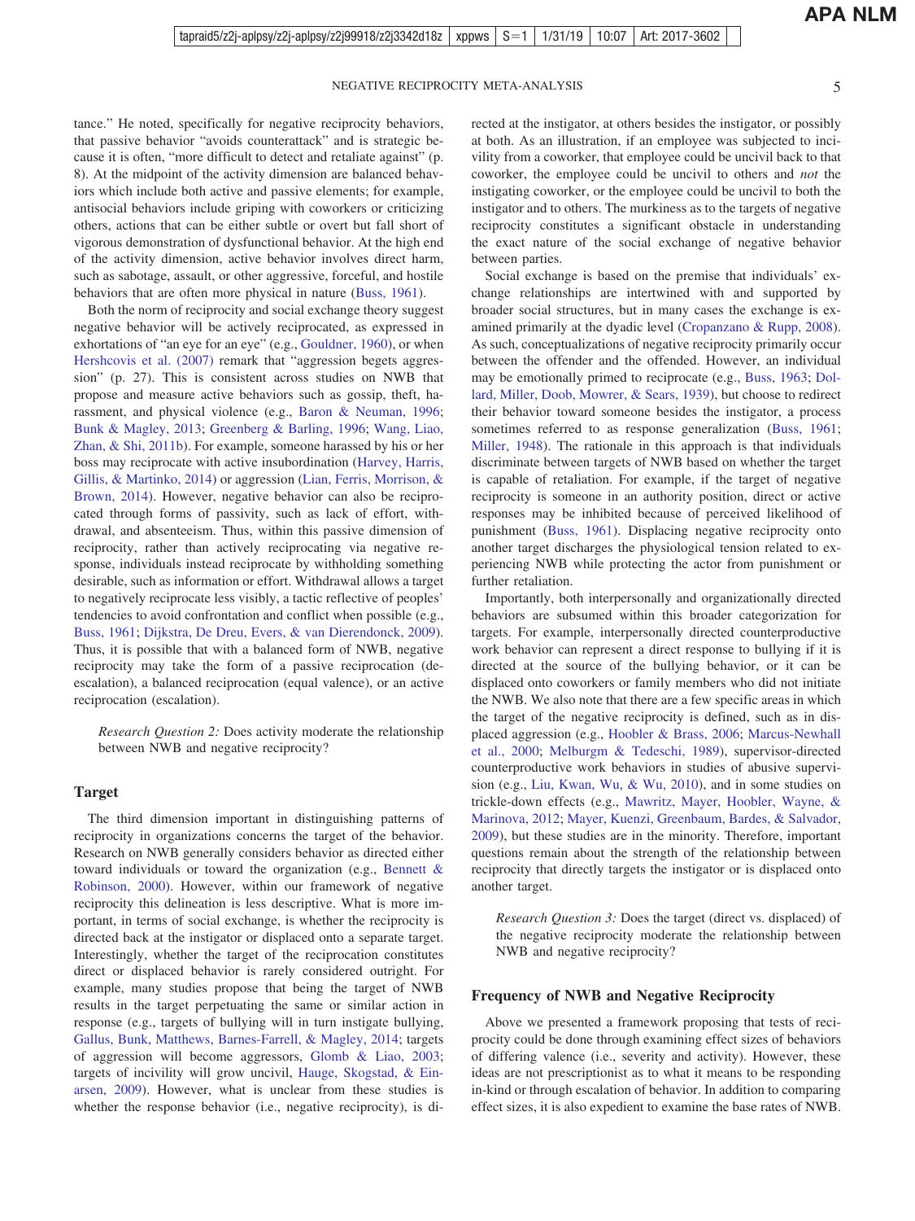tance." He noted, specifically for negative reciprocity behaviors, that passive behavior "avoids counterattack" and is strategic because it is often, "more difficult to detect and retaliate against" (p. 8). At the midpoint of the activity dimension are balanced behaviors which include both active and passive elements; for example, antisocial behaviors include griping with coworkers or criticizing others, actions that can be either subtle or overt but fall short of vigorous demonstration of dysfunctional behavior. At the high end of the activity dimension, active behavior involves direct harm, such as sabotage, assault, or other aggressive, forceful, and hostile behaviors that are often more physical in nature (Buss, 1961).

Both the norm of reciprocity and social exchange theory suggest negative behavior will be actively reciprocated, as expressed in exhortations of "an eye for an eye" (e.g., Gouldner, 1960), or when Hershcovis et al. (2007) remark that "aggression begets aggression" (p. 27). This is consistent across studies on NWB that propose and measure active behaviors such as gossip, theft, harassment, and physical violence (e.g., Baron & Neuman, 1996; Bunk & Magley, 2013; Greenberg & Barling, 1996; Wang, Liao, Zhan, & Shi, 2011b). For example, someone harassed by his or her boss may reciprocate with active insubordination (Harvey, Harris, Gillis, & Martinko, 2014) or aggression (Lian, Ferris, Morrison, & Brown, 2014). However, negative behavior can also be reciprocated through forms of passivity, such as lack of effort, withdrawal, and absenteeism. Thus, within this passive dimension of reciprocity, rather than actively reciprocating via negative response, individuals instead reciprocate by withholding something desirable, such as information or effort. Withdrawal allows a target to negatively reciprocate less visibly, a tactic reflective of peoples' tendencies to avoid confrontation and conflict when possible (e.g., Buss, 1961; Dijkstra, De Dreu, Evers, & van Dierendonck, 2009). Thus, it is possible that with a balanced form of NWB, negative reciprocity may take the form of a passive reciprocation (de-escalation), a balanced reciprocation (equal valence), or an active reciprocation (escalation).

> *Research Question 2:* Does activity moderate the relationship between NWB and negative reciprocity?

## Target

The third dimension important in distinguishing patterns of reciprocity in organizations concerns the target of the behavior. Research on NWB generally considers behavior as directed either toward individuals or toward the organization (e.g., Bennett & Robinson, 2000). However, within our framework of negative reciprocity this delineation is less descriptive. What is more important, in terms of social exchange, is whether the reciprocity is directed back at the instigator or displaced onto a separate target. Interestingly, whether the target of the reciprocation constitutes direct or displaced behavior is rarely considered outright. For example, many studies propose that being the target of NWB results in the target perpetuating the same or similar action in response (e.g., targets of bullying will in turn instigate bullying, Gallus, Bunk, Matthews, Barnes-Farrell, & Magley, 2014; targets of aggression will become aggressors, Glomb & Liao, 2003; targets of incivility will grow uncivil, Hauge, Skogstad, & Einarsen, 2009). However, what is unclear from these studies is whether the response behavior (i.e., negative reciprocity), is directed at the instigator, at others besides the instigator, or possibly at both. As an illustration, if an employee was subjected to incivility from a coworker, that employee could be uncivil back to that coworker, the employee could be uncivil to others and *not* the instigating coworker, or the employee could be uncivil to both the instigator and to others. The murkiness as to the targets of negative reciprocity constitutes a significant obstacle in understanding the exact nature of the social exchange of negative behavior between parties.

Social exchange is based on the premise that individuals' exchange relationships are intertwined with and supported by broader social structures, but in many cases the exchange is examined primarily at the dyadic level (Cropanzano & Rupp, 2008). As such, conceptualizations of negative reciprocity primarily occur between the offender and the offended. However, an individual may be emotionally primed to reciprocate (e.g., Buss, 1963; Dollard, Miller, Doob, Mowrer, & Sears, 1939), but choose to redirect their behavior toward someone besides the instigator, a process sometimes referred to as response generalization (Buss, 1961; Miller, 1948). The rationale in this approach is that individuals discriminate between targets of NWB based on whether the target is capable of retaliation. For example, if the target of negative reciprocity is someone in an authority position, direct or active responses may be inhibited because of perceived likelihood of punishment (Buss, 1961). Displacing negative reciprocity onto another target discharges the physiological tension related to experiencing NWB while protecting the actor from punishment or further retaliation.

Importantly, both interpersonally and organizationally directed behaviors are subsumed within this broader categorization for targets. For example, interpersonally directed counterproductive work behavior can represent a direct response to bullying if it is directed at the source of the bullying behavior, or it can be displaced onto coworkers or family members who did not initiate the NWB. We also note that there are a few specific areas in which the target of the negative reciprocity is defined, such as in displaced aggression (e.g., Hoobler & Brass, 2006; Marcus-Newhall et al., 2000; Melburgm & Tedeschi, 1989), supervisor-directed counterproductive work behaviors in studies of abusive supervision (e.g., Liu, Kwan, Wu, & Wu, 2010), and in some studies on trickle-down effects (e.g., Mawritz, Mayer, Hoobler, Wayne, & Marinova, 2012; Mayer, Kuenzi, Greenbaum, Bardes, & Salvador, 2009), but these studies are in the minority. Therefore, important questions remain about the strength of the relationship between reciprocity that directly targets the instigator or is displaced onto another target.

> *Research Question 3:* Does the target (direct vs. displaced) of the negative reciprocity moderate the relationship between NWB and negative reciprocity?

## Frequency of NWB and Negative Reciprocity

Above we presented a framework proposing that tests of reciprocity could be done through examining effect sizes of behaviors of differing valence (i.e., severity and activity). However, these ideas are not prescriptionist as to what it means to be responding in-kind or through escalation of behavior. In addition to comparing effect sizes, it is also expedient to examine the base rates of NWB.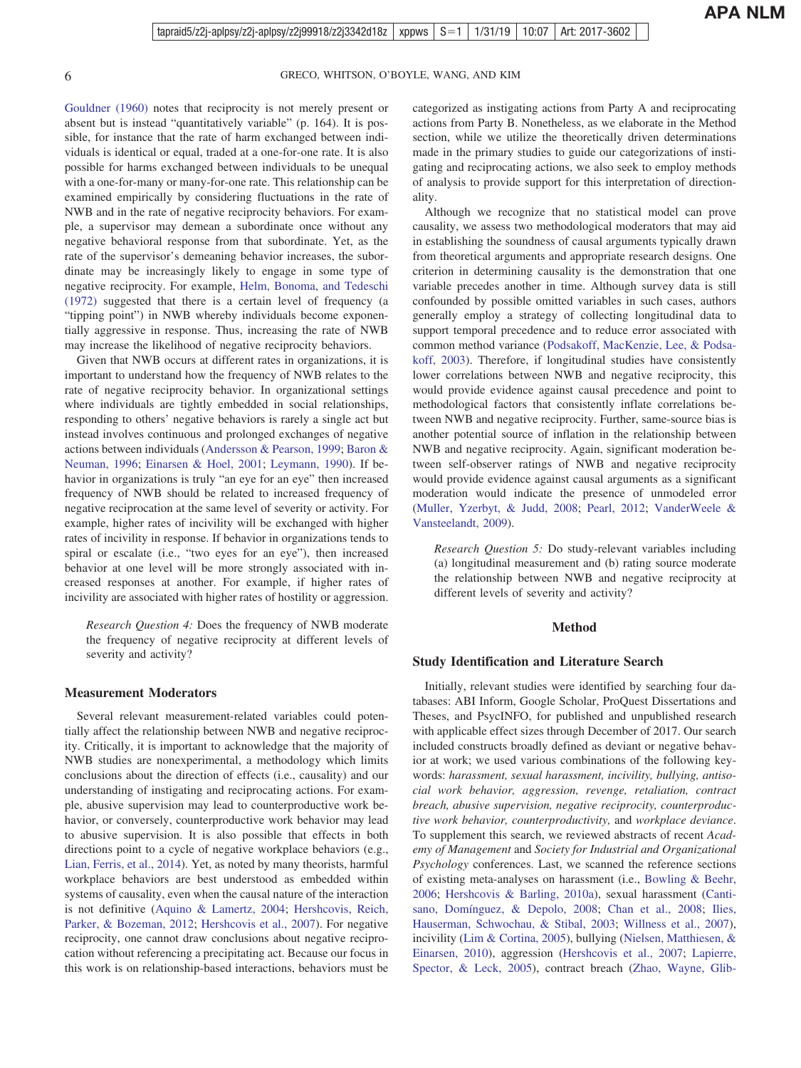Gouldner (1960) notes that reciprocity is not merely present or absent but is instead "quantitatively variable" (p. 164). It is possible, for instance that the rate of harm exchanged between individuals is identical or equal, traded at a one-for-one rate. It is also possible for harms exchanged between individuals to be unequal with a one-for-many or many-for-one rate. This relationship can be examined empirically by considering fluctuations in the rate of NWB and in the rate of negative reciprocity behaviors. For example, a supervisor may demean a subordinate once without any negative behavioral response from that subordinate. Yet, as the rate of the supervisor's demeaning behavior increases, the subordinate may be increasingly likely to engage in some type of negative reciprocity. For example, Helm, Bonoma, and Tedeschi (1972) suggested that there is a certain level of frequency (a "tipping point") in NWB whereby individuals become exponentially aggressive in response. Thus, increasing the rate of NWB may increase the likelihood of negative reciprocity behaviors.

Given that NWB occurs at different rates in organizations, it is important to understand how the frequency of NWB relates to the rate of negative reciprocity behavior. In organizational settings where individuals are tightly embedded in social relationships, responding to others' negative behaviors is rarely a single act but instead involves continuous and prolonged exchanges of negative actions between individuals (Andersson & Pearson, 1999; Baron & Neuman, 1996; Einarsen & Hoel, 2001; Leymann, 1990). If behavior in organizations is truly "an eye for an eye" then increased frequency of NWB should be related to increased frequency of negative reciprocation at the same level of severity or activity. For example, higher rates of incivility will be exchanged with higher rates of incivility in response. If behavior in organizations tends to spiral or escalate (i.e., "two eyes for an eye"), then increased behavior at one level will be more strongly associated with increased responses at another. For example, if higher rates of incivility are associated with higher rates of hostility or aggression.

> *Research Question 4:* Does the frequency of NWB moderate the frequency of negative reciprocity at different levels of severity and activity?

### Measurement Moderators

Several relevant measurement-related variables could potentially affect the relationship between NWB and negative reciprocity. Critically, it is important to acknowledge that the majority of NWB studies are nonexperimental, a methodology which limits conclusions about the direction of effects (i.e., causality) and our understanding of instigating and reciprocating actions. For example, abusive supervision may lead to counterproductive work behavior, or conversely, counterproductive work behavior may lead to abusive supervision. It is also possible that effects in both directions point to a cycle of negative workplace behaviors (e.g., Lian, Ferris, et al., 2014). Yet, as noted by many theorists, harmful workplace behaviors are best understood as embedded within systems of causality, even when the causal nature of the interaction is not definitive (Aquino & Lamertz, 2004; Hershcovis, Reich, Parker, & Bozeman, 2012; Hershcovis et al., 2007). For negative reciprocity, one cannot draw conclusions about negative reciprocation without referencing a precipitating act. Because our focus in this work is on relationship-based interactions, behaviors must be categorized as instigating actions from Party A and reciprocating actions from Party B. Nonetheless, as we elaborate in the Method section, while we utilize the theoretically driven determinations made in the primary studies to guide our categorizations of instigating and reciprocating actions, we also seek to employ methods of analysis to provide support for this interpretation of directionality.

Although we recognize that no statistical model can prove causality, we assess two methodological moderators that may aid in establishing the soundness of causal arguments typically drawn from theoretical arguments and appropriate research designs. One criterion in determining causality is the demonstration that one variable precedes another in time. Although survey data is still confounded by possible omitted variables in such cases, authors generally employ a strategy of collecting longitudinal data to support temporal precedence and to reduce error associated with common method variance (Podsakoff, MacKenzie, Lee, & Podsakoff, 2003). Therefore, if longitudinal studies have consistently lower correlations between NWB and negative reciprocity, this would provide evidence against causal precedence and point to methodological factors that consistently inflate correlations between NWB and negative reciprocity. Further, same-source bias is another potential source of inflation in the relationship between NWB and negative reciprocity. Again, significant moderation between self-observer ratings of NWB and negative reciprocity would provide evidence against causal arguments as a significant moderation would indicate the presence of unmodeled error (Muller, Yzerbyt, & Judd, 2008; Pearl, 2012; VanderWeele & Vansteelandt, 2009).

> *Research Question 5:* Do study-relevant variables including (a) longitudinal measurement and (b) rating source moderate the relationship between NWB and negative reciprocity at different levels of severity and activity?

## Method

### Study Identification and Literature Search

Initially, relevant studies were identified by searching four databases: ABI Inform, Google Scholar, ProQuest Dissertations and Theses, and PsycINFO, for published and unpublished research with applicable effect sizes through December of 2017. Our search included constructs broadly defined as deviant or negative behavior at work; we used various combinations of the following keywords: *harassment, sexual harassment, incivility, bullying, antisocial work behavior, aggression, revenge, retaliation, contract breach, abusive supervision, negative reciprocity, counterproductive work behavior, counterproductivity,* and *workplace deviance*. To supplement this search, we reviewed abstracts of recent *Academy of Management* and *Society for Industrial and Organizational Psychology* conferences. Last, we scanned the reference sections of existing meta-analyses on harassment (i.e., Bowling & Beehr, 2006; Hershcovis & Barling, 2010a), sexual harassment (Cantisano, Domínguez, & Depolo, 2008; Chan et al., 2008; Ilies, Hauserman, Schwochau, & Stibal, 2003; Willness et al., 2007), incivility (Lim & Cortina, 2005), bullying (Nielsen, Matthiesen, & Einarsen, 2010), aggression (Hershcovis et al., 2007; Lapierre, Spector, & Leck, 2005), contract breach (Zhao, Wayne, Glib-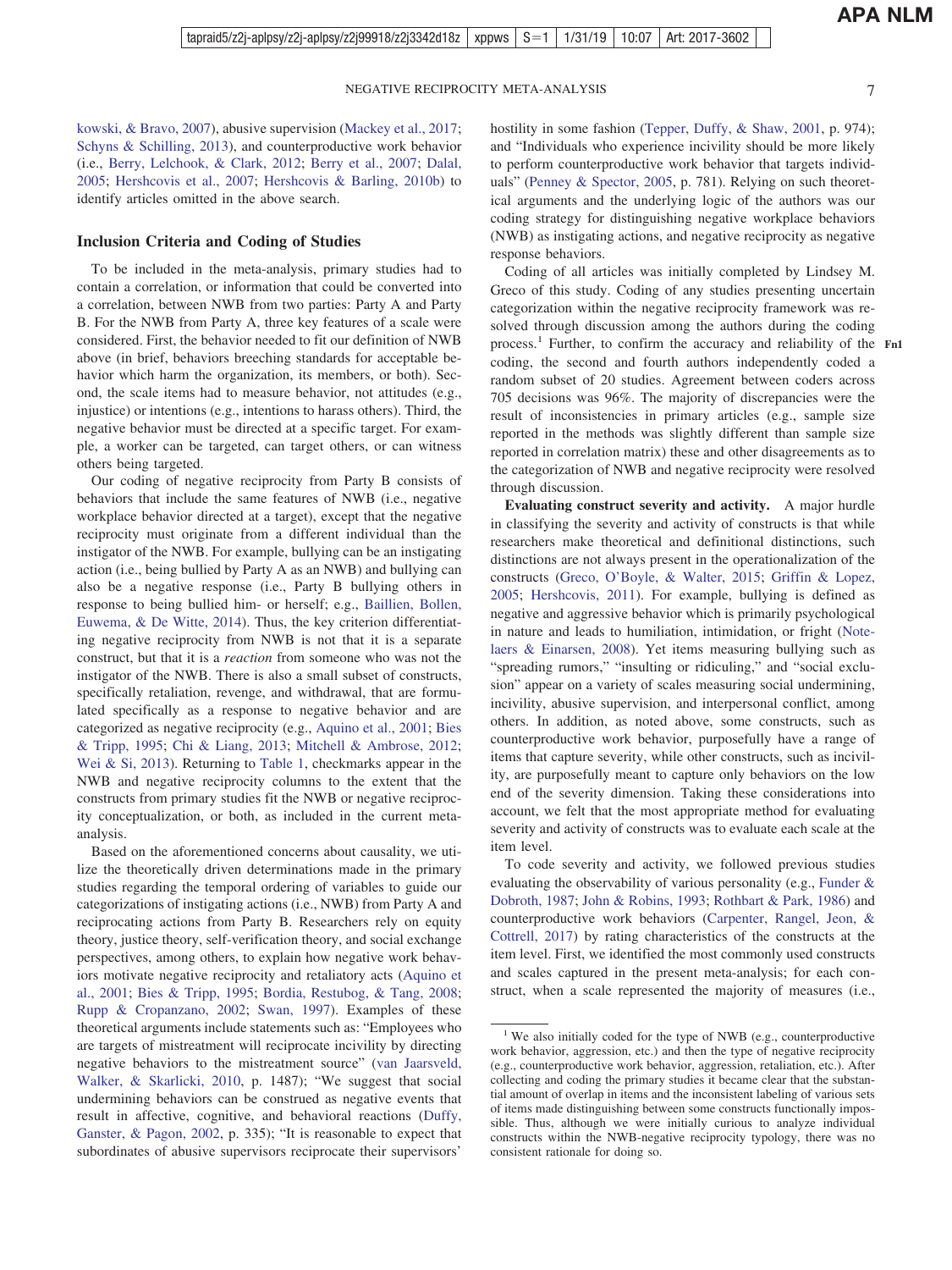kowski, & Bravo, 2007), abusive supervision (Mackey et al., 2017; Schyns & Schilling, 2013), and counterproductive work behavior (i.e., Berry, Lelchook, & Clark, 2012; Berry et al., 2007; Dalal, 2005; Hershcovis et al., 2007; Hershcovis & Barling, 2010b) to identify articles omitted in the above search.

## Inclusion Criteria and Coding of Studies

To be included in the meta-analysis, primary studies had to contain a correlation, or information that could be converted into a correlation, between NWB from two parties: Party A and Party B. For the NWB from Party A, three key features of a scale were considered. First, the behavior needed to fit our definition of NWB above (in brief, behaviors breeching standards for acceptable behavior which harm the organization, its members, or both). Second, the scale items had to measure behavior, not attitudes (e.g., injustice) or intentions (e.g., intentions to harass others). Third, the negative behavior must be directed at a specific target. For example, a worker can be targeted, can target others, or can witness others being targeted.

Our coding of negative reciprocity from Party B consists of behaviors that include the same features of NWB (i.e., negative workplace behavior directed at a target), except that the negative reciprocity must originate from a different individual than the instigator of the NWB. For example, bullying can be an instigating action (i.e., being bullied by Party A as an NWB) and bullying can also be a negative response (i.e., Party B bullying others in response to being bullied him- or herself; e.g., Baillien, Bollen, Euwema, & De Witte, 2014). Thus, the key criterion differentiating negative reciprocity from NWB is not that it is a separate construct, but that it is a *reaction* from someone who was not the instigator of the NWB. There is also a small subset of constructs, specifically retaliation, revenge, and withdrawal, that are formulated specifically as a response to negative behavior and are categorized as negative reciprocity (e.g., Aquino et al., 2001; Bies & Tripp, 1995; Chi & Liang, 2013; Mitchell & Ambrose, 2012; Wei & Si, 2013). Returning to Table 1, checkmarks appear in the NWB and negative reciprocity columns to the extent that the constructs from primary studies fit the NWB or negative reciprocity conceptualization, or both, as included in the current meta-analysis.

Based on the aforementioned concerns about causality, we utilize the theoretically driven determinations made in the primary studies regarding the temporal ordering of variables to guide our categorizations of instigating actions (i.e., NWB) from Party A and reciprocating actions from Party B. Researchers rely on equity theory, justice theory, self-verification theory, and social exchange perspectives, among others, to explain how negative work behaviors motivate negative reciprocity and retaliatory acts (Aquino et al., 2001; Bies & Tripp, 1995; Bordia, Restubog, & Tang, 2008; Rupp & Cropanzano, 2002; Swan, 1997). Examples of these theoretical arguments include statements such as: "Employees who are targets of mistreatment will reciprocate incivility by directing negative behaviors to the mistreatment source" (van Jaarsveld, Walker, & Skarlicki, 2010, p. 1487); "We suggest that social undermining behaviors can be construed as negative events that result in affective, cognitive, and behavioral reactions (Duffy, Ganster, & Pagon, 2002, p. 335); "It is reasonable to expect that subordinates of abusive supervisors reciprocate their supervisors' hostility in some fashion (Tepper, Duffy, & Shaw, 2001, p. 974); and "Individuals who experience incivility should be more likely to perform counterproductive work behavior that targets individuals" (Penney & Spector, 2005, p. 781). Relying on such theoretical arguments and the underlying logic of the authors was our coding strategy for distinguishing negative workplace behaviors (NWB) as instigating actions, and negative reciprocity as negative response behaviors.

Coding of all articles was initially completed by Lindsey M. Greco of this study. Coding of any studies presenting uncertain categorization within the negative reciprocity framework was resolved through discussion among the authors during the coding process.[1] Further, to confirm the accuracy and reliability of the coding, the second and fourth authors independently coded a random subset of 20 studies. Agreement between coders across 705 decisions was 96%. The majority of discrepancies were the result of inconsistencies in primary articles (e.g., sample size reported in the methods was slightly different than sample size reported in correlation matrix) these and other disagreements as to the categorization of NWB and negative reciprocity were resolved through discussion.

**Evaluating construct severity and activity.** A major hurdle in classifying the severity and activity of constructs is that while researchers make theoretical and definitional distinctions, such distinctions are not always present in the operationalization of the constructs (Greco, O'Boyle, & Walter, 2015; Griffin & Lopez, 2005; Hershcovis, 2011). For example, bullying is defined as negative and aggressive behavior which is primarily psychological in nature and leads to humiliation, intimidation, or fright (Notelaers & Einarsen, 2008). Yet items measuring bullying such as "spreading rumors," "insulting or ridiculing," and "social exclusion" appear on a variety of scales measuring social undermining, incivility, abusive supervision, and interpersonal conflict, among others. In addition, as noted above, some constructs, such as counterproductive work behavior, purposefully have a range of items that capture severity, while other constructs, such as incivility, are purposefully meant to capture only behaviors on the low end of the severity dimension. Taking these considerations into account, we felt that the most appropriate method for evaluating severity and activity of constructs was to evaluate each scale at the item level.

To code severity and activity, we followed previous studies evaluating the observability of various personality (e.g., Funder & Dobroth, 1987; John & Robins, 1993; Rothbart & Park, 1986) and counterproductive work behaviors (Carpenter, Rangel, Jeon, & Cottrell, 2017) by rating characteristics of the constructs at the item level. First, we identified the most commonly used constructs and scales captured in the present meta-analysis; for each construct, when a scale represented the majority of measures (i.e.,

[1] We also initially coded for the type of NWB (e.g., counterproductive work behavior, aggression, etc.) and then the type of negative reciprocity (e.g., counterproductive work behavior, aggression, retaliation, etc.). After collecting and coding the primary studies it became clear that the substantial amount of overlap in items and the inconsistent labeling of various sets of items made distinguishing between some constructs functionally impossible. Thus, although we were initially curious to analyze individual constructs within the NWB-negative reciprocity typology, there was no consistent rationale for doing so.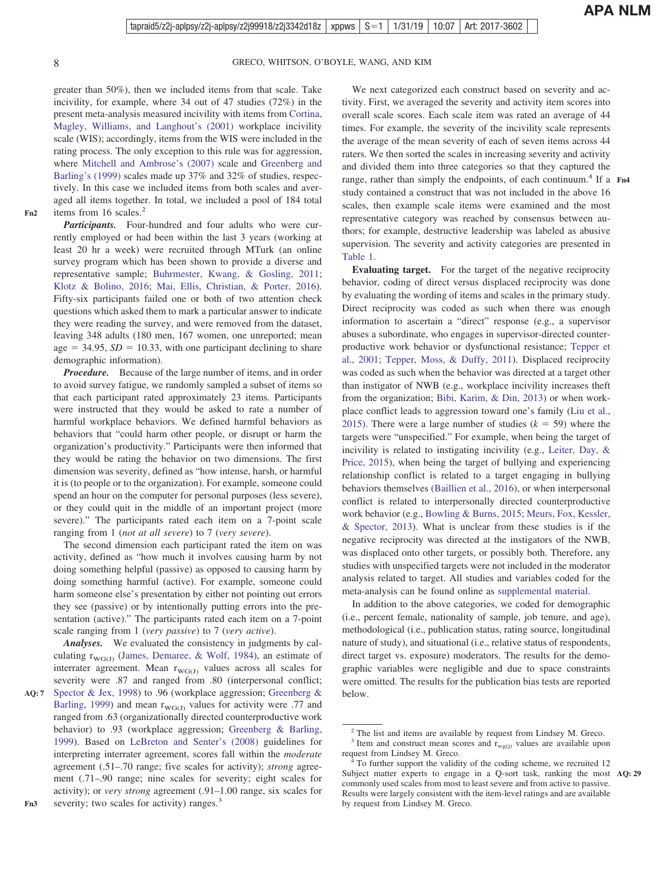greater than 50%), then we included items from that scale. Take incivility, for example, where 34 out of 47 studies (72%) in the present meta-analysis measured incivility with items from Cortina, Magley, Williams, and Langhout's (2001) workplace incivility scale (WIS); accordingly, items from the WIS were included in the rating process. The only exception to this rule was for aggression, where Mitchell and Ambrose's (2007) scale and Greenberg and Barling's (1999) scales made up 37% and 32% of studies, respectively. In this case we included items from both scales and averaged all items together. In total, we included a pool of 184 total items from 16 scales.[2]

***Participants.*** Four-hundred and four adults who were currently employed or had been within the last 3 years (working at least 20 hr a week) were recruited through MTurk (an online survey program which has been shown to provide a diverse and representative sample; Buhrmester, Kwang, & Gosling, 2011; Klotz & Bolino, 2016; Mai, Ellis, Christian, & Porter, 2016). Fifty-six participants failed one or both of two attention check questions which asked them to mark a particular answer to indicate they were reading the survey, and were removed from the dataset, leaving 348 adults (180 men, 167 women, one unreported; mean age = 34.95, *SD* = 10.33, with one participant declining to share demographic information).

***Procedure.*** Because of the large number of items, and in order to avoid survey fatigue, we randomly sampled a subset of items so that each participant rated approximately 23 items. Participants were instructed that they would be asked to rate a number of harmful workplace behaviors. We defined harmful behaviors as behaviors that "could harm other people, or disrupt or harm the organization's productivity." Participants were then informed that they would be rating the behavior on two dimensions. The first dimension was severity, defined as "how intense, harsh, or harmful it is (to people or to the organization). For example, someone could spend an hour on the computer for personal purposes (less severe), or they could quit in the middle of an important project (more severe)." The participants rated each item on a 7-point scale ranging from 1 (*not at all severe*) to 7 (*very severe*).

The second dimension each participant rated the item on was activity, defined as "how much it involves causing harm by not doing something helpful (passive) as opposed to causing harm by doing something harmful (active). For example, someone could harm someone else's presentation by either not pointing out errors they see (passive) or by intentionally putting errors into the presentation (active)." The participants rated each item on a 7-point scale ranging from 1 (*very passive*) to 7 (*very active*).

***Analyses.*** We evaluated the consistency in judgments by calculating $r_{WG(J)}$ (James, Demaree, & Wolf, 1984), an estimate of interrater agreement. Mean $r_{WG(J)}$ values across all scales for severity were .87 and ranged from .80 (interpersonal conflict; Spector & Jex, 1998) to .96 (workplace aggression; Greenberg & Barling, 1999) and mean $r_{WG(J)}$ values for activity were .77 and ranged from .63 (organizationally directed counterproductive work behavior) to .93 (workplace aggression; Greenberg & Barling, 1999). Based on LeBreton and Senter's (2008) guidelines for interpreting interrater agreement, scores fall within the *moderate* agreement (.51–.70 range; five scales for activity); *strong* agreement (.71–.90 range; nine scales for severity; eight scales for activity); or *very strong* agreement (.91–1.00 range, six scales for severity; two scales for activity) ranges.[3]

We next categorized each construct based on severity and activity. First, we averaged the severity and activity item scores into overall scale scores. Each scale item was rated an average of 44 times. For example, the severity of the incivility scale represents the average of the mean severity of each of seven items across 44 raters. We then sorted the scales in increasing severity and activity and divided them into three categories so that they captured the range, rather than simply the endpoints, of each continuum.[4] If a study contained a construct that was not included in the above 16 scales, then example scale items were examined and the most representative category was reached by consensus between authors; for example, destructive leadership was labeled as abusive supervision. The severity and activity categories are presented in Table 1.

**Evaluating target.** For the target of the negative reciprocity behavior, coding of direct versus displaced reciprocity was done by evaluating the wording of items and scales in the primary study. Direct reciprocity was coded as such when there was enough information to ascertain a "direct" response (e.g., a supervisor abuses a subordinate, who engages in supervisor-directed counterproductive work behavior or dysfunctional resistance; Tepper et al., 2001; Tepper, Moss, & Duffy, 2011). Displaced reciprocity was coded as such when the behavior was directed at a target other than instigator of NWB (e.g., workplace incivility increases theft from the organization; Bibi, Karim, & Din, 2013) or when workplace conflict leads to aggression toward one's family (Liu et al., 2015). There were a large number of studies ($k$ = 59) where the targets were "unspecified." For example, when being the target of incivility is related to instigating incivility (e.g., Leiter, Day, & Price, 2015), when being the target of bullying and experiencing relationship conflict is related to a target engaging in bullying behaviors themselves (Baillien et al., 2016), or when interpersonal conflict is related to interpersonally directed counterproductive work behavior (e.g., Bowling & Burns, 2015; Meurs, Fox, Kessler, & Spector, 2013). What is unclear from these studies is if the negative reciprocity was directed at the instigators of the NWB, was displaced onto other targets, or possibly both. Therefore, any studies with unspecified targets were not included in the moderator analysis related to target. All studies and variables coded for the meta-analysis can be found online as supplemental material.

In addition to the above categories, we coded for demographic (i.e., percent female, nationality of sample, job tenure, and age), methodological (i.e., publication status, rating source, longitudinal nature of study), and situational (i.e., relative status of respondents, direct target vs. exposure) moderators. The results for the demographic variables were negligible and due to space constraints were omitted. The results for the publication bias tests are reported below.

---

[2] The list and items are available by request from Lindsey M. Greco.

[3] Item and construct mean scores and $r_{wg(j)}$ values are available upon request from Lindsey M. Greco.

[4] To further support the validity of the coding scheme, we recruited 12 Subject matter experts to engage in a Q-sort task, ranking the most commonly used scales from most to least severe and from active to passive. Results were largely consistent with the item-level ratings and are available by request from Lindsey M. Greco.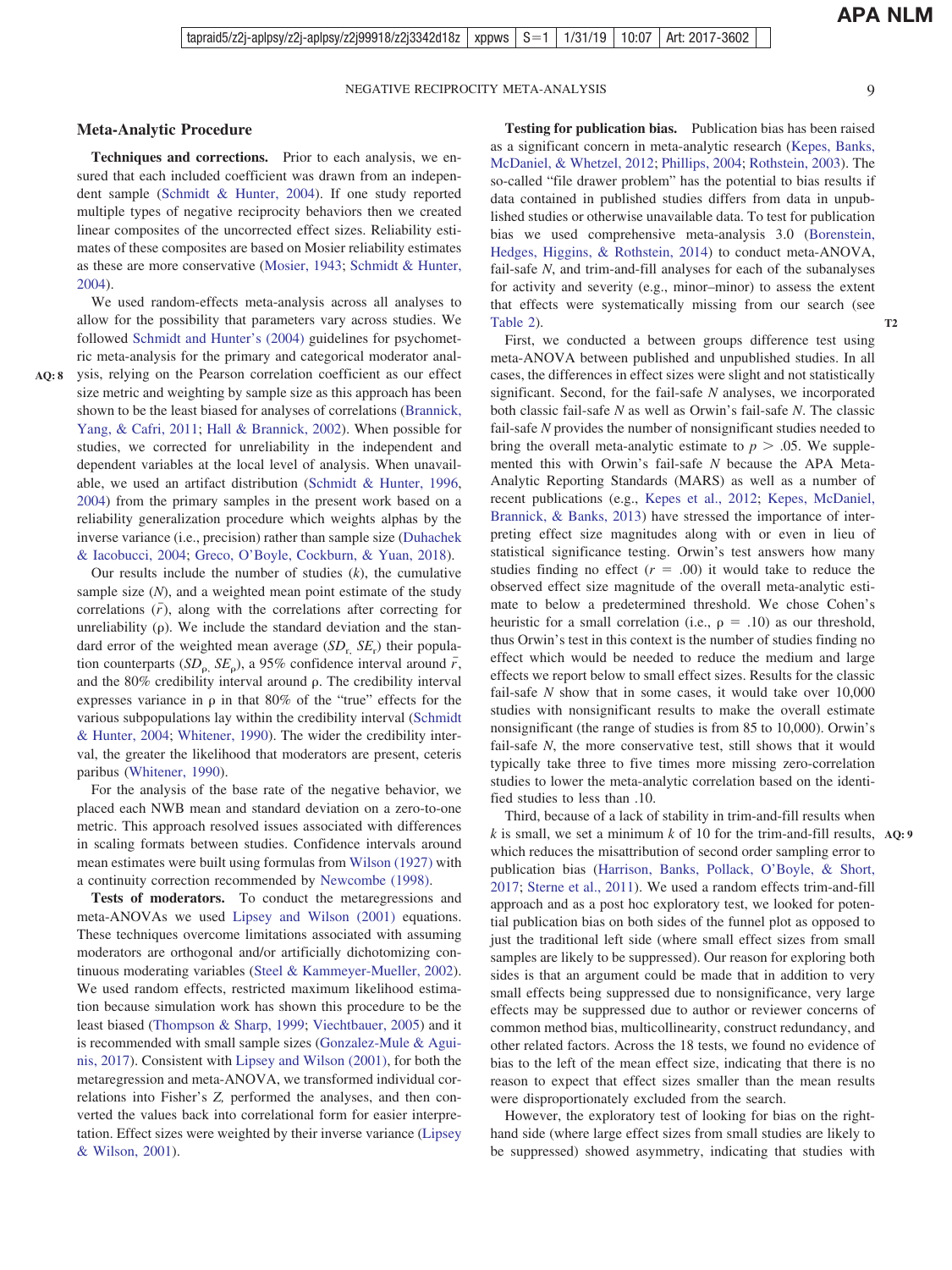## Meta-Analytic Procedure

**Techniques and corrections.** Prior to each analysis, we ensured that each included coefficient was drawn from an independent sample (Schmidt & Hunter, 2004). If one study reported multiple types of negative reciprocity behaviors then we created linear composites of the uncorrected effect sizes. Reliability estimates of these composites are based on Mosier reliability estimates as these are more conservative (Mosier, 1943; Schmidt & Hunter, 2004).

We used random-effects meta-analysis across all analyses to allow for the possibility that parameters vary across studies. We followed Schmidt and Hunter's (2004) guidelines for psychometric meta-analysis for the primary and categorical moderator analysis, relying on the Pearson correlation coefficient as our effect size metric and weighting by sample size as this approach has been shown to be the least biased for analyses of correlations (Brannick, Yang, & Cafri, 2011; Hall & Brannick, 2002). When possible for studies, we corrected for unreliability in the independent and dependent variables at the local level of analysis. When unavailable, we used an artifact distribution (Schmidt & Hunter, 1996, 2004) from the primary samples in the present work based on a reliability generalization procedure which weights alphas by the inverse variance (i.e., precision) rather than sample size (Duhachek & Iacobucci, 2004; Greco, O'Boyle, Cockburn, & Yuan, 2018).

Our results include the number of studies ($k$), the cumulative sample size ($N$), and a weighted mean point estimate of the study correlations ($\bar{r}$), along with the correlations after correcting for unreliability ($\rho$). We include the standard deviation and the standard error of the weighted mean average ($SD_r$, $SE_r$) their population counterparts ($SD_\rho$, $SE_\rho$), a 95% confidence interval around $\bar{r}$, and the 80% credibility interval around $\rho$. The credibility interval expresses variance in $\rho$ in that 80% of the "true" effects for the various subpopulations lay within the credibility interval (Schmidt & Hunter, 2004; Whitener, 1990). The wider the credibility interval, the greater the likelihood that moderators are present, ceteris paribus (Whitener, 1990).

For the analysis of the base rate of the negative behavior, we placed each NWB mean and standard deviation on a zero-to-one metric. This approach resolved issues associated with differences in scaling formats between studies. Confidence intervals around mean estimates were built using formulas from Wilson (1927) with a continuity correction recommended by Newcombe (1998).

**Tests of moderators.** To conduct the metaregressions and meta-ANOVAs we used Lipsey and Wilson (2001) equations. These techniques overcome limitations associated with assuming moderators are orthogonal and/or artificially dichotomizing continuous moderating variables (Steel & Kammeyer-Mueller, 2002). We used random effects, restricted maximum likelihood estimation because simulation work has shown this procedure to be the least biased (Thompson & Sharp, 1999; Viechtbauer, 2005) and it is recommended with small sample sizes (Gonzalez-Mule & Aguinis, 2017). Consistent with Lipsey and Wilson (2001), for both the metaregression and meta-ANOVA, we transformed individual correlations into Fisher's $Z$, performed the analyses, and then converted the values back into correlational form for easier interpretation. Effect sizes were weighted by their inverse variance (Lipsey & Wilson, 2001).

**Testing for publication bias.** Publication bias has been raised as a significant concern in meta-analytic research (Kepes, Banks, McDaniel, & Whetzel, 2012; Phillips, 2004; Rothstein, 2003). The so-called "file drawer problem" has the potential to bias results if data contained in published studies differs from data in unpublished studies or otherwise unavailable data. To test for publication bias we used comprehensive meta-analysis 3.0 (Borenstein, Hedges, Higgins, & Rothstein, 2014) to conduct meta-ANOVA, fail-safe $N$, and trim-and-fill analyses for each of the subanalyses for activity and severity (e.g., minor–minor) to assess the extent that effects were systematically missing from our search (see Table 2).

First, we conducted a between groups difference test using meta-ANOVA between published and unpublished studies. In all cases, the differences in effect sizes were slight and not statistically significant. Second, for the fail-safe $N$ analyses, we incorporated both classic fail-safe $N$ as well as Orwin's fail-safe $N$. The classic fail-safe $N$ provides the number of nonsignificant studies needed to bring the overall meta-analytic estimate to $p > .05$. We supplemented this with Orwin's fail-safe $N$ because the APA Meta-Analytic Reporting Standards (MARS) as well as a number of recent publications (e.g., Kepes et al., 2012; Kepes, McDaniel, Brannick, & Banks, 2013) have stressed the importance of interpreting effect size magnitudes along with or even in lieu of statistical significance testing. Orwin's test answers how many studies finding no effect ($r = .00$) it would take to reduce the observed effect size magnitude of the overall meta-analytic estimate to below a predetermined threshold. We chose Cohen's heuristic for a small correlation (i.e., $\rho = .10$) as our threshold, thus Orwin's test in this context is the number of studies finding no effect which would be needed to reduce the medium and large effects we report below to small effect sizes. Results for the classic fail-safe $N$ show that in some cases, it would take over 10,000 studies with nonsignificant results to make the overall estimate nonsignificant (the range of studies is from 85 to 10,000). Orwin's fail-safe $N$, the more conservative test, still shows that it would typically take three to five times more missing zero-correlation studies to lower the meta-analytic correlation based on the identified studies to less than .10.

Third, because of a lack of stability in trim-and-fill results when $k$ is small, we set a minimum $k$ of 10 for the trim-and-fill results, which reduces the misattribution of second order sampling error to publication bias (Harrison, Banks, Pollack, O'Boyle, & Short, 2017; Sterne et al., 2011). We used a random effects trim-and-fill approach and as a post hoc exploratory test, we looked for potential publication bias on both sides of the funnel plot as opposed to just the traditional left side (where small effect sizes from small samples are likely to be suppressed). Our reason for exploring both sides is that an argument could be made that in addition to very small effects being suppressed due to nonsignificance, very large effects may be suppressed due to author or reviewer concerns of common method bias, multicollinearity, construct redundancy, and other related factors. Across the 18 tests, we found no evidence of bias to the left of the mean effect size, indicating that there is no reason to expect that effect sizes smaller than the mean results were disproportionately excluded from the search.

However, the exploratory test of looking for bias on the right-hand side (where large effect sizes from small studies are likely to be suppressed) showed asymmetry, indicating that studies with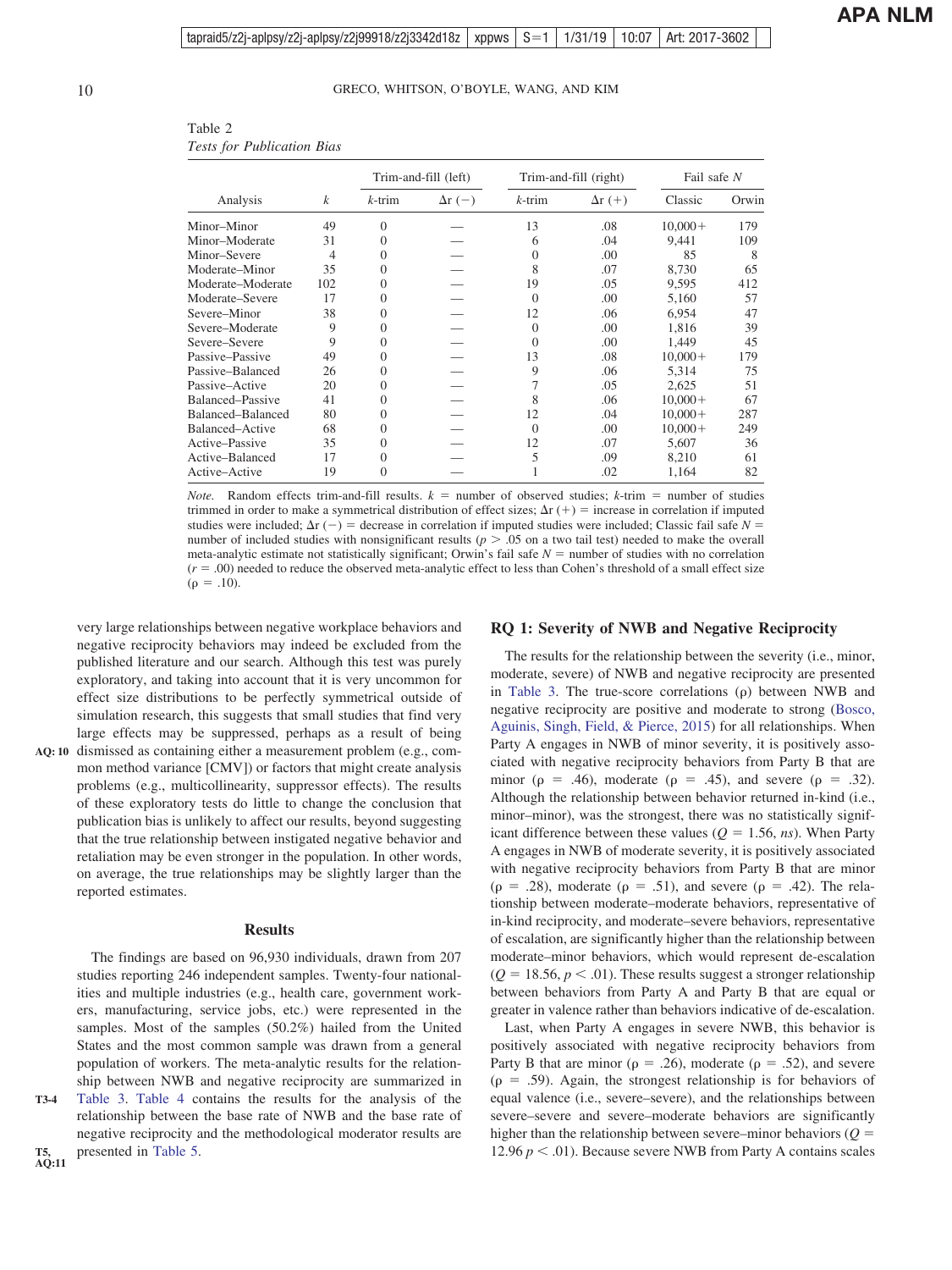Table 2
*Tests for Publication Bias*

| Analysis | $k$ | Trim-and-fill (left) | | Trim-and-fill (right) | | Fail safe $N$ | |
|---|---|---|---|---|---|---|---|
| | | $k$-trim | $\Delta r$ (−) | $k$-trim | $\Delta r$ (+) | Classic | Orwin |
| Minor–Minor | 49 | 0 | — | 13 | .08 | 10,000+ | 179 |
| Minor–Moderate | 31 | 0 | — | 6 | .04 | 9,441 | 109 |
| Minor–Severe | 4 | 0 | — | 0 | .00 | 85 | 8 |
| Moderate–Minor | 35 | 0 | — | 8 | .07 | 8,730 | 65 |
| Moderate–Moderate | 102 | 0 | — | 19 | .05 | 9,595 | 412 |
| Moderate–Severe | 17 | 0 | — | 0 | .00 | 5,160 | 57 |
| Severe–Minor | 38 | 0 | — | 12 | .06 | 6,954 | 47 |
| Severe–Moderate | 9 | 0 | — | 0 | .00 | 1,816 | 39 |
| Severe–Severe | 9 | 0 | — | 0 | .00 | 1,449 | 45 |
| Passive–Passive | 49 | 0 | — | 13 | .08 | 10,000+ | 179 |
| Passive–Balanced | 26 | 0 | — | 9 | .06 | 5,314 | 75 |
| Passive–Active | 20 | 0 | — | 7 | .05 | 2,625 | 51 |
| Balanced–Passive | 41 | 0 | — | 8 | .06 | 10,000+ | 67 |
| Balanced–Balanced | 80 | 0 | — | 12 | .04 | 10,000+ | 287 |
| Balanced–Active | 68 | 0 | — | 0 | .00 | 10,000+ | 249 |
| Active–Passive | 35 | 0 | — | 12 | .07 | 5,607 | 36 |
| Active–Balanced | 17 | 0 | — | 5 | .09 | 8,210 | 61 |
| Active–Active | 19 | 0 | — | 1 | .02 | 1,164 | 82 |

*Note.* Random effects trim-and-fill results. $k$ = number of observed studies; $k$-trim = number of studies trimmed in order to make a symmetrical distribution of effect sizes; $\Delta r$ (+) = increase in correlation if imputed studies were included; $\Delta r$ (−) = decrease in correlation if imputed studies were included; Classic fail safe $N$ = number of included studies with nonsignificant results ($p > .05$ on a two tail test) needed to make the overall meta-analytic estimate not statistically significant; Orwin's fail safe $N$ = number of studies with no correlation ($r = .00$) needed to reduce the observed meta-analytic effect to less than Cohen's threshold of a small effect size ($\rho = .10$).

very large relationships between negative workplace behaviors and negative reciprocity behaviors may indeed be excluded from the published literature and our search. Although this test was purely exploratory, and taking into account that it is very uncommon for effect size distributions to be perfectly symmetrical outside of simulation research, this suggests that small studies that find very large effects may be suppressed, perhaps as a result of being dismissed as containing either a measurement problem (e.g., common method variance [CMV]) or factors that might create analysis problems (e.g., multicollinearity, suppressor effects). The results of these exploratory tests do little to change the conclusion that publication bias is unlikely to affect our results, beyond suggesting that the true relationship between instigated negative behavior and retaliation may be even stronger in the population. In other words, on average, the true relationships may be slightly larger than the reported estimates.

## Results

The findings are based on 96,930 individuals, drawn from 207 studies reporting 246 independent samples. Twenty-four nationalities and multiple industries (e.g., health care, government workers, manufacturing, service jobs, etc.) were represented in the samples. Most of the samples (50.2%) hailed from the United States and the most common sample was drawn from a general population of workers. The meta-analytic results for the relationship between NWB and negative reciprocity are summarized in Table 3. Table 4 contains the results for the analysis of the relationship between the base rate of NWB and the base rate of negative reciprocity and the methodological moderator results are presented in Table 5.

### RQ 1: Severity of NWB and Negative Reciprocity

The results for the relationship between the severity (i.e., minor, moderate, severe) of NWB and negative reciprocity are presented in Table 3. The true-score correlations ($\rho$) between NWB and negative reciprocity are positive and moderate to strong (Bosco, Aguinis, Singh, Field, & Pierce, 2015) for all relationships. When Party A engages in NWB of minor severity, it is positively associated with negative reciprocity behaviors from Party B that are minor ($\rho = .46$), moderate ($\rho = .45$), and severe ($\rho = .32$). Although the relationship between behavior returned in-kind (i.e., minor–minor), was the strongest, there was no statistically significant difference between these values ($Q = 1.56$, *ns*). When Party A engages in NWB of moderate severity, it is positively associated with negative reciprocity behaviors from Party B that are minor ($\rho = .28$), moderate ($\rho = .51$), and severe ($\rho = .42$). The relationship between moderate–moderate behaviors, representative of in-kind reciprocity, and moderate–severe behaviors, representative of escalation, are significantly higher than the relationship between moderate–minor behaviors, which would represent de-escalation ($Q = 18.56$, $p < .01$). These results suggest a stronger relationship between behaviors from Party A and Party B that are equal or greater in valence rather than behaviors indicative of de-escalation.

Last, when Party A engages in severe NWB, this behavior is positively associated with negative reciprocity behaviors from Party B that are minor ($\rho = .26$), moderate ($\rho = .52$), and severe ($\rho = .59$). Again, the strongest relationship is for behaviors of equal valence (i.e., severe–severe), and the relationships between severe–severe and severe–moderate behaviors are significantly higher than the relationship between severe–minor behaviors ($Q = 12.96$ $p < .01$). Because severe NWB from Party A contains scales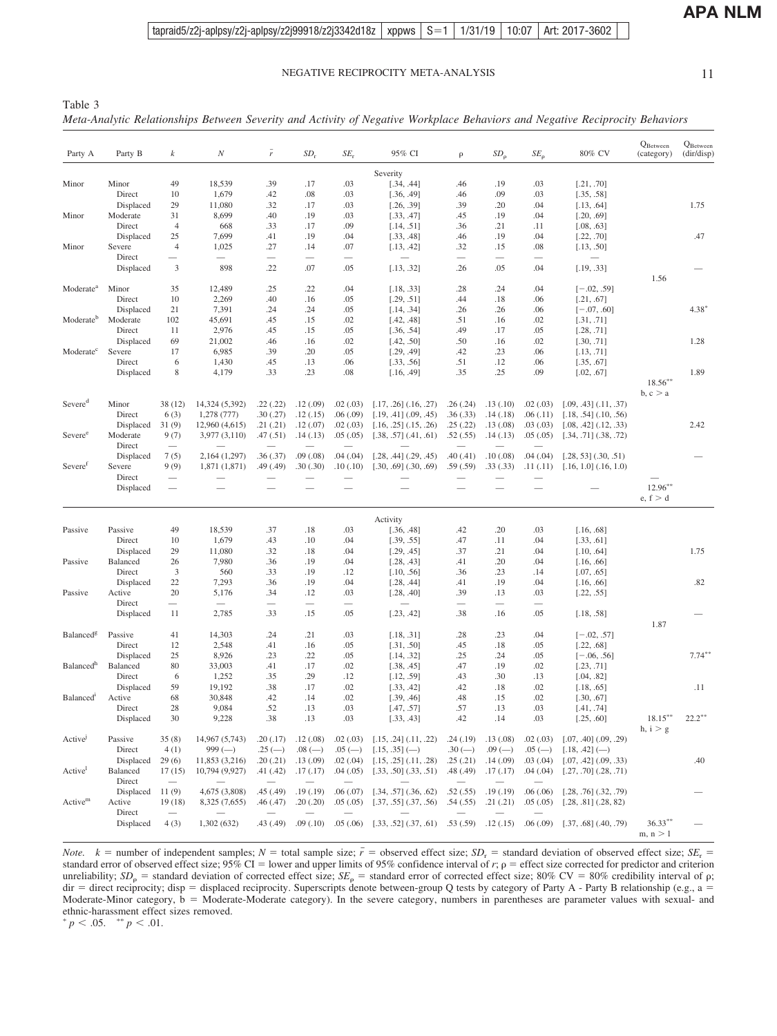Table 3

*Meta-Analytic Relationships Between Severity and Activity of Negative Workplace Behaviors and Negative Reciprocity Behaviors*

| Party A | Party B | $k$ | $N$ | $\bar{r}$ | $SD_r$ | $SE_r$ | 95% CI | ρ | $SD_\rho$ | $SE_\rho$ | 80% CV | $Q_{Between}$ (category) | $Q_{Between}$ (dir/disp) |
|---|---|---|---|---|---|---|---|---|---|---|---|---|---|
| | | | | | | | Severity | | | | | | |
| Minor | Minor | 49 | 18,539 | .39 | .17 | .03 | [.34, .44] | .46 | .19 | .03 | [.21, .70] | | |
| | Direct | 10 | 1,679 | .42 | .08 | .03 | [.36, .49] | .46 | .09 | .03 | [.35, .58] | | |
| | Displaced | 29 | 11,080 | .32 | .17 | .03 | [.26, .39] | .39 | .20 | .04 | [.13, .64] | | 1.75 |
| Minor | Moderate | 31 | 8,699 | .40 | .19 | .03 | [.33, .47] | .45 | .19 | .04 | [.20, .69] | | |
| | Direct | 4 | 668 | .33 | .17 | .09 | [.14, .51] | .36 | .21 | .11 | [.08, .63] | | |
| | Displaced | 25 | 7,699 | .41 | .19 | .04 | [.33, .48] | .46 | .19 | .04 | [.22, .70] | | .47 |
| Minor | Severe | 4 | 1,025 | .27 | .14 | .07 | [.13, .42] | .32 | .15 | .08 | [.13, .50] | | |
| | Direct | — | — | — | — | — | — | — | — | — | — | | |
| | Displaced | 3 | 898 | .22 | .07 | .05 | [.13, .32] | .26 | .05 | .04 | [.19, .33] | 1.56 | — |
| Moderate[a] | Minor | 35 | 12,489 | .25 | .22 | .04 | [.18, .33] | .28 | .24 | .04 | [−.02, .59] | | |
| | Direct | 10 | 2,269 | .40 | .16 | .05 | [.29, .51] | .44 | .18 | .06 | [.21, .67] | | |
| | Displaced | 21 | 7,391 | .24 | .24 | .05 | [.14, .34] | .26 | .26 | .06 | [−.07, .60] | | 4.38* |
| Moderate[b] | Moderate | 102 | 45,691 | .45 | .15 | .02 | [.42, .48] | .51 | .16 | .02 | [.31, .71] | | |
| | Direct | 11 | 2,976 | .45 | .15 | .05 | [.36, .54] | .49 | .17 | .05 | [.28, .71] | | |
| | Displaced | 69 | 21,002 | .46 | .16 | .02 | [.42, .50] | .50 | .16 | .02 | [.30, .71] | | 1.28 |
| Moderate[c] | Severe | 17 | 6,985 | .39 | .20 | .05 | [.29, .49] | .42 | .23 | .06 | [.13, .71] | | |
| | Direct | 6 | 1,430 | .45 | .13 | .06 | [.33, .56] | .51 | .12 | .06 | [.35, .67] | | |
| | Displaced | 8 | 4,179 | .33 | .23 | .08 | [.16, .49] | .35 | .25 | .09 | [.02, .67] | 18.56** b, c > a | 1.89 |
| Severe[d] | Minor | 38 (12) | 14,324 (5,392) | .22 (.22) | .12 (.09) | .02 (.03) | [.17, .26] (.16, .27) | .26 (.24) | .13 (.10) | .02 (.03) | [.09, .43] (.11, .37) | | |
| | Direct | 6 (3) | 1,278 (777) | .30 (.27) | .12 (.15) | .06 (.09) | [.19, .41] (.09, .45) | .36 (.33) | .14 (.18) | .06 (.11) | [.18, .54] (.10, .56) | | |
| | Displaced | 31 (9) | 12,960 (4,615) | .21 (.21) | .12 (.07) | .02 (.03) | [.16, .25] (.15, .26) | .25 (.22) | .13 (.08) | .03 (.03) | [.08, .42] (.12, .33) | | 2.42 |
| Severe[e] | Moderate | 9 (7) | 3,977 (3,110) | .47 (.51) | .14 (.13) | .05 (.05) | [.38, .57] (.41, .61) | .52 (.55) | .14 (.13) | .05 (.05) | [.34, .71] (.38, .72) | | |
| | Direct | — | — | — | — | — | — | — | — | — | — | | |
| | Displaced | 7 (5) | 2,164 (1,297) | .36 (.37) | .09 (.08) | .04 (.04) | [.28, .44] (.29, .45) | .40 (.41) | .10 (.08) | .04 (.04) | [.28, 53] (.30, .51) | | — |
| Severe[f] | Severe | 9 (9) | 1,871 (1,871) | .49 (.49) | .30 (.30) | .10 (.10) | [.30, .69] (.30, .69) | .59 (.59) | .33 (.33) | .11 (.11) | [.16, 1.0] (.16, 1.0) | | |
| | Direct | — | — | — | — | — | — | — | — | — | — | | |
| | Displaced | — | — | — | — | — | — | — | — | — | — | 12.96** e, f > d | |
| | | | | | | | Activity | | | | | | |
| Passive | Passive | 49 | 18,539 | .37 | .18 | .03 | [.36, .48] | .42 | .20 | .03 | [.16, .68] | | |
| | Direct | 10 | 1,679 | .43 | .10 | .04 | [.39, .55] | .47 | .11 | .04 | [.33, .61] | | |
| | Displaced | 29 | 11,080 | .32 | .18 | .04 | [.29, .45] | .37 | .21 | .04 | [.10, .64] | | 1.75 |
| Passive | Balanced | 26 | 7,980 | .36 | .19 | .04 | [.28, .43] | .41 | .20 | .04 | [.16, .66] | | |
| | Direct | 3 | 560 | .33 | .19 | .12 | [.10, .56] | .36 | .23 | .14 | [.07, .65] | | |
| | Displaced | 22 | 7,293 | .36 | .19 | .04 | [.28, .44] | .41 | .19 | .04 | [.16, .66] | | .82 |
| Passive | Active | 20 | 5,176 | .34 | .12 | .03 | [.28, .40] | .39 | .13 | .03 | [.22, .55] | | |
| | Direct | — | — | — | — | — | — | — | — | — | — | | |
| | Displaced | 11 | 2,785 | .33 | .15 | .05 | [.23, .42] | .38 | .16 | .05 | [.18, .58] | 1.87 | — |
| Balanced[g] | Passive | 41 | 14,303 | .24 | .21 | .03 | [.18, .31] | .28 | .23 | .04 | [−.02, .57] | | |
| | Direct | 12 | 2,548 | .41 | .16 | .05 | [.31, .50] | .45 | .18 | .05 | [.22, .68] | | |
| | Displaced | 25 | 8,926 | .23 | .22 | .05 | [.14, .32] | .25 | .24 | .05 | [−.06, .56] | | 7.74** |
| Balanced[h] | Balanced | 80 | 33,003 | .41 | .17 | .02 | [.38, .45] | .47 | .19 | .02 | [.23, .71] | | |
| | Direct | 6 | 1,252 | .35 | .29 | .12 | [.12, .59] | .43 | .30 | .13 | [.04, .82] | | |
| | Displaced | 59 | 19,192 | .38 | .17 | .02 | [.33, .42] | .42 | .18 | .02 | [.18, .65] | | .11 |
| Balanced[i] | Active | 68 | 30,848 | .42 | .14 | .02 | [.39, .46] | .48 | .15 | .02 | [.30, .67] | | |
| | Direct | 28 | 9,084 | .52 | .13 | .03 | [.47, .57] | .57 | .13 | .03 | [.41, .74] | | |
| | Displaced | 30 | 9,228 | .38 | .13 | .03 | [.33, .43] | .42 | .14 | .03 | [.25, .60] | 18.15** h, i > g | 22.2** |
| Active[j] | Passive | 35 (8) | 14,967 (5,743) | .20 (.17) | .12 (.08) | .02 (.03) | [.15, .24] (.11, .22) | .24 (.19) | .13 (.08) | .02 (.03) | [.07, .40] (.09, .29) | | |
| | Direct | 4 (1) | 999 (—) | .25 (—) | .08 (—) | .05 (—) | [.15, .35] (—) | .30 (—) | .09 (—) | .05 (—) | [.18, .42] (—) | | |
| | Displaced | 29 (6) | 11,853 (3,216) | .20 (.21) | .13 (.09) | .02 (.04) | [.15, .25] (.11, .28) | .25 (.21) | .14 (.09) | .03 (.04) | [.07, .42] (.09, .33) | | .40 |
| Active[l] | Balanced | 17 (15) | 10,794 (9,927) | .41 (.42) | .17 (.17) | .04 (.05) | [.33, .50] (.33, .51) | .48 (.49) | .17 (.17) | .04 (.04) | [.27, .70] (.28, .71) | | |
| | Direct | — | — | — | — | — | — | — | — | — | — | | |
| | Displaced | 11 (9) | 4,675 (3,808) | .45 (.49) | .19 (.19) | .06 (.07) | [.34, .57] (.36, .62) | .52 (.55) | .19 (.19) | .06 (.06) | [.28, .76] (.32, .79) | | — |
| Active[m] | Active | 19 (18) | 8,325 (7,655) | .46 (.47) | .20 (.20) | .05 (.05) | [.37, .55] (.37, .56) | .54 (.55) | .21 (.21) | .05 (.05) | [.28, .81] (.28, 82) | | |
| | Direct | — | — | — | — | — | — | — | — | — | — | | |
| | Displaced | 4 (3) | 1,302 (632) | .43 (.49) | .09 (.10) | .05 (.06) | [.33, .52] (.37, .61) | .53 (.59) | .12 (.15) | .06 (.09) | [.37, .68] (.40, .79) | 36.33** m, n > l | — |

*Note.* $k$ = number of independent samples; $N$ = total sample size; $\bar{r}$ = observed effect size; $SD_r$ = standard deviation of observed effect size; $SE_r$ = standard error of observed effect size; 95% CI = lower and upper limits of 95% confidence interval of $r$; ρ = effect size corrected for predictor and criterion unreliability; $SD_\rho$ = standard deviation of corrected effect size; $SE_\rho$ = standard error of corrected effect size; 80% CV = 80% credibility interval of ρ; dir = direct reciprocity; disp = displaced reciprocity. Superscripts denote between-group Q tests by category of Party A - Party B relationship (e.g., a = Moderate-Minor category, b = Moderate-Moderate category). In the severe category, numbers in parentheses are parameter values with sexual- and ethnic-harassment effect sizes removed.

* $p < .05$. ** $p < .01$.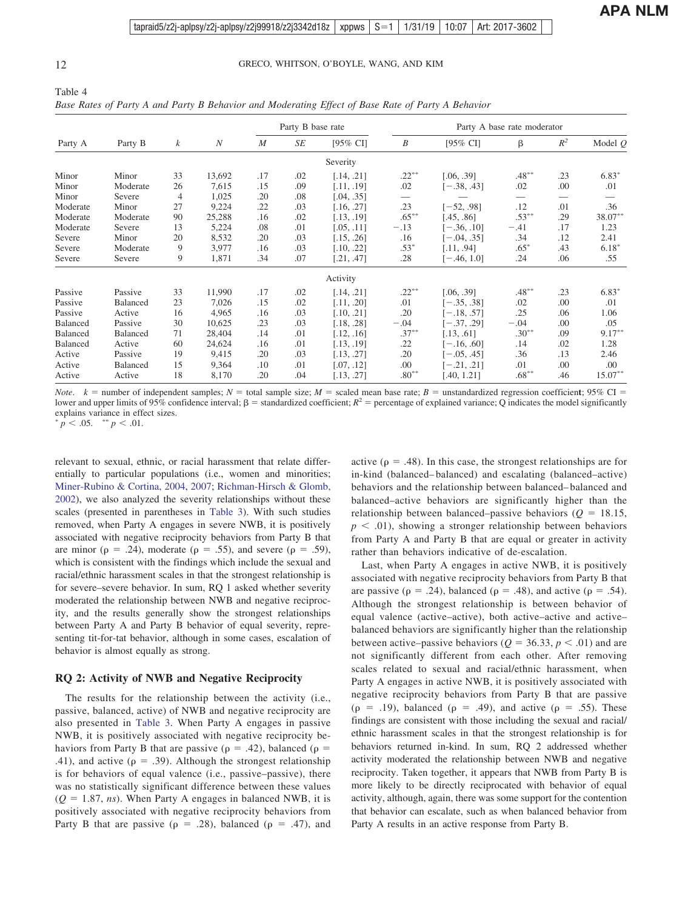Table 4
*Base Rates of Party A and Party B Behavior and Moderating Effect of Base Rate of Party A Behavior*

| Party A | Party B | $k$ | $N$ | Party B base rate | | | Party A base rate moderator | | | | |
|---|---|---|---|---|---|---|---|---|---|---|---|
| | | | | $M$ | $SE$ | [95% CI] | $B$ | [95% CI] | β | $R^2$ | Model $Q$ |
| **Severity** | | | | | | | | | | | |
| Minor | Minor | 33 | 13,692 | .17 | .02 | [.14, .21] | .22** | [.06, .39] | .48** | .23 | 6.83* |
| Minor | Moderate | 26 | 7,615 | .15 | .09 | [.11, .19] | .02 | [−.38, .43] | .02 | .00 | .01 |
| Minor | Severe | 4 | 1,025 | .20 | .08 | [.04, .35] | — | — | — | — | — |
| Moderate | Minor | 27 | 9,224 | .22 | .03 | [.16, .27] | .23 | [−52, .98] | .12 | .01 | .36 |
| Moderate | Moderate | 90 | 25,288 | .16 | .02 | [.13, .19] | .65** | [.45, .86] | .53** | .29 | 38.07** |
| Moderate | Severe | 13 | 5,224 | .08 | .01 | [.05, .11] | −.13 | [−.36, .10] | −.41 | .17 | 1.23 |
| Severe | Minor | 20 | 8,532 | .20 | .03 | [.15, .26] | .16 | [−.04, .35] | .34 | .12 | 2.41 |
| Severe | Moderate | 9 | 3,977 | .16 | .03 | [.10, .22] | .53* | [.11, .94] | .65* | .43 | 6.18* |
| Severe | Severe | 9 | 1,871 | .34 | .07 | [.21, .47] | .28 | [−.46, 1.0] | .24 | .06 | .55 |
| **Activity** | | | | | | | | | | | |
| Passive | Passive | 33 | 11,990 | .17 | .02 | [.14, .21] | .22** | [.06, .39] | .48** | .23 | 6.83* |
| Passive | Balanced | 23 | 7,026 | .15 | .02 | [.11, .20] | .01 | [−.35, .38] | .02 | .00 | .01 |
| Passive | Active | 16 | 4,965 | .16 | .03 | [.10, .21] | .20 | [−.18, .57] | .25 | .06 | 1.06 |
| Balanced | Passive | 30 | 10,625 | .23 | .03 | [.18, .28] | −.04 | [−.37, .29] | −.04 | .00 | .05 |
| Balanced | Balanced | 71 | 28,404 | .14 | .01 | [.12, .16] | .37** | [.13, .61] | .30** | .09 | 9.17** |
| Balanced | Active | 60 | 24,624 | .16 | .01 | [.13, .19] | .22 | [−.16, .60] | .14 | .02 | 1.28 |
| Active | Passive | 19 | 9,415 | .20 | .03 | [.13, .27] | .20 | [−.05, .45] | .36 | .13 | 2.46 |
| Active | Balanced | 15 | 9,364 | .10 | .01 | [.07, .12] | .00 | [−.21, .21] | .01 | .00 | .00 |
| Active | Active | 18 | 8,170 | .20 | .04 | [.13, .27] | .80** | [.40, 1.21] | .68** | .46 | 15.07** |

*Note*. $k$ = number of independent samples; $N$ = total sample size; $M$ = scaled mean base rate; $B$ = unstandardized regression coefficient; 95% CI = lower and upper limits of 95% confidence interval; β = standardized coefficient; $R^2$ = percentage of explained variance; Q indicates the model significantly explains variance in effect sizes.
\* $p < .05$. \*\* $p < .01$.

relevant to sexual, ethnic, or racial harassment that relate differentially to particular populations (i.e., women and minorities; Miner-Rubino & Cortina, 2004, 2007; Richman-Hirsch & Glomb, 2002), we also analyzed the severity relationships without these scales (presented in parentheses in Table 3). With such studies removed, when Party A engages in severe NWB, it is positively associated with negative reciprocity behaviors from Party B that are minor (ρ = .24), moderate (ρ = .55), and severe (ρ = .59), which is consistent with the findings which include the sexual and racial/ethnic harassment scales in that the strongest relationship is for severe–severe behavior. In sum, RQ 1 asked whether severity moderated the relationship between NWB and negative reciprocity, and the results generally show the strongest relationships between Party A and Party B behavior of equal severity, representing tit-for-tat behavior, although in some cases, escalation of behavior is almost equally as strong.

## RQ 2: Activity of NWB and Negative Reciprocity

The results for the relationship between the activity (i.e., passive, balanced, active) of NWB and negative reciprocity are also presented in Table 3. When Party A engages in passive NWB, it is positively associated with negative reciprocity behaviors from Party B that are passive (ρ = .42), balanced (ρ = .41), and active (ρ = .39). Although the strongest relationship is for behaviors of equal valence (i.e., passive–passive), there was no statistically significant difference between these values ($Q$ = 1.87, *ns*). When Party A engages in balanced NWB, it is positively associated with negative reciprocity behaviors from Party B that are passive (ρ = .28), balanced (ρ = .47), and active (ρ = .48). In this case, the strongest relationships are for in-kind (balanced–balanced) and escalating (balanced–active) behaviors and the relationship between balanced–balanced and balanced–active behaviors are significantly higher than the relationship between balanced–passive behaviors ($Q$ = 18.15, $p < .01$), showing a stronger relationship between behaviors from Party A and Party B that are equal or greater in activity rather than behaviors indicative of de-escalation.

Last, when Party A engages in active NWB, it is positively associated with negative reciprocity behaviors from Party B that are passive (ρ = .24), balanced (ρ = .48), and active (ρ = .54). Although the strongest relationship is between behavior of equal valence (active–active), both active–active and active–balanced behaviors are significantly higher than the relationship between active–passive behaviors ($Q$ = 36.33, $p < .01$) and are not significantly different from each other. After removing scales related to sexual and racial/ethnic harassment, when Party A engages in active NWB, it is positively associated with negative reciprocity behaviors from Party B that are passive (ρ = .19), balanced (ρ = .49), and active (ρ = .55). These findings are consistent with those including the sexual and racial/ethnic harassment scales in that the strongest relationship is for behaviors returned in-kind. In sum, RQ 2 addressed whether activity moderated the relationship between NWB and negative reciprocity. Taken together, it appears that NWB from Party B is more likely to be directly reciprocated with behavior of equal activity, although, again, there was some support for the contention that behavior can escalate, such as when balanced behavior from Party A results in an active response from Party B.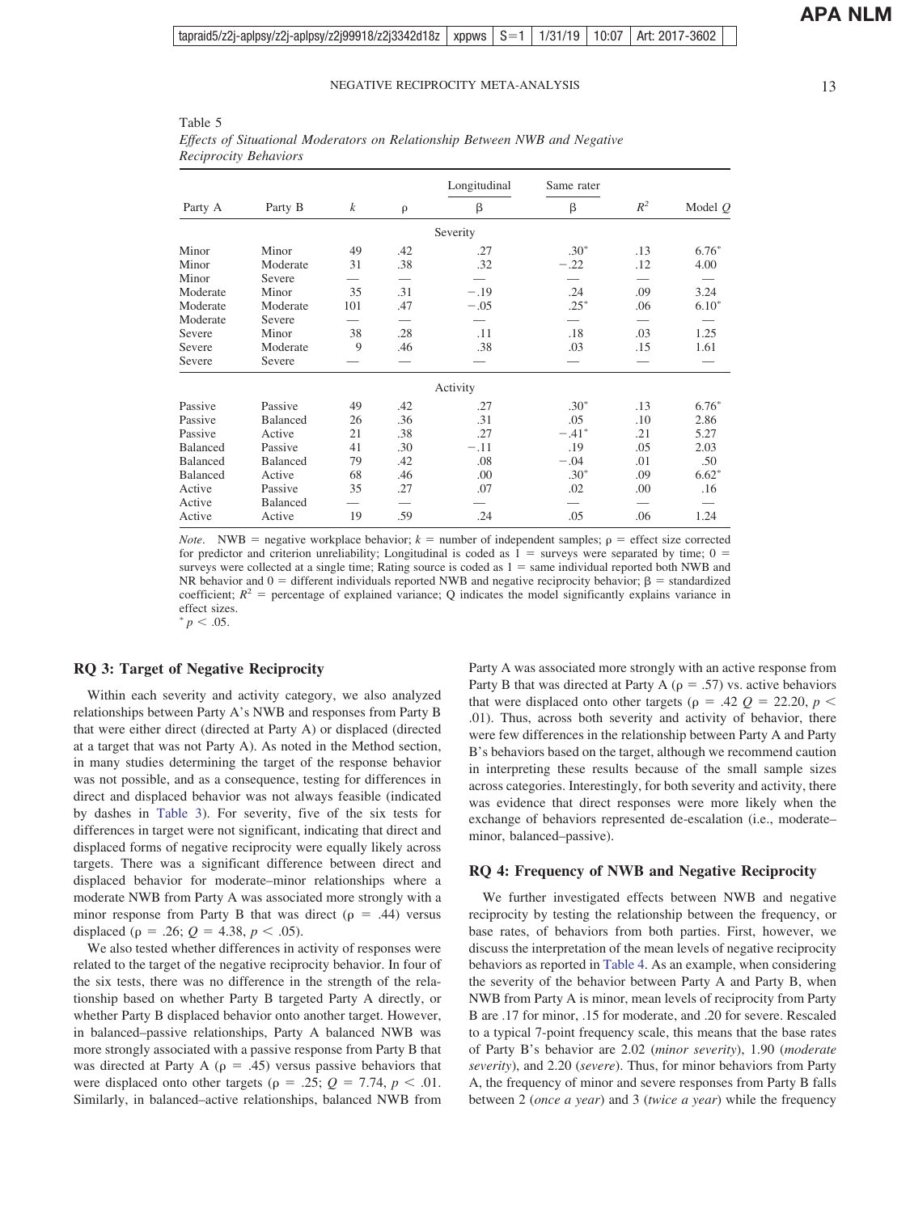Table 5
*Effects of Situational Moderators on Relationship Between NWB and Negative Reciprocity Behaviors*

| Party A | Party B | $k$ | ρ | Longitudinal β | Same rater β | $R^2$ | Model $Q$ |
|---|---|---|---|---|---|---|---|
| | | | | Severity | | | |
| Minor | Minor | 49 | .42 | .27 | .30* | .13 | 6.76* |
| Minor | Moderate | 31 | .38 | .32 | −.22 | .12 | 4.00 |
| Minor | Severe | — | — | — | — | — | — |
| Moderate | Minor | 35 | .31 | −.19 | .24 | .09 | 3.24 |
| Moderate | Moderate | 101 | .47 | −.05 | .25* | .06 | 6.10* |
| Moderate | Severe | — | — | — | — | — | — |
| Severe | Minor | 38 | .28 | .11 | .18 | .03 | 1.25 |
| Severe | Moderate | 9 | .46 | .38 | .03 | .15 | 1.61 |
| Severe | Severe | — | — | — | — | — | — |
| | | | | Activity | | | |
| Passive | Passive | 49 | .42 | .27 | .30* | .13 | 6.76* |
| Passive | Balanced | 26 | .36 | .31 | .05 | .10 | 2.86 |
| Passive | Active | 21 | .38 | .27 | −.41* | .21 | 5.27 |
| Balanced | Passive | 41 | .30 | −.11 | .19 | .05 | 2.03 |
| Balanced | Balanced | 79 | .42 | .08 | −.04 | .01 | .50 |
| Balanced | Active | 68 | .46 | .00 | .30* | .09 | 6.62* |
| Active | Passive | 35 | .27 | .07 | .02 | .00 | .16 |
| Active | Balanced | — | — | — | — | — | — |
| Active | Active | 19 | .59 | .24 | .05 | .06 | 1.24 |

*Note*. NWB = negative workplace behavior; $k$ = number of independent samples; ρ = effect size corrected for predictor and criterion unreliability; Longitudinal is coded as 1 = surveys were separated by time; 0 = surveys were collected at a single time; Rating source is coded as 1 = same individual reported both NWB and NR behavior and 0 = different individuals reported NWB and negative reciprocity behavior; β = standardized coefficient; $R^2$ = percentage of explained variance; Q indicates the model significantly explains variance in effect sizes.
* $p < .05$.

## RQ 3: Target of Negative Reciprocity

Within each severity and activity category, we also analyzed relationships between Party A's NWB and responses from Party B that were either direct (directed at Party A) or displaced (directed at a target that was not Party A). As noted in the Method section, in many studies determining the target of the response behavior was not possible, and as a consequence, testing for differences in direct and displaced behavior was not always feasible (indicated by dashes in Table 3). For severity, five of the six tests for differences in target were not significant, indicating that direct and displaced forms of negative reciprocity were equally likely across targets. There was a significant difference between direct and displaced behavior for moderate–minor relationships where a moderate NWB from Party A was associated more strongly with a minor response from Party B that was direct (ρ = .44) versus displaced (ρ = .26; $Q = 4.38$, $p < .05$).

We also tested whether differences in activity of responses were related to the target of the negative reciprocity behavior. In four of the six tests, there was no difference in the strength of the relationship based on whether Party B targeted Party A directly, or whether Party B displaced behavior onto another target. However, in balanced–passive relationships, Party A balanced NWB was more strongly associated with a passive response from Party B that was directed at Party A (ρ = .45) versus passive behaviors that were displaced onto other targets (ρ = .25; $Q = 7.74$, $p < .01$. Similarly, in balanced–active relationships, balanced NWB from Party A was associated more strongly with an active response from Party B that was directed at Party A (ρ = .57) vs. active behaviors that were displaced onto other targets (ρ = .42 $Q = 22.20$, $p < .01$). Thus, across both severity and activity of behavior, there were few differences in the relationship between Party A and Party B's behaviors based on the target, although we recommend caution in interpreting these results because of the small sample sizes across categories. Interestingly, for both severity and activity, there was evidence that direct responses were more likely when the exchange of behaviors represented de-escalation (i.e., moderate–minor, balanced–passive).

## RQ 4: Frequency of NWB and Negative Reciprocity

We further investigated effects between NWB and negative reciprocity by testing the relationship between the frequency, or base rates, of behaviors from both parties. First, however, we discuss the interpretation of the mean levels of negative reciprocity behaviors as reported in Table 4. As an example, when considering the severity of the behavior between Party A and Party B, when NWB from Party A is minor, mean levels of reciprocity from Party B are .17 for minor, .15 for moderate, and .20 for severe. Rescaled to a typical 7-point frequency scale, this means that the base rates of Party B's behavior are 2.02 (*minor severity*), 1.90 (*moderate severity*), and 2.20 (*severe*). Thus, for minor behaviors from Party A, the frequency of minor and severe responses from Party B falls between 2 (*once a year*) and 3 (*twice a year*) while the frequency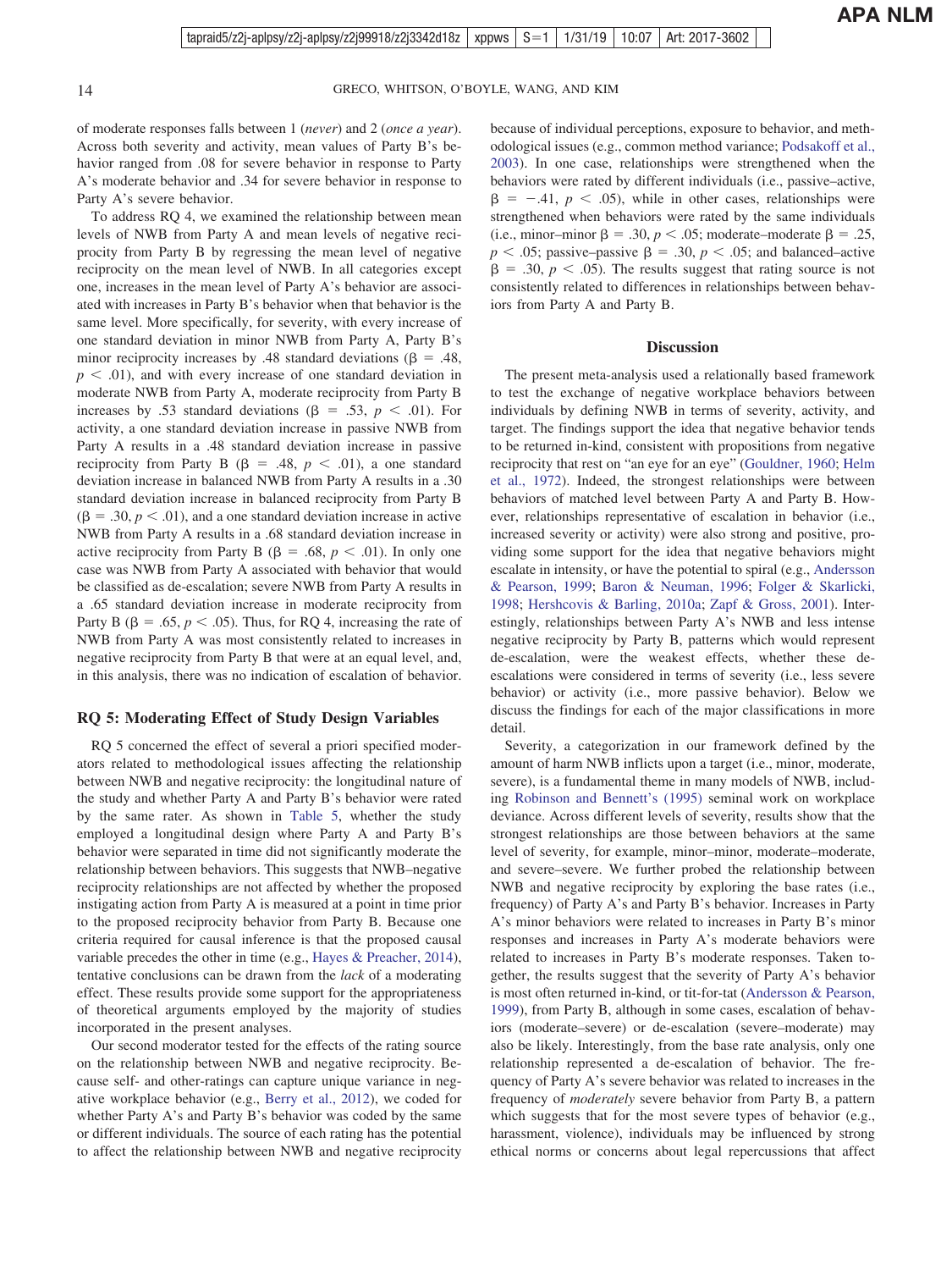of moderate responses falls between 1 (*never*) and 2 (*once a year*). Across both severity and activity, mean values of Party B's behavior ranged from .08 for severe behavior in response to Party A's moderate behavior and .34 for severe behavior in response to Party A's severe behavior.

To address RQ 4, we examined the relationship between mean levels of NWB from Party A and mean levels of negative reciprocity from Party B by regressing the mean level of negative reciprocity on the mean level of NWB. In all categories except one, increases in the mean level of Party A's behavior are associated with increases in Party B's behavior when that behavior is the same level. More specifically, for severity, with every increase of one standard deviation in minor NWB from Party A, Party B's minor reciprocity increases by .48 standard deviations ($\beta = .48$, $p < .01$), and with every increase of one standard deviation in moderate NWB from Party A, moderate reciprocity from Party B increases by .53 standard deviations ($\beta = .53$, $p < .01$). For activity, a one standard deviation increase in passive NWB from Party A results in a .48 standard deviation increase in passive reciprocity from Party B ($\beta = .48$, $p < .01$), a one standard deviation increase in balanced NWB from Party A results in a .30 standard deviation increase in balanced reciprocity from Party B ($\beta = .30$, $p < .01$), and a one standard deviation increase in active NWB from Party A results in a .68 standard deviation increase in active reciprocity from Party B ($\beta = .68$, $p < .01$). In only one case was NWB from Party A associated with behavior that would be classified as de-escalation; severe NWB from Party A results in a .65 standard deviation increase in moderate reciprocity from Party B ($\beta = .65$, $p < .05$). Thus, for RQ 4, increasing the rate of NWB from Party A was most consistently related to increases in negative reciprocity from Party B that were at an equal level, and, in this analysis, there was no indication of escalation of behavior.

## RQ 5: Moderating Effect of Study Design Variables

RQ 5 concerned the effect of several a priori specified moderators related to methodological issues affecting the relationship between NWB and negative reciprocity: the longitudinal nature of the study and whether Party A and Party B's behavior were rated by the same rater. As shown in Table 5, whether the study employed a longitudinal design where Party A and Party B's behavior were separated in time did not significantly moderate the relationship between behaviors. This suggests that NWB–negative reciprocity relationships are not affected by whether the proposed instigating action from Party A is measured at a point in time prior to the proposed reciprocity behavior from Party B. Because one criteria required for causal inference is that the proposed causal variable precedes the other in time (e.g., Hayes & Preacher, 2014), tentative conclusions can be drawn from the *lack* of a moderating effect. These results provide some support for the appropriateness of theoretical arguments employed by the majority of studies incorporated in the present analyses.

Our second moderator tested for the effects of the rating source on the relationship between NWB and negative reciprocity. Because self- and other-ratings can capture unique variance in negative workplace behavior (e.g., Berry et al., 2012), we coded for whether Party A's and Party B's behavior was coded by the same or different individuals. The source of each rating has the potential to affect the relationship between NWB and negative reciprocity because of individual perceptions, exposure to behavior, and methodological issues (e.g., common method variance; Podsakoff et al., 2003). In one case, relationships were strengthened when the behaviors were rated by different individuals (i.e., passive–active, $\beta = -.41$, $p < .05$), while in other cases, relationships were strengthened when behaviors were rated by the same individuals (i.e., minor–minor $\beta = .30$, $p < .05$; moderate–moderate $\beta = .25$, $p < .05$; passive–passive $\beta = .30$, $p < .05$; and balanced–active $\beta = .30$, $p < .05$). The results suggest that rating source is not consistently related to differences in relationships between behaviors from Party A and Party B.

# Discussion

The present meta-analysis used a relationally based framework to test the exchange of negative workplace behaviors between individuals by defining NWB in terms of severity, activity, and target. The findings support the idea that negative behavior tends to be returned in-kind, consistent with propositions from negative reciprocity that rest on "an eye for an eye" (Gouldner, 1960; Helm et al., 1972). Indeed, the strongest relationships were between behaviors of matched level between Party A and Party B. However, relationships representative of escalation in behavior (i.e., increased severity or activity) were also strong and positive, providing some support for the idea that negative behaviors might escalate in intensity, or have the potential to spiral (e.g., Andersson & Pearson, 1999; Baron & Neuman, 1996; Folger & Skarlicki, 1998; Hershcovis & Barling, 2010a; Zapf & Gross, 2001). Interestingly, relationships between Party A's NWB and less intense negative reciprocity by Party B, patterns which would represent de-escalation, were the weakest effects, whether these de-escalations were considered in terms of severity (i.e., less severe behavior) or activity (i.e., more passive behavior). Below we discuss the findings for each of the major classifications in more detail.

Severity, a categorization in our framework defined by the amount of harm NWB inflicts upon a target (i.e., minor, moderate, severe), is a fundamental theme in many models of NWB, including Robinson and Bennett's (1995) seminal work on workplace deviance. Across different levels of severity, results show that the strongest relationships are those between behaviors at the same level of severity, for example, minor–minor, moderate–moderate, and severe–severe. We further probed the relationship between NWB and negative reciprocity by exploring the base rates (i.e., frequency) of Party A's and Party B's behavior. Increases in Party A's minor behaviors were related to increases in Party B's minor responses and increases in Party A's moderate behaviors were related to increases in Party B's moderate responses. Taken together, the results suggest that the severity of Party A's behavior is most often returned in-kind, or tit-for-tat (Andersson & Pearson, 1999), from Party B, although in some cases, escalation of behaviors (moderate–severe) or de-escalation (severe–moderate) may also be likely. Interestingly, from the base rate analysis, only one relationship represented a de-escalation of behavior. The frequency of Party A's severe behavior was related to increases in the frequency of *moderately* severe behavior from Party B, a pattern which suggests that for the most severe types of behavior (e.g., harassment, violence), individuals may be influenced by strong ethical norms or concerns about legal repercussions that affect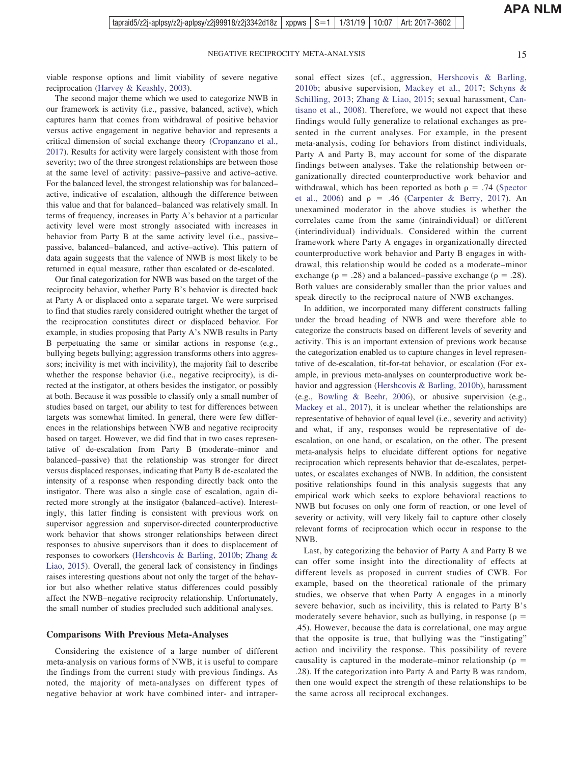viable response options and limit viability of severe negative reciprocation (Harvey & Keashly, 2003).

The second major theme which we used to categorize NWB in our framework is activity (i.e., passive, balanced, active), which captures harm that comes from withdrawal of positive behavior versus active engagement in negative behavior and represents a critical dimension of social exchange theory (Cropanzano et al., 2017). Results for activity were largely consistent with those from severity; two of the three strongest relationships are between those at the same level of activity: passive–passive and active–active. For the balanced level, the strongest relationship was for balanced–active, indicative of escalation, although the difference between this value and that for balanced–balanced was relatively small. In terms of frequency, increases in Party A's behavior at a particular activity level were most strongly associated with increases in behavior from Party B at the same activity level (i.e., passive–passive, balanced–balanced, and active–active). This pattern of data again suggests that the valence of NWB is most likely to be returned in equal measure, rather than escalated or de-escalated.

Our final categorization for NWB was based on the target of the reciprocity behavior, whether Party B's behavior is directed back at Party A or displaced onto a separate target. We were surprised to find that studies rarely considered outright whether the target of the reciprocation constitutes direct or displaced behavior. For example, in studies proposing that Party A's NWB results in Party B perpetuating the same or similar actions in response (e.g., bullying begets bullying; aggression transforms others into aggressors; incivility is met with incivility), the majority fail to describe whether the response behavior (i.e., negative reciprocity), is directed at the instigator, at others besides the instigator, or possibly at both. Because it was possible to classify only a small number of studies based on target, our ability to test for differences between targets was somewhat limited. In general, there were few differences in the relationships between NWB and negative reciprocity based on target. However, we did find that in two cases representative of de-escalation from Party B (moderate–minor and balanced–passive) that the relationship was stronger for direct versus displaced responses, indicating that Party B de-escalated the intensity of a response when responding directly back onto the instigator. There was also a single case of escalation, again directed more strongly at the instigator (balanced–active). Interestingly, this latter finding is consistent with previous work on supervisor aggression and supervisor-directed counterproductive work behavior that shows stronger relationships between direct responses to abusive supervisors than it does to displacement of responses to coworkers (Hershcovis & Barling, 2010b; Zhang & Liao, 2015). Overall, the general lack of consistency in findings raises interesting questions about not only the target of the behavior but also whether relative status differences could possibly affect the NWB–negative reciprocity relationship. Unfortunately, the small number of studies precluded such additional analyses.

## Comparisons With Previous Meta-Analyses

Considering the existence of a large number of different meta-analysis on various forms of NWB, it is useful to compare the findings from the current study with previous findings. As noted, the majority of meta-analyses on different types of negative behavior at work have combined inter- and intrapersonal effect sizes (cf., aggression, Hershcovis & Barling, 2010b; abusive supervision, Mackey et al., 2017; Schyns & Schilling, 2013; Zhang & Liao, 2015; sexual harassment, Cantisano et al., 2008). Therefore, we would not expect that these findings would fully generalize to relational exchanges as presented in the current analyses. For example, in the present meta-analysis, coding for behaviors from distinct individuals, Party A and Party B, may account for some of the disparate findings between analyses. Take the relationship between organizationally directed counterproductive work behavior and withdrawal, which has been reported as both $\rho = .74$ (Spector et al., 2006) and $\rho = .46$ (Carpenter & Berry, 2017). An unexamined moderator in the above studies is whether the correlates came from the same (intraindividual) or different (interindividual) individuals. Considered within the current framework where Party A engages in organizationally directed counterproductive work behavior and Party B engages in withdrawal, this relationship would be coded as a moderate–minor exchange ($\rho = .28$) and a balanced–passive exchange ($\rho = .28$). Both values are considerably smaller than the prior values and speak directly to the reciprocal nature of NWB exchanges.

In addition, we incorporated many different constructs falling under the broad heading of NWB and were therefore able to categorize the constructs based on different levels of severity and activity. This is an important extension of previous work because the categorization enabled us to capture changes in level representative of de-escalation, tit-for-tat behavior, or escalation (For example, in previous meta-analyses on counterproductive work behavior and aggression (Hershcovis & Barling, 2010b), harassment (e.g., Bowling & Beehr, 2006), or abusive supervision (e.g., Mackey et al., 2017), it is unclear whether the relationships are representative of behavior of equal level (i.e., severity and activity) and what, if any, responses would be representative of de-escalation, on one hand, or escalation, on the other. The present meta-analysis helps to elucidate different options for negative reciprocation which represents behavior that de-escalates, perpetuates, or escalates exchanges of NWB. In addition, the consistent positive relationships found in this analysis suggests that any empirical work which seeks to explore behavioral reactions to NWB but focuses on only one form of reaction, or one level of severity or activity, will very likely fail to capture other closely relevant forms of reciprocation which occur in response to the NWB.

Last, by categorizing the behavior of Party A and Party B we can offer some insight into the directionality of effects at different levels as proposed in current studies of CWB. For example, based on the theoretical rationale of the primary studies, we observe that when Party A engages in a minorly severe behavior, such as incivility, this is related to Party B's moderately severe behavior, such as bullying, in response ($\rho = .45$). However, because the data is correlational, one may argue that the opposite is true, that bullying was the "instigating" action and incivility the response. This possibility of revere causality is captured in the moderate–minor relationship ($\rho = .28$). If the categorization into Party A and Party B was random, then one would expect the strength of these relationships to be the same across all reciprocal exchanges.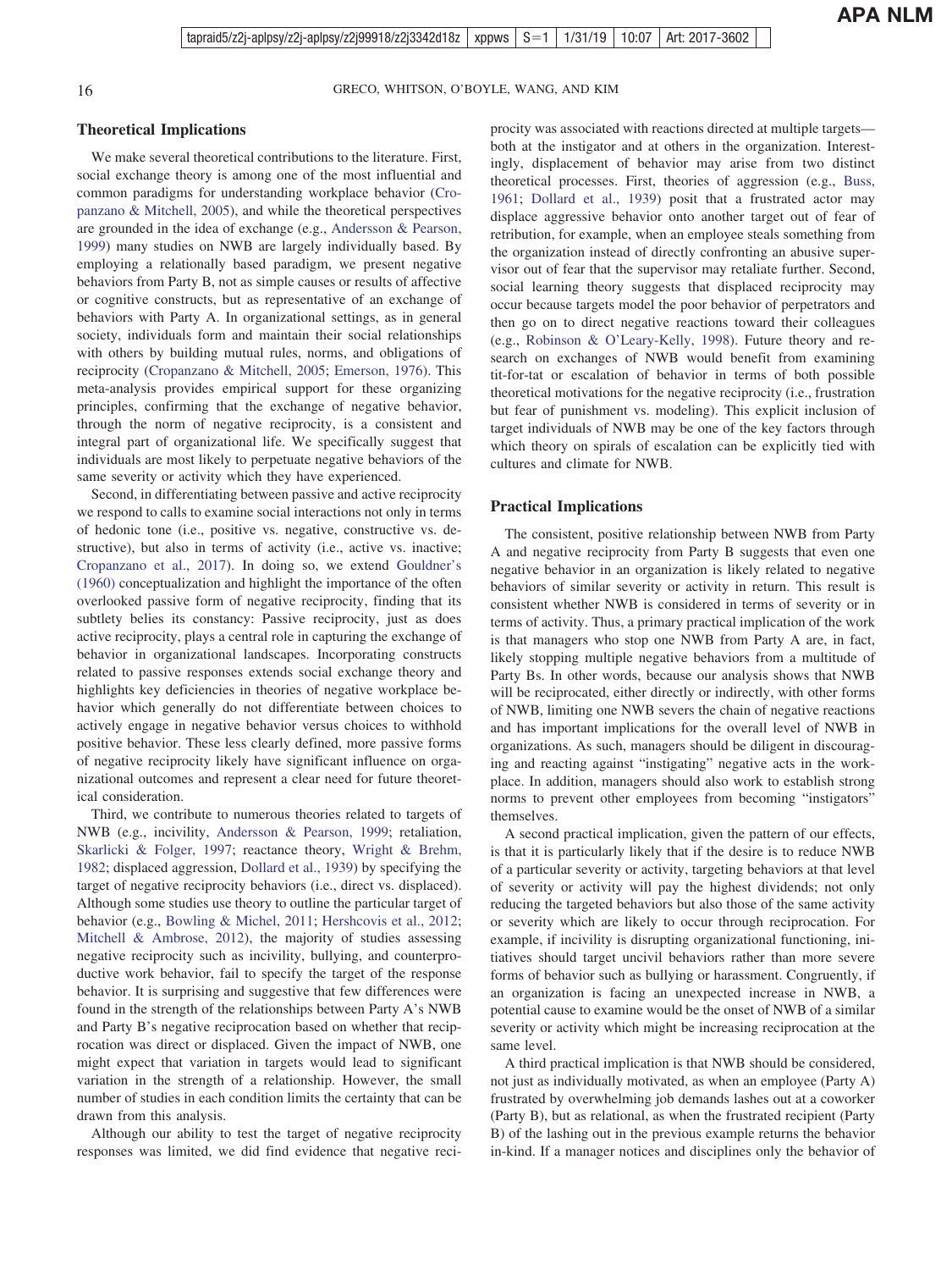## Theoretical Implications

We make several theoretical contributions to the literature. First, social exchange theory is among one of the most influential and common paradigms for understanding workplace behavior (Cropanzano & Mitchell, 2005), and while the theoretical perspectives are grounded in the idea of exchange (e.g., Andersson & Pearson, 1999) many studies on NWB are largely individually based. By employing a relationally based paradigm, we present negative behaviors from Party B, not as simple causes or results of affective or cognitive constructs, but as representative of an exchange of behaviors with Party A. In organizational settings, as in general society, individuals form and maintain their social relationships with others by building mutual rules, norms, and obligations of reciprocity (Cropanzano & Mitchell, 2005; Emerson, 1976). This meta-analysis provides empirical support for these organizing principles, confirming that the exchange of negative behavior, through the norm of negative reciprocity, is a consistent and integral part of organizational life. We specifically suggest that individuals are most likely to perpetuate negative behaviors of the same severity or activity which they have experienced.

Second, in differentiating between passive and active reciprocity we respond to calls to examine social interactions not only in terms of hedonic tone (i.e., positive vs. negative, constructive vs. destructive), but also in terms of activity (i.e., active vs. inactive; Cropanzano et al., 2017). In doing so, we extend Gouldner's (1960) conceptualization and highlight the importance of the often overlooked passive form of negative reciprocity, finding that its subtlety belies its constancy: Passive reciprocity, just as does active reciprocity, plays a central role in capturing the exchange of behavior in organizational landscapes. Incorporating constructs related to passive responses extends social exchange theory and highlights key deficiencies in theories of negative workplace behavior which generally do not differentiate between choices to actively engage in negative behavior versus choices to withhold positive behavior. These less clearly defined, more passive forms of negative reciprocity likely have significant influence on organizational outcomes and represent a clear need for future theoretical consideration.

Third, we contribute to numerous theories related to targets of NWB (e.g., incivility, Andersson & Pearson, 1999; retaliation, Skarlicki & Folger, 1997; reactance theory, Wright & Brehm, 1982; displaced aggression, Dollard et al., 1939) by specifying the target of negative reciprocity behaviors (i.e., direct vs. displaced). Although some studies use theory to outline the particular target of behavior (e.g., Bowling & Michel, 2011; Hershcovis et al., 2012; Mitchell & Ambrose, 2012), the majority of studies assessing negative reciprocity such as incivility, bullying, and counterproductive work behavior, fail to specify the target of the response behavior. It is surprising and suggestive that few differences were found in the strength of the relationships between Party A's NWB and Party B's negative reciprocation based on whether that reciprocation was direct or displaced. Given the impact of NWB, one might expect that variation in targets would lead to significant variation in the strength of a relationship. However, the small number of studies in each condition limits the certainty that can be drawn from this analysis.

Although our ability to test the target of negative reciprocity responses was limited, we did find evidence that negative reciprocity was associated with reactions directed at multiple targets—both at the instigator and at others in the organization. Interestingly, displacement of behavior may arise from two distinct theoretical processes. First, theories of aggression (e.g., Buss, 1961; Dollard et al., 1939) posit that a frustrated actor may displace aggressive behavior onto another target out of fear of retribution, for example, when an employee steals something from the organization instead of directly confronting an abusive supervisor out of fear that the supervisor may retaliate further. Second, social learning theory suggests that displaced reciprocity may occur because targets model the poor behavior of perpetrators and then go on to direct negative reactions toward their colleagues (e.g., Robinson & O'Leary-Kelly, 1998). Future theory and research on exchanges of NWB would benefit from examining tit-for-tat or escalation of behavior in terms of both possible theoretical motivations for the negative reciprocity (i.e., frustration but fear of punishment vs. modeling). This explicit inclusion of target individuals of NWB may be one of the key factors through which theory on spirals of escalation can be explicitly tied with cultures and climate for NWB.

## Practical Implications

The consistent, positive relationship between NWB from Party A and negative reciprocity from Party B suggests that even one negative behavior in an organization is likely related to negative behaviors of similar severity or activity in return. This result is consistent whether NWB is considered in terms of severity or in terms of activity. Thus, a primary practical implication of the work is that managers who stop one NWB from Party A are, in fact, likely stopping multiple negative behaviors from a multitude of Party Bs. In other words, because our analysis shows that NWB will be reciprocated, either directly or indirectly, with other forms of NWB, limiting one NWB severs the chain of negative reactions and has important implications for the overall level of NWB in organizations. As such, managers should be diligent in discouraging and reacting against "instigating" negative acts in the workplace. In addition, managers should also work to establish strong norms to prevent other employees from becoming "instigators" themselves.

A second practical implication, given the pattern of our effects, is that it is particularly likely that if the desire is to reduce NWB of a particular severity or activity, targeting behaviors at that level of severity or activity will pay the highest dividends; not only reducing the targeted behaviors but also those of the same activity or severity which are likely to occur through reciprocation. For example, if incivility is disrupting organizational functioning, initiatives should target uncivil behaviors rather than more severe forms of behavior such as bullying or harassment. Congruently, if an organization is facing an unexpected increase in NWB, a potential cause to examine would be the onset of NWB of a similar severity or activity which might be increasing reciprocation at the same level.

A third practical implication is that NWB should be considered, not just as individually motivated, as when an employee (Party A) frustrated by overwhelming job demands lashes out at a coworker (Party B), but as relational, as when the frustrated recipient (Party B) of the lashing out in the previous example returns the behavior in-kind. If a manager notices and disciplines only the behavior of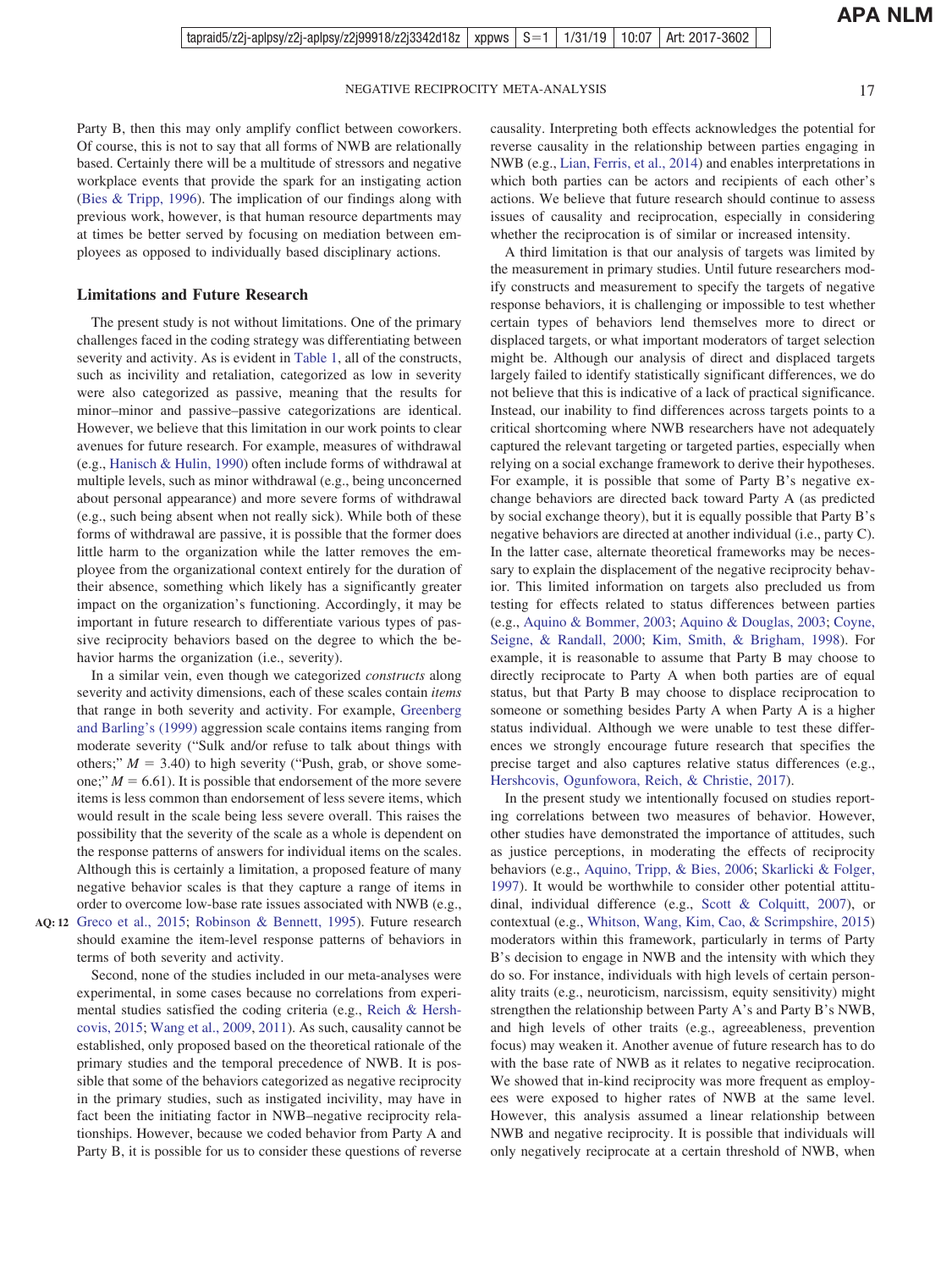Party B, then this may only amplify conflict between coworkers. Of course, this is not to say that all forms of NWB are relationally based. Certainly there will be a multitude of stressors and negative workplace events that provide the spark for an instigating action (Bies & Tripp, 1996). The implication of our findings along with previous work, however, is that human resource departments may at times be better served by focusing on mediation between employees as opposed to individually based disciplinary actions.

## Limitations and Future Research

The present study is not without limitations. One of the primary challenges faced in the coding strategy was differentiating between severity and activity. As is evident in Table 1, all of the constructs, such as incivility and retaliation, categorized as low in severity were also categorized as passive, meaning that the results for minor–minor and passive–passive categorizations are identical. However, we believe that this limitation in our work points to clear avenues for future research. For example, measures of withdrawal (e.g., Hanisch & Hulin, 1990) often include forms of withdrawal at multiple levels, such as minor withdrawal (e.g., being unconcerned about personal appearance) and more severe forms of withdrawal (e.g., such being absent when not really sick). While both of these forms of withdrawal are passive, it is possible that the former does little harm to the organization while the latter removes the employee from the organizational context entirely for the duration of their absence, something which likely has a significantly greater impact on the organization's functioning. Accordingly, it may be important in future research to differentiate various types of passive reciprocity behaviors based on the degree to which the behavior harms the organization (i.e., severity).

In a similar vein, even though we categorized *constructs* along severity and activity dimensions, each of these scales contain *items* that range in both severity and activity. For example, Greenberg and Barling's (1999) aggression scale contains items ranging from moderate severity ("Sulk and/or refuse to talk about things with others;" $M = 3.40$) to high severity ("Push, grab, or shove someone;" $M = 6.61$). It is possible that endorsement of the more severe items is less common than endorsement of less severe items, which would result in the scale being less severe overall. This raises the possibility that the severity of the scale as a whole is dependent on the response patterns of answers for individual items on the scales. Although this is certainly a limitation, a proposed feature of many negative behavior scales is that they capture a range of items in order to overcome low-base rate issues associated with NWB (e.g., Greco et al., 2015; Robinson & Bennett, 1995). Future research should examine the item-level response patterns of behaviors in terms of both severity and activity.

Second, none of the studies included in our meta-analyses were experimental, in some cases because no correlations from experimental studies satisfied the coding criteria (e.g., Reich & Hershcovis, 2015; Wang et al., 2009, 2011). As such, causality cannot be established, only proposed based on the theoretical rationale of the primary studies and the temporal precedence of NWB. It is possible that some of the behaviors categorized as negative reciprocity in the primary studies, such as instigated incivility, may have in fact been the initiating factor in NWB–negative reciprocity relationships. However, because we coded behavior from Party A and Party B, it is possible for us to consider these questions of reverse causality. Interpreting both effects acknowledges the potential for reverse causality in the relationship between parties engaging in NWB (e.g., Lian, Ferris, et al., 2014) and enables interpretations in which both parties can be actors and recipients of each other's actions. We believe that future research should continue to assess issues of causality and reciprocation, especially in considering whether the reciprocation is of similar or increased intensity.

A third limitation is that our analysis of targets was limited by the measurement in primary studies. Until future researchers modify constructs and measurement to specify the targets of negative response behaviors, it is challenging or impossible to test whether certain types of behaviors lend themselves more to direct or displaced targets, or what important moderators of target selection might be. Although our analysis of direct and displaced targets largely failed to identify statistically significant differences, we do not believe that this is indicative of a lack of practical significance. Instead, our inability to find differences across targets points to a critical shortcoming where NWB researchers have not adequately captured the relevant targeting or targeted parties, especially when relying on a social exchange framework to derive their hypotheses. For example, it is possible that some of Party B's negative exchange behaviors are directed back toward Party A (as predicted by social exchange theory), but it is equally possible that Party B's negative behaviors are directed at another individual (i.e., party C). In the latter case, alternate theoretical frameworks may be necessary to explain the displacement of the negative reciprocity behavior. This limited information on targets also precluded us from testing for effects related to status differences between parties (e.g., Aquino & Bommer, 2003; Aquino & Douglas, 2003; Coyne, Seigne, & Randall, 2000; Kim, Smith, & Brigham, 1998). For example, it is reasonable to assume that Party B may choose to directly reciprocate to Party A when both parties are of equal status, but that Party B may choose to displace reciprocation to someone or something besides Party A when Party A is a higher status individual. Although we were unable to test these differences we strongly encourage future research that specifies the precise target and also captures relative status differences (e.g., Hershcovis, Ogunfowora, Reich, & Christie, 2017).

In the present study we intentionally focused on studies reporting correlations between two measures of behavior. However, other studies have demonstrated the importance of attitudes, such as justice perceptions, in moderating the effects of reciprocity behaviors (e.g., Aquino, Tripp, & Bies, 2006; Skarlicki & Folger, 1997). It would be worthwhile to consider other potential attitudinal, individual difference (e.g., Scott & Colquitt, 2007), or contextual (e.g., Whitson, Wang, Kim, Cao, & Scrimpshire, 2015) moderators within this framework, particularly in terms of Party B's decision to engage in NWB and the intensity with which they do so. For instance, individuals with high levels of certain personality traits (e.g., neuroticism, narcissism, equity sensitivity) might strengthen the relationship between Party A's and Party B's NWB, and high levels of other traits (e.g., agreeableness, prevention focus) may weaken it. Another avenue of future research has to do with the base rate of NWB as it relates to negative reciprocation. We showed that in-kind reciprocity was more frequent as employees were exposed to higher rates of NWB at the same level. However, this analysis assumed a linear relationship between NWB and negative reciprocity. It is possible that individuals will only negatively reciprocate at a certain threshold of NWB, when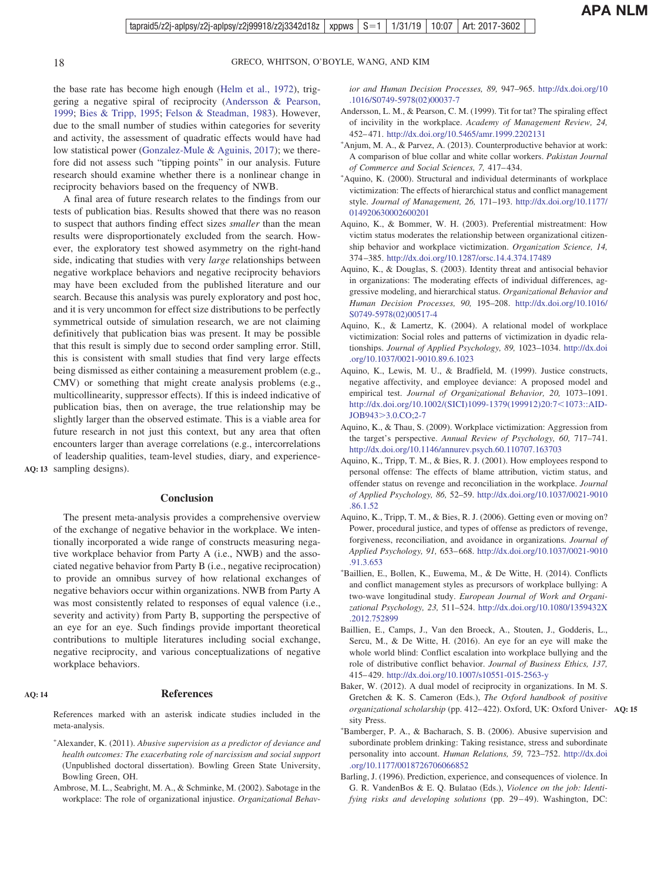the base rate has become high enough (Helm et al., 1972), triggering a negative spiral of reciprocity (Andersson & Pearson, 1999; Bies & Tripp, 1995; Felson & Steadman, 1983). However, due to the small number of studies within categories for severity and activity, the assessment of quadratic effects would have had low statistical power (Gonzalez-Mule & Aguinis, 2017); we therefore did not assess such "tipping points" in our analysis. Future research should examine whether there is a nonlinear change in reciprocity behaviors based on the frequency of NWB.

A final area of future research relates to the findings from our tests of publication bias. Results showed that there was no reason to suspect that authors finding effect sizes *smaller* than the mean results were disproportionately excluded from the search. However, the exploratory test showed asymmetry on the right-hand side, indicating that studies with very *large* relationships between negative workplace behaviors and negative reciprocity behaviors may have been excluded from the published literature and our search. Because this analysis was purely exploratory and post hoc, and it is very uncommon for effect size distributions to be perfectly symmetrical outside of simulation research, we are not claiming definitively that publication bias was present. It may be possible that this result is simply due to second order sampling error. Still, this is consistent with small studies that find very large effects being dismissed as either containing a measurement problem (e.g., CMV) or something that might create analysis problems (e.g., multicollinearity, suppressor effects). If this is indeed indicative of publication bias, then on average, the true relationship may be slightly larger than the observed estimate. This is a viable area for future research in not just this context, but any area that often encounters larger than average correlations (e.g., intercorrelations of leadership qualities, team-level studies, diary, and experience-sampling designs).

## Conclusion

The present meta-analysis provides a comprehensive overview of the exchange of negative behavior in the workplace. We intentionally incorporated a wide range of constructs measuring negative workplace behavior from Party A (i.e., NWB) and the associated negative behavior from Party B (i.e., negative reciprocation) to provide an omnibus survey of how relational exchanges of negative behaviors occur within organizations. NWB from Party A was most consistently related to responses of equal valence (i.e., severity and activity) from Party B, supporting the perspective of an eye for an eye. Such findings provide important theoretical contributions to multiple literatures including social exchange, negative reciprocity, and various conceptualizations of negative workplace behaviors.

## References

References marked with an asterisk indicate studies included in the meta-analysis.

*Alexander, K. (2011). *Abusive supervision as a predictor of deviance and health outcomes: The exacerbating role of narcissism and social support* (Unpublished doctoral dissertation). Bowling Green State University, Bowling Green, OH.

Ambrose, M. L., Seabright, M. A., & Schminke, M. (2002). Sabotage in the workplace: The role of organizational injustice. *Organizational Behavior and Human Decision Processes, 89,* 947–965. http://dx.doi.org/10.1016/S0749-5978(02)00037-7

Andersson, L. M., & Pearson, C. M. (1999). Tit for tat? The spiraling effect of incivility in the workplace. *Academy of Management Review, 24,* 452–471. http://dx.doi.org/10.5465/amr.1999.2202131

*Anjum, M. A., & Parvez, A. (2013). Counterproductive behavior at work: A comparison of blue collar and white collar workers. *Pakistan Journal of Commerce and Social Sciences, 7,* 417–434.

*Aquino, K. (2000). Structural and individual determinants of workplace victimization: The effects of hierarchical status and conflict management style. *Journal of Management, 26,* 171–193. http://dx.doi.org/10.1177/014920630002600201

Aquino, K., & Bommer, W. H. (2003). Preferential mistreatment: How victim status moderates the relationship between organizational citizenship behavior and workplace victimization. *Organization Science, 14,* 374–385. http://dx.doi.org/10.1287/orsc.14.4.374.17489

Aquino, K., & Douglas, S. (2003). Identity threat and antisocial behavior in organizations: The moderating effects of individual differences, aggressive modeling, and hierarchical status. *Organizational Behavior and Human Decision Processes, 90,* 195–208. http://dx.doi.org/10.1016/S0749-5978(02)00517-4

Aquino, K., & Lamertz, K. (2004). A relational model of workplace victimization: Social roles and patterns of victimization in dyadic relationships. *Journal of Applied Psychology, 89,* 1023–1034. http://dx.doi.org/10.1037/0021-9010.89.6.1023

Aquino, K., Lewis, M. U., & Bradfield, M. (1999). Justice constructs, negative affectivity, and employee deviance: A proposed model and empirical test. *Journal of Organizational Behavior, 20,* 1073–1091. http://dx.doi.org/10.1002/(SICI)1099-1379(199912)20:7<1073::AID-JOB943>3.0.CO;2-7

Aquino, K., & Thau, S. (2009). Workplace victimization: Aggression from the target's perspective. *Annual Review of Psychology, 60,* 717–741. http://dx.doi.org/10.1146/annurev.psych.60.110707.163703

Aquino, K., Tripp, T. M., & Bies, R. J. (2001). How employees respond to personal offense: The effects of blame attribution, victim status, and offender status on revenge and reconciliation in the workplace. *Journal of Applied Psychology, 86,* 52–59. http://dx.doi.org/10.1037/0021-9010.86.1.52

Aquino, K., Tripp, T. M., & Bies, R. J. (2006). Getting even or moving on? Power, procedural justice, and types of offense as predictors of revenge, forgiveness, reconciliation, and avoidance in organizations. *Journal of Applied Psychology, 91,* 653–668. http://dx.doi.org/10.1037/0021-9010.91.3.653

*Baillien, E., Bollen, K., Euwema, M., & De Witte, H. (2014). Conflicts and conflict management styles as precursors of workplace bullying: A two-wave longitudinal study. *European Journal of Work and Organizational Psychology, 23,* 511–524. http://dx.doi.org/10.1080/1359432X.2012.752899

Baillien, E., Camps, J., Van den Broeck, A., Stouten, J., Godderis, L., Sercu, M., & De Witte, H. (2016). An eye for an eye will make the whole world blind: Conflict escalation into workplace bullying and the role of distributive conflict behavior. *Journal of Business Ethics, 137,* 415–429. http://dx.doi.org/10.1007/s10551-015-2563-y

Baker, W. (2012). A dual model of reciprocity in organizations. In M. S. Gretchen & K. S. Cameron (Eds.), *The Oxford handbook of positive organizational scholarship* (pp. 412–422). Oxford, UK: Oxford University Press.

*Bamberger, P. A., & Bacharach, S. B. (2006). Abusive supervision and subordinate problem drinking: Taking resistance, stress and subordinate personality into account. *Human Relations, 59,* 723–752. http://dx.doi.org/10.1177/0018726706066852

Barling, J. (1996). Prediction, experience, and consequences of violence. In G. R. VandenBos & E. Q. Bulatao (Eds.), *Violence on the job: Identifying risks and developing solutions* (pp. 29–49). Washington, DC: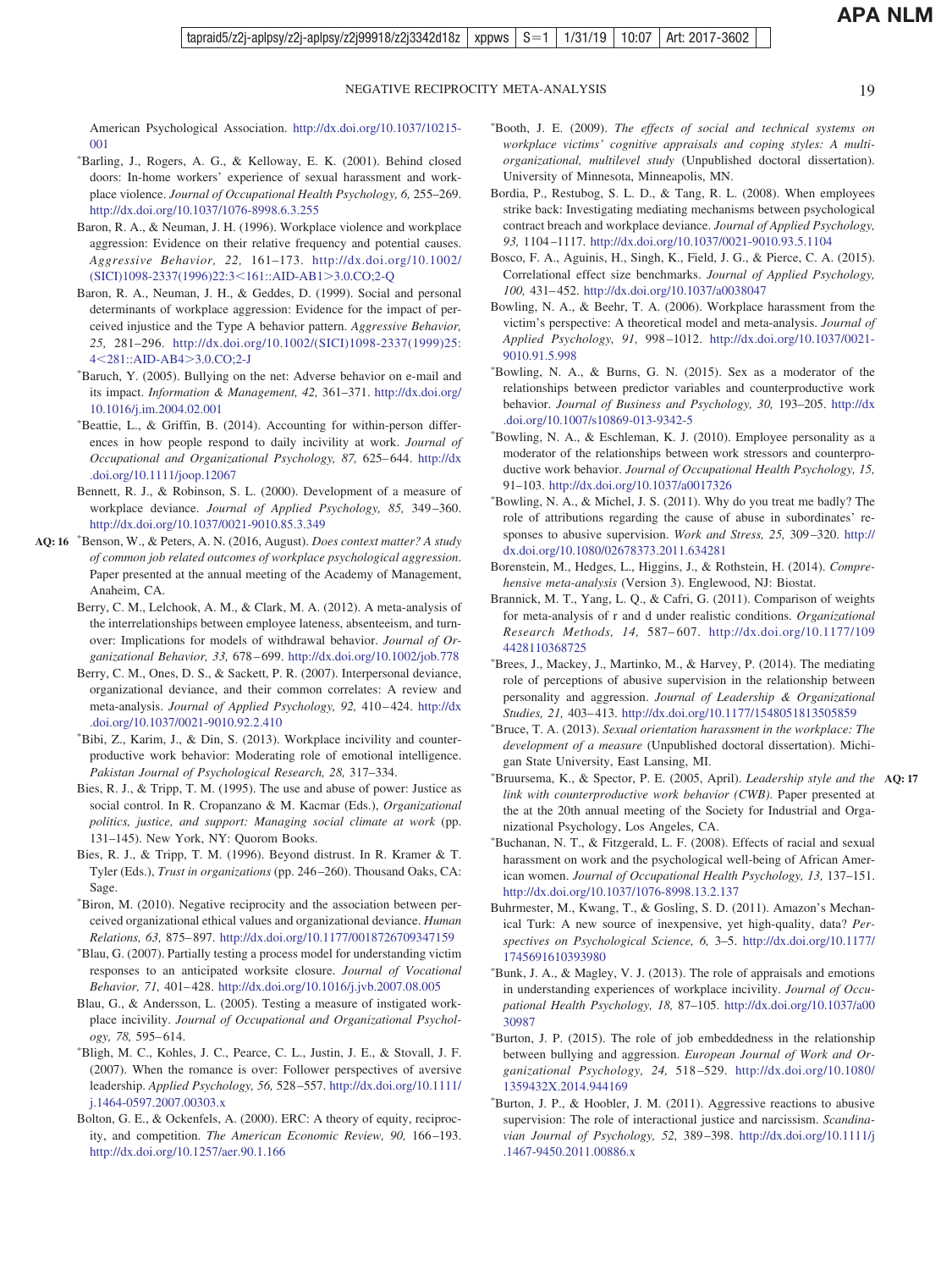American Psychological Association. http://dx.doi.org/10.1037/10215-001

*Barling, J., Rogers, A. G., & Kelloway, E. K. (2001). Behind closed doors: In-home workers' experience of sexual harassment and workplace violence. *Journal of Occupational Health Psychology, 6,* 255–269. http://dx.doi.org/10.1037/1076-8998.6.3.255

Baron, R. A., & Neuman, J. H. (1996). Workplace violence and workplace aggression: Evidence on their relative frequency and potential causes. *Aggressive Behavior, 22,* 161–173. http://dx.doi.org/10.1002/(SICI)1098-2337(1996)22:3<161::AID-AB1>3.0.CO;2-Q

Baron, R. A., Neuman, J. H., & Geddes, D. (1999). Social and personal determinants of workplace aggression: Evidence for the impact of perceived injustice and the Type A behavior pattern. *Aggressive Behavior, 25,* 281–296. http://dx.doi.org/10.1002/(SICI)1098-2337(1999)25:4<281::AID-AB4>3.0.CO;2-J

*Baruch, Y. (2005). Bullying on the net: Adverse behavior on e-mail and its impact. *Information & Management, 42,* 361–371. http://dx.doi.org/10.1016/j.im.2004.02.001

*Beattie, L., & Griffin, B. (2014). Accounting for within-person differences in how people respond to daily incivility at work. *Journal of Occupational and Organizational Psychology, 87,* 625–644. http://dx.doi.org/10.1111/joop.12067

Bennett, R. J., & Robinson, S. L. (2000). Development of a measure of workplace deviance. *Journal of Applied Psychology, 85,* 349–360. http://dx.doi.org/10.1037/0021-9010.85.3.349

AQ: 16 *Benson, W., & Peters, A. N. (2016, August). *Does context matter? A study of common job related outcomes of workplace psychological aggression.* Paper presented at the annual meeting of the Academy of Management, Anaheim, CA.

Berry, C. M., Lelchook, A. M., & Clark, M. A. (2012). A meta-analysis of the interrelationships between employee lateness, absenteeism, and turnover: Implications for models of withdrawal behavior. *Journal of Organizational Behavior, 33,* 678–699. http://dx.doi.org/10.1002/job.778

Berry, C. M., Ones, D. S., & Sackett, P. R. (2007). Interpersonal deviance, organizational deviance, and their common correlates: A review and meta-analysis. *Journal of Applied Psychology, 92,* 410–424. http://dx.doi.org/10.1037/0021-9010.92.2.410

*Bibi, Z., Karim, J., & Din, S. (2013). Workplace incivility and counterproductive work behavior: Moderating role of emotional intelligence. *Pakistan Journal of Psychological Research, 28,* 317–334.

Bies, R. J., & Tripp, T. M. (1995). The use and abuse of power: Justice as social control. In R. Cropanzano & M. Kacmar (Eds.), *Organizational politics, justice, and support: Managing social climate at work* (pp. 131–145). New York, NY: Quorom Books.

Bies, R. J., & Tripp, T. M. (1996). Beyond distrust. In R. Kramer & T. Tyler (Eds.), *Trust in organizations* (pp. 246–260). Thousand Oaks, CA: Sage.

*Biron, M. (2010). Negative reciprocity and the association between perceived organizational ethical values and organizational deviance. *Human Relations, 63,* 875–897. http://dx.doi.org/10.1177/0018726709347159

*Blau, G. (2007). Partially testing a process model for understanding victim responses to an anticipated worksite closure. *Journal of Vocational Behavior, 71,* 401–428. http://dx.doi.org/10.1016/j.jvb.2007.08.005

Blau, G., & Andersson, L. (2005). Testing a measure of instigated workplace incivility. *Journal of Occupational and Organizational Psychology, 78,* 595–614.

*Bligh, M. C., Kohles, J. C., Pearce, C. L., Justin, J. E., & Stovall, J. F. (2007). When the romance is over: Follower perspectives of aversive leadership. *Applied Psychology, 56,* 528–557. http://dx.doi.org/10.1111/j.1464-0597.2007.00303.x

Bolton, G. E., & Ockenfels, A. (2000). ERC: A theory of equity, reciprocity, and competition. *The American Economic Review, 90,* 166–193. http://dx.doi.org/10.1257/aer.90.1.166

*Booth, J. E. (2009). *The effects of social and technical systems on workplace victims' cognitive appraisals and coping styles: A multi-organizational, multilevel study* (Unpublished doctoral dissertation). University of Minnesota, Minneapolis, MN.

Bordia, P., Restubog, S. L. D., & Tang, R. L. (2008). When employees strike back: Investigating mediating mechanisms between psychological contract breach and workplace deviance. *Journal of Applied Psychology, 93,* 1104–1117. http://dx.doi.org/10.1037/0021-9010.93.5.1104

Bosco, F. A., Aguinis, H., Singh, K., Field, J. G., & Pierce, C. A. (2015). Correlational effect size benchmarks. *Journal of Applied Psychology, 100,* 431–452. http://dx.doi.org/10.1037/a0038047

Bowling, N. A., & Beehr, T. A. (2006). Workplace harassment from the victim's perspective: A theoretical model and meta-analysis. *Journal of Applied Psychology, 91,* 998–1012. http://dx.doi.org/10.1037/0021-9010.91.5.998

*Bowling, N. A., & Burns, G. N. (2015). Sex as a moderator of the relationships between predictor variables and counterproductive work behavior. *Journal of Business and Psychology, 30,* 193–205. http://dx.doi.org/10.1007/s10869-013-9342-5

*Bowling, N. A., & Eschleman, K. J. (2010). Employee personality as a moderator of the relationships between work stressors and counterproductive work behavior. *Journal of Occupational Health Psychology, 15,* 91–103. http://dx.doi.org/10.1037/a0017326

*Bowling, N. A., & Michel, J. S. (2011). Why do you treat me badly? The role of attributions regarding the cause of abuse in subordinates' responses to abusive supervision. *Work and Stress, 25,* 309–320. http://dx.doi.org/10.1080/02678373.2011.634281

Borenstein, M., Hedges, L., Higgins, J., & Rothstein, H. (2014). *Comprehensive meta-analysis* (Version 3). Englewood, NJ: Biostat.

Brannick, M. T., Yang, L. Q., & Cafri, G. (2011). Comparison of weights for meta-analysis of r and d under realistic conditions. *Organizational Research Methods, 14,* 587–607. http://dx.doi.org/10.1177/1094428110368725

*Brees, J., Mackey, J., Martinko, M., & Harvey, P. (2014). The mediating role of perceptions of abusive supervision in the relationship between personality and aggression. *Journal of Leadership & Organizational Studies, 21,* 403–413. http://dx.doi.org/10.1177/1548051813505859

*Bruce, T. A. (2013). *Sexual orientation harassment in the workplace: The development of a measure* (Unpublished doctoral dissertation). Michigan State University, East Lansing, MI.

*Bruursema, K., & Spector, P. E. (2005, April). *Leadership style and the link with counterproductive work behavior (CWB).* Paper presented at the at the 20th annual meeting of the Society for Industrial and Organizational Psychology, Los Angeles, CA. AQ: 17

*Buchanan, N. T., & Fitzgerald, L. F. (2008). Effects of racial and sexual harassment on work and the psychological well-being of African American women. *Journal of Occupational Health Psychology, 13,* 137–151. http://dx.doi.org/10.1037/1076-8998.13.2.137

Buhrmester, M., Kwang, T., & Gosling, S. D. (2011). Amazon's Mechanical Turk: A new source of inexpensive, yet high-quality, data? *Perspectives on Psychological Science, 6,* 3–5. http://dx.doi.org/10.1177/1745691610393980

*Bunk, J. A., & Magley, V. J. (2013). The role of appraisals and emotions in understanding experiences of workplace incivility. *Journal of Occupational Health Psychology, 18,* 87–105. http://dx.doi.org/10.1037/a0030987

*Burton, J. P. (2015). The role of job embeddedness in the relationship between bullying and aggression. *European Journal of Work and Organizational Psychology, 24,* 518–529. http://dx.doi.org/10.1080/1359432X.2014.944169

*Burton, J. P., & Hoobler, J. M. (2011). Aggressive reactions to abusive supervision: The role of interactional justice and narcissism. *Scandinavian Journal of Psychology, 52,* 389–398. http://dx.doi.org/10.1111/j.1467-9450.2011.00886.x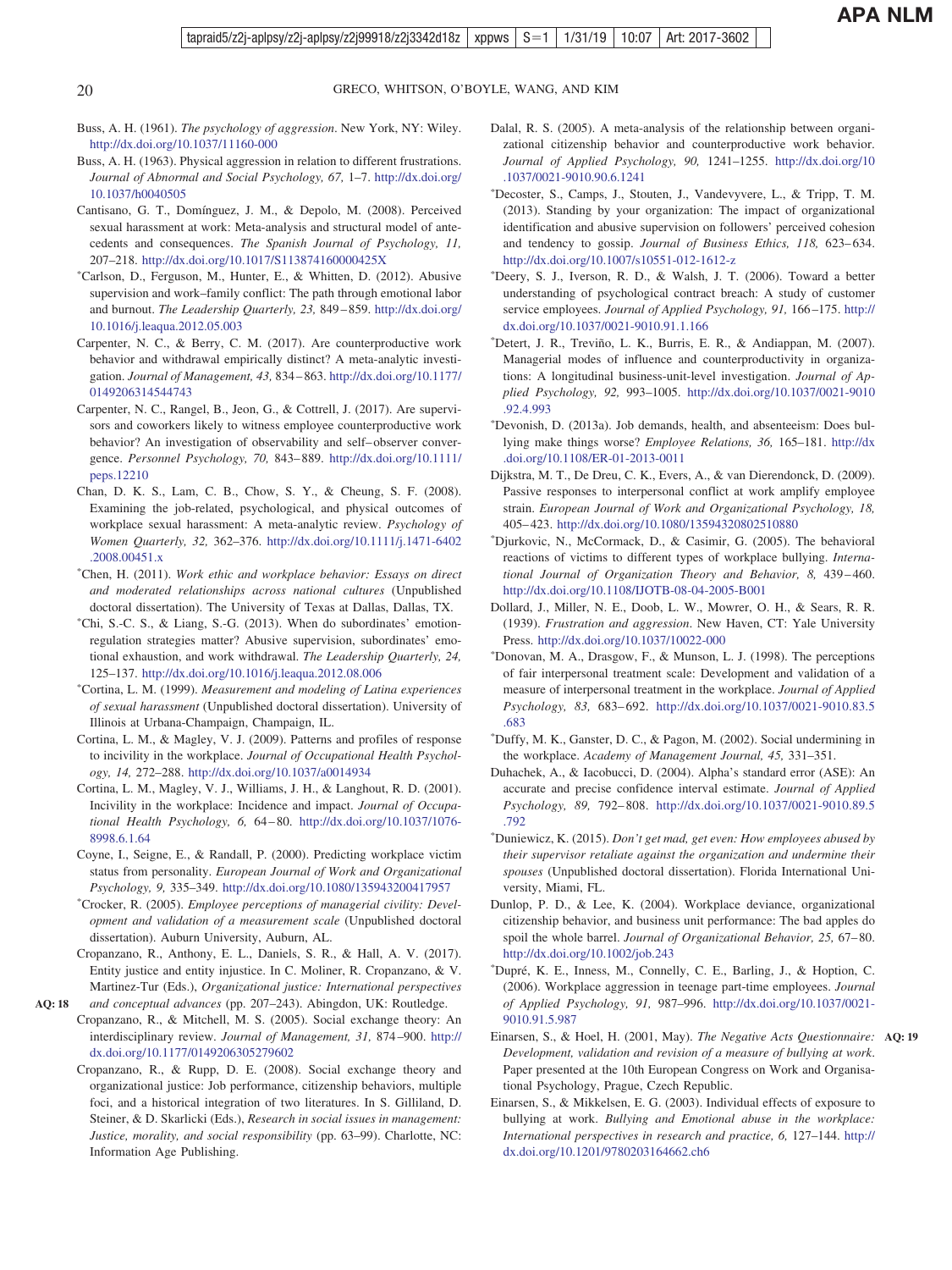Buss, A. H. (1961). *The psychology of aggression*. New York, NY: Wiley. http://dx.doi.org/10.1037/11160-000

Buss, A. H. (1963). Physical aggression in relation to different frustrations. *Journal of Abnormal and Social Psychology, 67,* 1–7. http://dx.doi.org/10.1037/h0040505

Cantisano, G. T., Domínguez, J. M., & Depolo, M. (2008). Perceived sexual harassment at work: Meta-analysis and structural model of antecedents and consequences. *The Spanish Journal of Psychology, 11,* 207–218. http://dx.doi.org/10.1017/S113874160000425X

*Carlson, D., Ferguson, M., Hunter, E., & Whitten, D. (2012). Abusive supervision and work–family conflict: The path through emotional labor and burnout. *The Leadership Quarterly, 23,* 849–859. http://dx.doi.org/10.1016/j.leaqua.2012.05.003

Carpenter, N. C., & Berry, C. M. (2017). Are counterproductive work behavior and withdrawal empirically distinct? A meta-analytic investigation. *Journal of Management, 43,* 834–863. http://dx.doi.org/10.1177/0149206314544743

Carpenter, N. C., Rangel, B., Jeon, G., & Cottrell, J. (2017). Are supervisors and coworkers likely to witness employee counterproductive work behavior? An investigation of observability and self–observer convergence. *Personnel Psychology, 70,* 843–889. http://dx.doi.org/10.1111/peps.12210

Chan, D. K. S., Lam, C. B., Chow, S. Y., & Cheung, S. F. (2008). Examining the job-related, psychological, and physical outcomes of workplace sexual harassment: A meta-analytic review. *Psychology of Women Quarterly, 32,* 362–376. http://dx.doi.org/10.1111/j.1471-6402.2008.00451.x

*Chen, H. (2011). *Work ethic and workplace behavior: Essays on direct and moderated relationships across national cultures* (Unpublished doctoral dissertation). The University of Texas at Dallas, Dallas, TX.

*Chi, S.-C. S., & Liang, S.-G. (2013). When do subordinates' emotion-regulation strategies matter? Abusive supervision, subordinates' emotional exhaustion, and work withdrawal. *The Leadership Quarterly, 24,* 125–137. http://dx.doi.org/10.1016/j.leaqua.2012.08.006

*Cortina, L. M. (1999). *Measurement and modeling of Latina experiences of sexual harassment* (Unpublished doctoral dissertation). University of Illinois at Urbana-Champaign, Champaign, IL.

Cortina, L. M., & Magley, V. J. (2009). Patterns and profiles of response to incivility in the workplace. *Journal of Occupational Health Psychology, 14,* 272–288. http://dx.doi.org/10.1037/a0014934

Cortina, L. M., Magley, V. J., Williams, J. H., & Langhout, R. D. (2001). Incivility in the workplace: Incidence and impact. *Journal of Occupational Health Psychology, 6,* 64–80. http://dx.doi.org/10.1037/1076-8998.6.1.64

Coyne, I., Seigne, E., & Randall, P. (2000). Predicting workplace victim status from personality. *European Journal of Work and Organizational Psychology, 9,* 335–349. http://dx.doi.org/10.1080/135943200417957

*Crocker, R. (2005). *Employee perceptions of managerial civility: Development and validation of a measurement scale* (Unpublished doctoral dissertation). Auburn University, Auburn, AL.

Cropanzano, R., Anthony, E. L., Daniels, S. R., & Hall, A. V. (2017). Entity justice and entity injustice. In C. Moliner, R. Cropanzano, & V. Martinez-Tur (Eds.), *Organizational justice: International perspectives and conceptual advances* (pp. 207–243). Abingdon, UK: Routledge. AQ: 18

Cropanzano, R., & Mitchell, M. S. (2005). Social exchange theory: An interdisciplinary review. *Journal of Management, 31,* 874–900. http://dx.doi.org/10.1177/0149206305279602

Cropanzano, R., & Rupp, D. E. (2008). Social exchange theory and organizational justice: Job performance, citizenship behaviors, multiple foci, and a historical integration of two literatures. In S. Gilliland, D. Steiner, & D. Skarlicki (Eds.), *Research in social issues in management: Justice, morality, and social responsibility* (pp. 63–99). Charlotte, NC: Information Age Publishing.

Dalal, R. S. (2005). A meta-analysis of the relationship between organizational citizenship behavior and counterproductive work behavior. *Journal of Applied Psychology, 90,* 1241–1255. http://dx.doi.org/10.1037/0021-9010.90.6.1241

*Decoster, S., Camps, J., Stouten, J., Vandevyvere, L., & Tripp, T. M. (2013). Standing by your organization: The impact of organizational identification and abusive supervision on followers' perceived cohesion and tendency to gossip. *Journal of Business Ethics, 118,* 623–634. http://dx.doi.org/10.1007/s10551-012-1612-z

*Deery, S. J., Iverson, R. D., & Walsh, J. T. (2006). Toward a better understanding of psychological contract breach: A study of customer service employees. *Journal of Applied Psychology, 91,* 166–175. http://dx.doi.org/10.1037/0021-9010.91.1.166

*Detert, J. R., Treviño, L. K., Burris, E. R., & Andiappan, M. (2007). Managerial modes of influence and counterproductivity in organizations: A longitudinal business-unit-level investigation. *Journal of Applied Psychology, 92,* 993–1005. http://dx.doi.org/10.1037/0021-9010.92.4.993

*Devonish, D. (2013a). Job demands, health, and absenteeism: Does bullying make things worse? *Employee Relations, 36,* 165–181. http://dx.doi.org/10.1108/ER-01-2013-0011

Dijkstra, M. T., De Dreu, C. K., Evers, A., & van Dierendonck, D. (2009). Passive responses to interpersonal conflict at work amplify employee strain. *European Journal of Work and Organizational Psychology, 18,* 405–423. http://dx.doi.org/10.1080/13594320802510880

*Djurkovic, N., McCormack, D., & Casimir, G. (2005). The behavioral reactions of victims to different types of workplace bullying. *International Journal of Organization Theory and Behavior, 8,* 439–460. http://dx.doi.org/10.1108/IJOTB-08-04-2005-B001

Dollard, J., Miller, N. E., Doob, L. W., Mowrer, O. H., & Sears, R. R. (1939). *Frustration and aggression*. New Haven, CT: Yale University Press. http://dx.doi.org/10.1037/10022-000

*Donovan, M. A., Drasgow, F., & Munson, L. J. (1998). The perceptions of fair interpersonal treatment scale: Development and validation of a measure of interpersonal treatment in the workplace. *Journal of Applied Psychology, 83,* 683–692. http://dx.doi.org/10.1037/0021-9010.83.5.683

*Duffy, M. K., Ganster, D. C., & Pagon, M. (2002). Social undermining in the workplace. *Academy of Management Journal, 45,* 331–351.

Duhachek, A., & Iacobucci, D. (2004). Alpha's standard error (ASE): An accurate and precise confidence interval estimate. *Journal of Applied Psychology, 89,* 792–808. http://dx.doi.org/10.1037/0021-9010.89.5.792

*Duniewicz, K. (2015). *Don't get mad, get even: How employees abused by their supervisor retaliate against the organization and undermine their spouses* (Unpublished doctoral dissertation). Florida International University, Miami, FL.

Dunlop, P. D., & Lee, K. (2004). Workplace deviance, organizational citizenship behavior, and business unit performance: The bad apples do spoil the whole barrel. *Journal of Organizational Behavior, 25,* 67–80. http://dx.doi.org/10.1002/job.243

*Dupré, K. E., Inness, M., Connelly, C. E., Barling, J., & Hoption, C. (2006). Workplace aggression in teenage part-time employees. *Journal of Applied Psychology, 91,* 987–996. http://dx.doi.org/10.1037/0021-9010.91.5.987

Einarsen, S., & Hoel, H. (2001, May). *The Negative Acts Questionnaire: Development, validation and revision of a measure of bullying at work*. Paper presented at the 10th European Congress on Work and Organisational Psychology, Prague, Czech Republic. AQ: 19

Einarsen, S., & Mikkelsen, E. G. (2003). Individual effects of exposure to bullying at work. *Bullying and Emotional abuse in the workplace: International perspectives in research and practice, 6,* 127–144. http://dx.doi.org/10.1201/9780203164662.ch6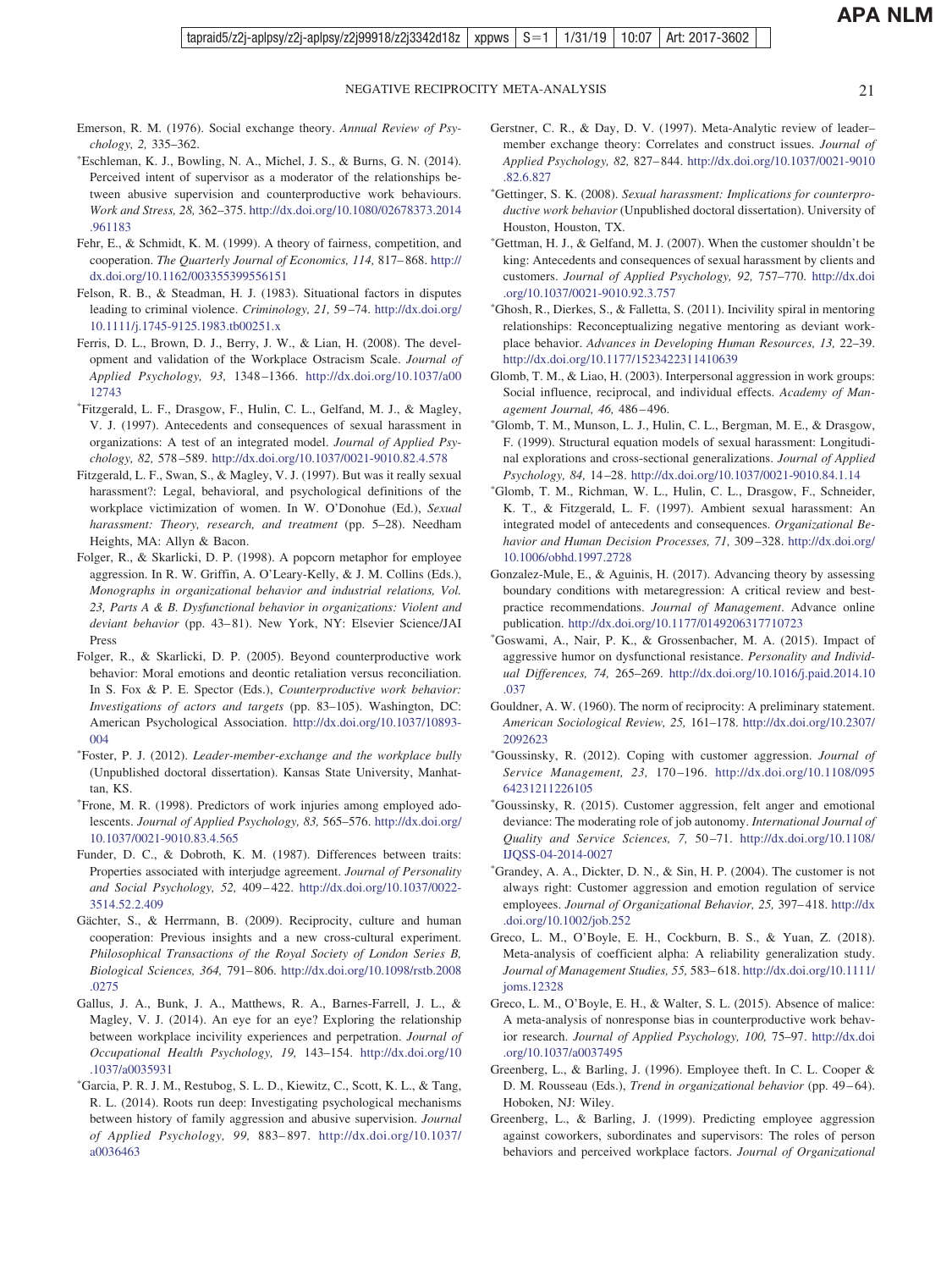Emerson, R. M. (1976). Social exchange theory. *Annual Review of Psychology, 2,* 335–362.

*Eschleman, K. J., Bowling, N. A., Michel, J. S., & Burns, G. N. (2014). Perceived intent of supervisor as a moderator of the relationships between abusive supervision and counterproductive work behaviours. *Work and Stress, 28,* 362–375. http://dx.doi.org/10.1080/02678373.2014.961183

Fehr, E., & Schmidt, K. M. (1999). A theory of fairness, competition, and cooperation. *The Quarterly Journal of Economics, 114,* 817–868. http://dx.doi.org/10.1162/003355399556151

Felson, R. B., & Steadman, H. J. (1983). Situational factors in disputes leading to criminal violence. *Criminology, 21,* 59–74. http://dx.doi.org/10.1111/j.1745-9125.1983.tb00251.x

Ferris, D. L., Brown, D. J., Berry, J. W., & Lian, H. (2008). The development and validation of the Workplace Ostracism Scale. *Journal of Applied Psychology, 93,* 1348–1366. http://dx.doi.org/10.1037/a0012743

*Fitzgerald, L. F., Drasgow, F., Hulin, C. L., Gelfand, M. J., & Magley, V. J. (1997). Antecedents and consequences of sexual harassment in organizations: A test of an integrated model. *Journal of Applied Psychology, 82,* 578–589. http://dx.doi.org/10.1037/0021-9010.82.4.578

Fitzgerald, L. F., Swan, S., & Magley, V. J. (1997). But was it really sexual harassment?: Legal, behavioral, and psychological definitions of the workplace victimization of women. In W. O'Donohue (Ed.), *Sexual harassment: Theory, research, and treatment* (pp. 5–28). Needham Heights, MA: Allyn & Bacon.

Folger, R., & Skarlicki, D. P. (1998). A popcorn metaphor for employee aggression. In R. W. Griffin, A. O'Leary-Kelly, & J. M. Collins (Eds.), *Monographs in organizational behavior and industrial relations, Vol. 23, Parts A & B. Dysfunctional behavior in organizations: Violent and deviant behavior* (pp. 43–81). New York, NY: Elsevier Science/JAI Press

Folger, R., & Skarlicki, D. P. (2005). Beyond counterproductive work behavior: Moral emotions and deontic retaliation versus reconciliation. In S. Fox & P. E. Spector (Eds.), *Counterproductive work behavior: Investigations of actors and targets* (pp. 83–105). Washington, DC: American Psychological Association. http://dx.doi.org/10.1037/10893-004

*Foster, P. J. (2012). *Leader-member-exchange and the workplace bully* (Unpublished doctoral dissertation). Kansas State University, Manhattan, KS.

*Frone, M. R. (1998). Predictors of work injuries among employed adolescents. *Journal of Applied Psychology, 83,* 565–576. http://dx.doi.org/10.1037/0021-9010.83.4.565

Funder, D. C., & Dobroth, K. M. (1987). Differences between traits: Properties associated with interjudge agreement. *Journal of Personality and Social Psychology, 52,* 409–422. http://dx.doi.org/10.1037/0022-3514.52.2.409

Gächter, S., & Herrmann, B. (2009). Reciprocity, culture and human cooperation: Previous insights and a new cross-cultural experiment. *Philosophical Transactions of the Royal Society of London Series B, Biological Sciences, 364,* 791–806. http://dx.doi.org/10.1098/rstb.2008.0275

Gallus, J. A., Bunk, J. A., Matthews, R. A., Barnes-Farrell, J. L., & Magley, V. J. (2014). An eye for an eye? Exploring the relationship between workplace incivility experiences and perpetration. *Journal of Occupational Health Psychology, 19,* 143–154. http://dx.doi.org/10.1037/a0035931

*Garcia, P. R. J. M., Restubog, S. L. D., Kiewitz, C., Scott, K. L., & Tang, R. L. (2014). Roots run deep: Investigating psychological mechanisms between history of family aggression and abusive supervision. *Journal of Applied Psychology, 99,* 883–897. http://dx.doi.org/10.1037/a0036463

Gerstner, C. R., & Day, D. V. (1997). Meta-Analytic review of leader–member exchange theory: Correlates and construct issues. *Journal of Applied Psychology, 82,* 827–844. http://dx.doi.org/10.1037/0021-9010.82.6.827

*Gettinger, S. K. (2008). *Sexual harassment: Implications for counterproductive work behavior* (Unpublished doctoral dissertation). University of Houston, Houston, TX.

*Gettman, H. J., & Gelfand, M. J. (2007). When the customer shouldn't be king: Antecedents and consequences of sexual harassment by clients and customers. *Journal of Applied Psychology, 92,* 757–770. http://dx.doi.org/10.1037/0021-9010.92.3.757

*Ghosh, R., Dierkes, S., & Falletta, S. (2011). Incivility spiral in mentoring relationships: Reconceptualizing negative mentoring as deviant workplace behavior. *Advances in Developing Human Resources, 13,* 22–39. http://dx.doi.org/10.1177/1523422311410639

Glomb, T. M., & Liao, H. (2003). Interpersonal aggression in work groups: Social influence, reciprocal, and individual effects. *Academy of Management Journal, 46,* 486–496.

*Glomb, T. M., Munson, L. J., Hulin, C. L., Bergman, M. E., & Drasgow, F. (1999). Structural equation models of sexual harassment: Longitudinal explorations and cross-sectional generalizations. *Journal of Applied Psychology, 84,* 14–28. http://dx.doi.org/10.1037/0021-9010.84.1.14

*Glomb, T. M., Richman, W. L., Hulin, C. L., Drasgow, F., Schneider, K. T., & Fitzgerald, L. F. (1997). Ambient sexual harassment: An integrated model of antecedents and consequences. *Organizational Behavior and Human Decision Processes, 71,* 309–328. http://dx.doi.org/10.1006/obhd.1997.2728

Gonzalez-Mule, E., & Aguinis, H. (2017). Advancing theory by assessing boundary conditions with metaregression: A critical review and best-practice recommendations. *Journal of Management*. Advance online publication. http://dx.doi.org/10.1177/0149206317710723

*Goswami, A., Nair, P. K., & Grossenbacher, M. A. (2015). Impact of aggressive humor on dysfunctional resistance. *Personality and Individual Differences, 74,* 265–269. http://dx.doi.org/10.1016/j.paid.2014.10.037

Gouldner, A. W. (1960). The norm of reciprocity: A preliminary statement. *American Sociological Review, 25,* 161–178. http://dx.doi.org/10.2307/2092623

*Goussinsky, R. (2012). Coping with customer aggression. *Journal of Service Management, 23,* 170–196. http://dx.doi.org/10.1108/09564231211226105

*Goussinsky, R. (2015). Customer aggression, felt anger and emotional deviance: The moderating role of job autonomy. *International Journal of Quality and Service Sciences, 7,* 50–71. http://dx.doi.org/10.1108/IJQSS-04-2014-0027

*Grandey, A. A., Dickter, D. N., & Sin, H. P. (2004). The customer is not always right: Customer aggression and emotion regulation of service employees. *Journal of Organizational Behavior, 25,* 397–418. http://dx.doi.org/10.1002/job.252

Greco, L. M., O'Boyle, E. H., Cockburn, B. S., & Yuan, Z. (2018). Meta-analysis of coefficient alpha: A reliability generalization study. *Journal of Management Studies, 55,* 583–618. http://dx.doi.org/10.1111/joms.12328

Greco, L. M., O'Boyle, E. H., & Walter, S. L. (2015). Absence of malice: A meta-analysis of nonresponse bias in counterproductive work behavior research. *Journal of Applied Psychology, 100,* 75–97. http://dx.doi.org/10.1037/a0037495

Greenberg, L., & Barling, J. (1996). Employee theft. In C. L. Cooper & D. M. Rousseau (Eds.), *Trend in organizational behavior* (pp. 49–64). Hoboken, NJ: Wiley.

Greenberg, L., & Barling, J. (1999). Predicting employee aggression against coworkers, subordinates and supervisors: The roles of person behaviors and perceived workplace factors. *Journal of Organizational*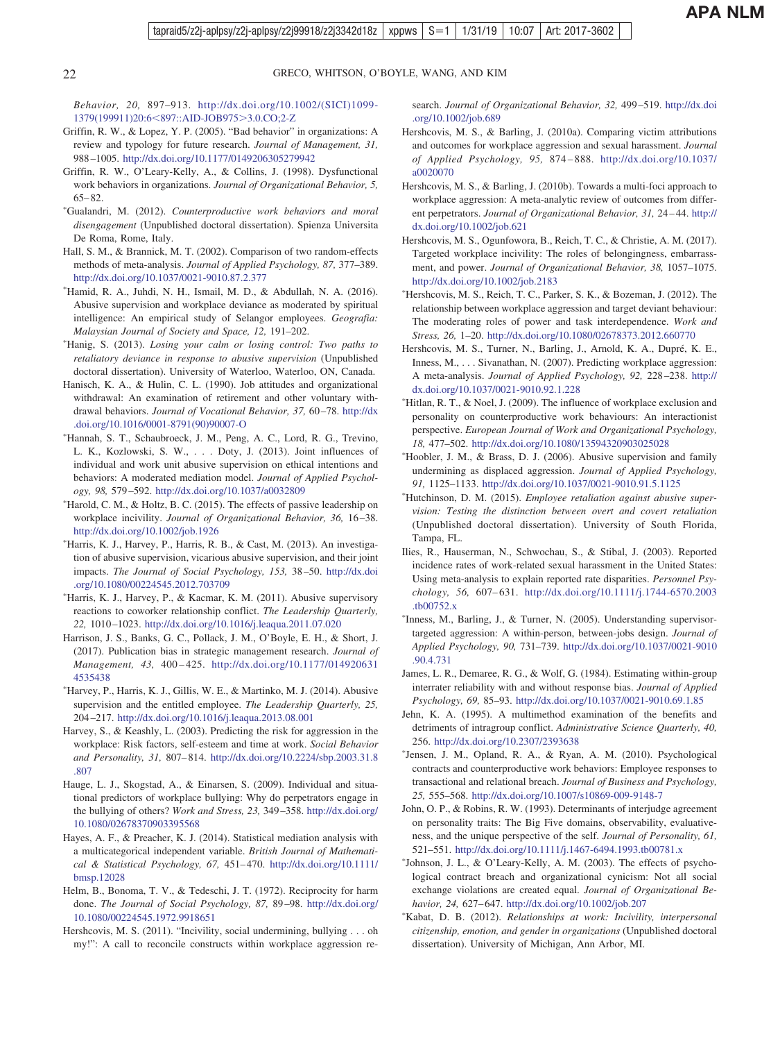*Behavior, 20,* 897–913. http://dx.doi.org/10.1002/(SICI)1099-1379(199911)20:6<897::AID-JOB975>3.0.CO;2-Z

Griffin, R. W., & Lopez, Y. P. (2005). "Bad behavior" in organizations: A review and typology for future research. *Journal of Management, 31,* 988–1005. http://dx.doi.org/10.1177/0149206305279942

Griffin, R. W., O'Leary-Kelly, A., & Collins, J. (1998). Dysfunctional work behaviors in organizations. *Journal of Organizational Behavior, 5,* 65–82.

*Gualandri, M. (2012). *Counterproductive work behaviors and moral disengagement* (Unpublished doctoral dissertation). Spienza Universita De Roma, Rome, Italy.

Hall, S. M., & Brannick, M. T. (2002). Comparison of two random-effects methods of meta-analysis. *Journal of Applied Psychology, 87,* 377–389. http://dx.doi.org/10.1037/0021-9010.87.2.377

*Hamid, R. A., Juhdi, N. H., Ismail, M. D., & Abdullah, N. A. (2016). Abusive supervision and workplace deviance as moderated by spiritual intelligence: An empirical study of Selangor employees. *Geografia: Malaysian Journal of Society and Space, 12,* 191–202.

*Hanig, S. (2013). *Losing your calm or losing control: Two paths to retaliatory deviance in response to abusive supervision* (Unpublished doctoral dissertation). University of Waterloo, Waterloo, ON, Canada.

Hanisch, K. A., & Hulin, C. L. (1990). Job attitudes and organizational withdrawal: An examination of retirement and other voluntary withdrawal behaviors. *Journal of Vocational Behavior, 37,* 60–78. http://dx.doi.org/10.1016/0001-8791(90)90007-O

*Hannah, S. T., Schaubroeck, J. M., Peng, A. C., Lord, R. G., Trevino, L. K., Kozlowski, S. W., . . . Doty, J. (2013). Joint influences of individual and work unit abusive supervision on ethical intentions and behaviors: A moderated mediation model. *Journal of Applied Psychology, 98,* 579–592. http://dx.doi.org/10.1037/a0032809

*Harold, C. M., & Holtz, B. C. (2015). The effects of passive leadership on workplace incivility. *Journal of Organizational Behavior, 36,* 16–38. http://dx.doi.org/10.1002/job.1926

*Harris, K. J., Harvey, P., Harris, R. B., & Cast, M. (2013). An investigation of abusive supervision, vicarious abusive supervision, and their joint impacts. *The Journal of Social Psychology, 153,* 38–50. http://dx.doi.org/10.1080/00224545.2012.703709

*Harris, K. J., Harvey, P., & Kacmar, K. M. (2011). Abusive supervisory reactions to coworker relationship conflict. *The Leadership Quarterly, 22,* 1010–1023. http://dx.doi.org/10.1016/j.leaqua.2011.07.020

Harrison, J. S., Banks, G. C., Pollack, J. M., O'Boyle, E. H., & Short, J. (2017). Publication bias in strategic management research. *Journal of Management, 43,* 400–425. http://dx.doi.org/10.1177/0149206314535438

*Harvey, P., Harris, K. J., Gillis, W. E., & Martinko, M. J. (2014). Abusive supervision and the entitled employee. *The Leadership Quarterly, 25,* 204–217. http://dx.doi.org/10.1016/j.leaqua.2013.08.001

Harvey, S., & Keashly, L. (2003). Predicting the risk for aggression in the workplace: Risk factors, self-esteem and time at work. *Social Behavior and Personality, 31,* 807–814. http://dx.doi.org/10.2224/sbp.2003.31.8.807

Hauge, L. J., Skogstad, A., & Einarsen, S. (2009). Individual and situational predictors of workplace bullying: Why do perpetrators engage in the bullying of others? *Work and Stress, 23,* 349–358. http://dx.doi.org/10.1080/02678370903395568

Hayes, A. F., & Preacher, K. J. (2014). Statistical mediation analysis with a multicategorical independent variable. *British Journal of Mathematical & Statistical Psychology, 67,* 451–470. http://dx.doi.org/10.1111/bmsp.12028

Helm, B., Bonoma, T. V., & Tedeschi, J. T. (1972). Reciprocity for harm done. *The Journal of Social Psychology, 87,* 89–98. http://dx.doi.org/10.1080/00224545.1972.9918651

Hershcovis, M. S. (2011). "Incivility, social undermining, bullying . . . oh my!": A call to reconcile constructs within workplace aggression research. *Journal of Organizational Behavior, 32,* 499–519. http://dx.doi.org/10.1002/job.689

Hershcovis, M. S., & Barling, J. (2010a). Comparing victim attributions and outcomes for workplace aggression and sexual harassment. *Journal of Applied Psychology, 95,* 874–888. http://dx.doi.org/10.1037/a0020070

Hershcovis, M. S., & Barling, J. (2010b). Towards a multi-foci approach to workplace aggression: A meta-analytic review of outcomes from different perpetrators. *Journal of Organizational Behavior, 31,* 24–44. http://dx.doi.org/10.1002/job.621

Hershcovis, M. S., Ogunfowora, B., Reich, T. C., & Christie, A. M. (2017). Targeted workplace incivility: The roles of belongingness, embarrassment, and power. *Journal of Organizational Behavior, 38,* 1057–1075. http://dx.doi.org/10.1002/job.2183

*Hershcovis, M. S., Reich, T. C., Parker, S. K., & Bozeman, J. (2012). The relationship between workplace aggression and target deviant behaviour: The moderating roles of power and task interdependence. *Work and Stress, 26,* 1–20. http://dx.doi.org/10.1080/02678373.2012.660770

Hershcovis, M. S., Turner, N., Barling, J., Arnold, K. A., Dupré, K. E., Inness, M., . . . Sivanathan, N. (2007). Predicting workplace aggression: A meta-analysis. *Journal of Applied Psychology, 92,* 228–238. http://dx.doi.org/10.1037/0021-9010.92.1.228

*Hitlan, R. T., & Noel, J. (2009). The influence of workplace exclusion and personality on counterproductive work behaviours: An interactionist perspective. *European Journal of Work and Organizational Psychology, 18,* 477–502. http://dx.doi.org/10.1080/13594320903025028

*Hoobler, J. M., & Brass, D. J. (2006). Abusive supervision and family undermining as displaced aggression. *Journal of Applied Psychology, 91,* 1125–1133. http://dx.doi.org/10.1037/0021-9010.91.5.1125

*Hutchinson, D. M. (2015). *Employee retaliation against abusive supervision: Testing the distinction between overt and covert retaliation* (Unpublished doctoral dissertation). University of South Florida, Tampa, FL.

Ilies, R., Hauserman, N., Schwochau, S., & Stibal, J. (2003). Reported incidence rates of work-related sexual harassment in the United States: Using meta-analysis to explain reported rate disparities. *Personnel Psychology, 56,* 607–631. http://dx.doi.org/10.1111/j.1744-6570.2003.tb00752.x

*Inness, M., Barling, J., & Turner, N. (2005). Understanding supervisor-targeted aggression: A within-person, between-jobs design. *Journal of Applied Psychology, 90,* 731–739. http://dx.doi.org/10.1037/0021-9010.90.4.731

James, L. R., Demaree, R. G., & Wolf, G. (1984). Estimating within-group interrater reliability with and without response bias. *Journal of Applied Psychology, 69,* 85–93. http://dx.doi.org/10.1037/0021-9010.69.1.85

Jehn, K. A. (1995). A multimethod examination of the benefits and detriments of intragroup conflict. *Administrative Science Quarterly, 40,* 256. http://dx.doi.org/10.2307/2393638

*Jensen, J. M., Opland, R. A., & Ryan, A. M. (2010). Psychological contracts and counterproductive work behaviors: Employee responses to transactional and relational breach. *Journal of Business and Psychology, 25,* 555–568. http://dx.doi.org/10.1007/s10869-009-9148-7

John, O. P., & Robins, R. W. (1993). Determinants of interjudge agreement on personality traits: The Big Five domains, observability, evaluativeness, and the unique perspective of the self. *Journal of Personality, 61,* 521–551. http://dx.doi.org/10.1111/j.1467-6494.1993.tb00781.x

*Johnson, J. L., & O'Leary-Kelly, A. M. (2003). The effects of psychological contract breach and organizational cynicism: Not all social exchange violations are created equal. *Journal of Organizational Behavior, 24,* 627–647. http://dx.doi.org/10.1002/job.207

*Kabat, D. B. (2012). *Relationships at work: Incivility, interpersonal citizenship, emotion, and gender in organizations* (Unpublished doctoral dissertation). University of Michigan, Ann Arbor, MI.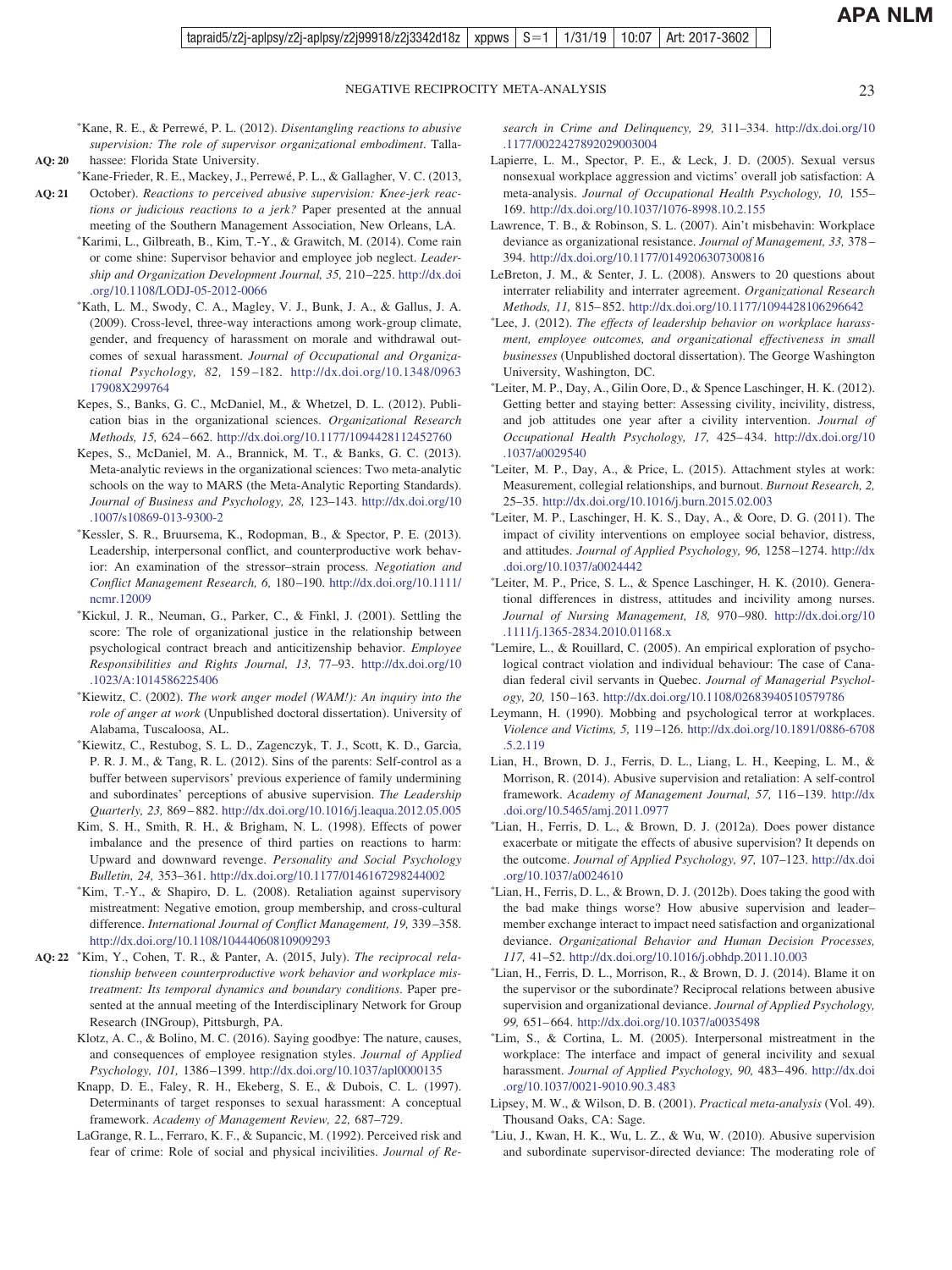*Kane, R. E., & Perrewé, P. L. (2012). *Disentangling reactions to abusive supervision: The role of supervisor organizational embodiment*. Tallahassee: Florida State University.

*Kane-Frieder, R. E., Mackey, J., Perrewé, P. L., & Gallagher, V. C. (2013, October). *Reactions to perceived abusive supervision: Knee-jerk reactions or judicious reactions to a jerk?* Paper presented at the annual meeting of the Southern Management Association, New Orleans, LA.

*Karimi, L., Gilbreath, B., Kim, T.-Y., & Grawitch, M. J. (2014). Come rain or come shine: Supervisor behavior and employee job neglect. *Leadership and Organization Development Journal, 35,* 210–225. http://dx.doi.org/10.1108/LODJ-05-2012-0066

*Kath, L. M., Swody, C. A., Magley, V. J., Bunk, J. A., & Gallus, J. A. (2009). Cross-level, three-way interactions among work-group climate, gender, and frequency of harassment on morale and withdrawal outcomes of sexual harassment. *Journal of Occupational and Organizational Psychology, 82,* 159–182. http://dx.doi.org/10.1348/096317908X299764

Kepes, S., Banks, G. C., McDaniel, M., & Whetzel, D. L. (2012). Publication bias in the organizational sciences. *Organizational Research Methods, 15,* 624–662. http://dx.doi.org/10.1177/1094428112452760

Kepes, S., McDaniel, M. A., Brannick, M. T., & Banks, G. C. (2013). Meta-analytic reviews in the organizational sciences: Two meta-analytic schools on the way to MARS (the Meta-Analytic Reporting Standards). *Journal of Business and Psychology, 28,* 123–143. http://dx.doi.org/10.1007/s10869-013-9300-2

*Kessler, S. R., Bruursema, K., Rodopman, B., & Spector, P. E. (2013). Leadership, interpersonal conflict, and counterproductive work behavior: An examination of the stressor–strain process. *Negotiation and Conflict Management Research, 6,* 180–190. http://dx.doi.org/10.1111/ncmr.12009

*Kickul, J. R., Neuman, G., Parker, C., & Finkl, J. (2001). Settling the score: The role of organizational justice in the relationship between psychological contract breach and anticitizenship behavior. *Employee Responsibilities and Rights Journal, 13,* 77–93. http://dx.doi.org/10.1023/A:1014586225406

*Kiewitz, C. (2002). *The work anger model (WAM!): An inquiry into the role of anger at work* (Unpublished doctoral dissertation). University of Alabama, Tuscaloosa, AL.

*Kiewitz, C., Restubog, S. L. D., Zagenczyk, T. J., Scott, K. D., Garcia, P. R. J. M., & Tang, R. L. (2012). Sins of the parents: Self-control as a buffer between supervisors' previous experience of family undermining and subordinates' perceptions of abusive supervision. *The Leadership Quarterly, 23,* 869–882. http://dx.doi.org/10.1016/j.leaqua.2012.05.005

Kim, S. H., Smith, R. H., & Brigham, N. L. (1998). Effects of power imbalance and the presence of third parties on reactions to harm: Upward and downward revenge. *Personality and Social Psychology Bulletin, 24,* 353–361. http://dx.doi.org/10.1177/0146167298244002

*Kim, T.-Y., & Shapiro, D. L. (2008). Retaliation against supervisory mistreatment: Negative emotion, group membership, and cross-cultural difference. *International Journal of Conflict Management, 19,* 339–358. http://dx.doi.org/10.1108/10444060810909293

*Kim, Y., Cohen, T. R., & Panter, A. (2015, July). *The reciprocal relationship between counterproductive work behavior and workplace mistreatment: Its temporal dynamics and boundary conditions*. Paper presented at the annual meeting of the Interdisciplinary Network for Group Research (INGroup), Pittsburgh, PA.

Klotz, A. C., & Bolino, M. C. (2016). Saying goodbye: The nature, causes, and consequences of employee resignation styles. *Journal of Applied Psychology, 101,* 1386–1399. http://dx.doi.org/10.1037/apl0000135

Knapp, D. E., Faley, R. H., Ekeberg, S. E., & Dubois, C. L. (1997). Determinants of target responses to sexual harassment: A conceptual framework. *Academy of Management Review, 22,* 687–729.

LaGrange, R. L., Ferraro, K. F., & Supancic, M. (1992). Perceived risk and fear of crime: Role of social and physical incivilities. *Journal of Research in Crime and Delinquency, 29,* 311–334. http://dx.doi.org/10.1177/0022427892029003004

Lapierre, L. M., Spector, P. E., & Leck, J. D. (2005). Sexual versus nonsexual workplace aggression and victims' overall job satisfaction: A meta-analysis. *Journal of Occupational Health Psychology, 10,* 155–169. http://dx.doi.org/10.1037/1076-8998.10.2.155

Lawrence, T. B., & Robinson, S. L. (2007). Ain't misbehavin: Workplace deviance as organizational resistance. *Journal of Management, 33,* 378–394. http://dx.doi.org/10.1177/0149206307300816

LeBreton, J. M., & Senter, J. L. (2008). Answers to 20 questions about interrater reliability and interrater agreement. *Organizational Research Methods, 11,* 815–852. http://dx.doi.org/10.1177/1094428106296642

*Lee, J. (2012). *The effects of leadership behavior on workplace harassment, employee outcomes, and organizational effectiveness in small businesses* (Unpublished doctoral dissertation). The George Washington University, Washington, DC.

*Leiter, M. P., Day, A., Gilin Oore, D., & Spence Laschinger, H. K. (2012). Getting better and staying better: Assessing civility, incivility, distress, and job attitudes one year after a civility intervention. *Journal of Occupational Health Psychology, 17,* 425–434. http://dx.doi.org/10.1037/a0029540

*Leiter, M. P., Day, A., & Price, L. (2015). Attachment styles at work: Measurement, collegial relationships, and burnout. *Burnout Research, 2,* 25–35. http://dx.doi.org/10.1016/j.burn.2015.02.003

*Leiter, M. P., Laschinger, H. K. S., Day, A., & Oore, D. G. (2011). The impact of civility interventions on employee social behavior, distress, and attitudes. *Journal of Applied Psychology, 96,* 1258–1274. http://dx.doi.org/10.1037/a0024442

*Leiter, M. P., Price, S. L., & Spence Laschinger, H. K. (2010). Generational differences in distress, attitudes and incivility among nurses. *Journal of Nursing Management, 18,* 970–980. http://dx.doi.org/10.1111/j.1365-2834.2010.01168.x

*Lemire, L., & Rouillard, C. (2005). An empirical exploration of psychological contract violation and individual behaviour: The case of Canadian federal civil servants in Quebec. *Journal of Managerial Psychology, 20,* 150–163. http://dx.doi.org/10.1108/02683940510579786

Leymann, H. (1990). Mobbing and psychological terror at workplaces. *Violence and Victims, 5,* 119–126. http://dx.doi.org/10.1891/0886-6708.5.2.119

Lian, H., Brown, D. J., Ferris, D. L., Liang, L. H., Keeping, L. M., & Morrison, R. (2014). Abusive supervision and retaliation: A self-control framework. *Academy of Management Journal, 57,* 116–139. http://dx.doi.org/10.5465/amj.2011.0977

*Lian, H., Ferris, D. L., & Brown, D. J. (2012a). Does power distance exacerbate or mitigate the effects of abusive supervision? It depends on the outcome. *Journal of Applied Psychology, 97,* 107–123. http://dx.doi.org/10.1037/a0024610

*Lian, H., Ferris, D. L., & Brown, D. J. (2012b). Does taking the good with the bad make things worse? How abusive supervision and leader–member exchange interact to impact need satisfaction and organizational deviance. *Organizational Behavior and Human Decision Processes, 117,* 41–52. http://dx.doi.org/10.1016/j.obhdp.2011.10.003

*Lian, H., Ferris, D. L., Morrison, R., & Brown, D. J. (2014). Blame it on the supervisor or the subordinate? Reciprocal relations between abusive supervision and organizational deviance. *Journal of Applied Psychology, 99,* 651–664. http://dx.doi.org/10.1037/a0035498

*Lim, S., & Cortina, L. M. (2005). Interpersonal mistreatment in the workplace: The interface and impact of general incivility and sexual harassment. *Journal of Applied Psychology, 90,* 483–496. http://dx.doi.org/10.1037/0021-9010.90.3.483

Lipsey, M. W., & Wilson, D. B. (2001). *Practical meta-analysis* (Vol. 49). Thousand Oaks, CA: Sage.

*Liu, J., Kwan, H. K., Wu, L. Z., & Wu, W. (2010). Abusive supervision and subordinate supervisor-directed deviance: The moderating role of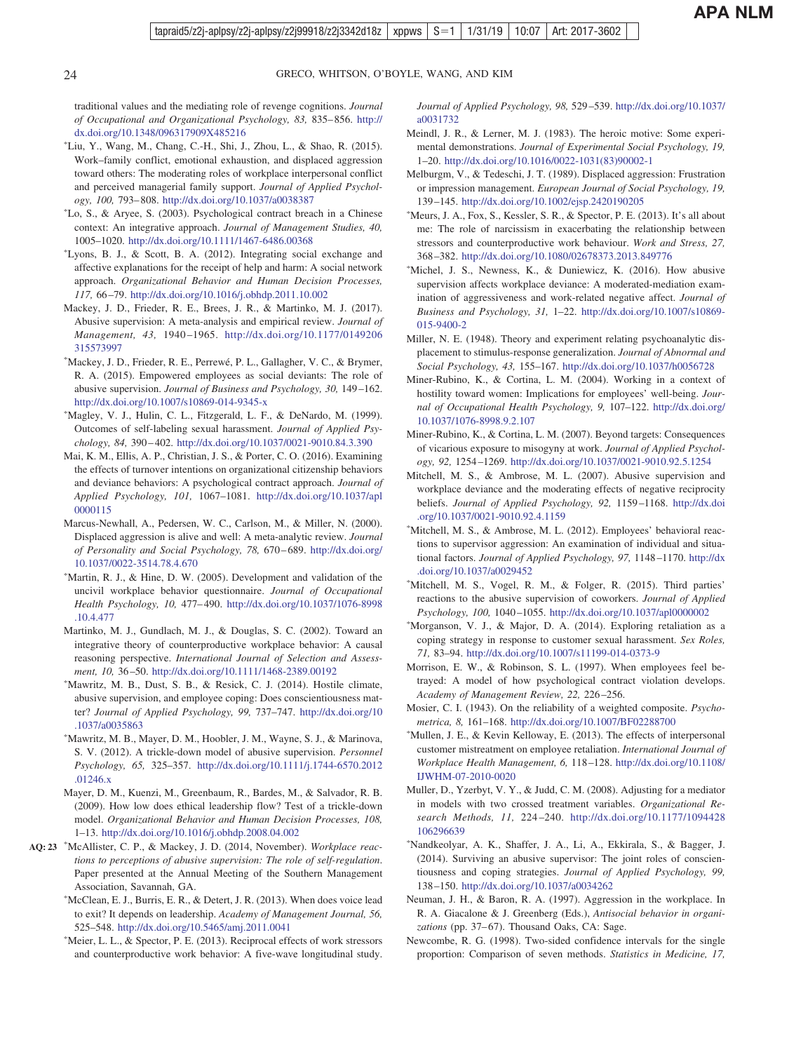traditional values and the mediating role of revenge cognitions. *Journal of Occupational and Organizational Psychology, 83,* 835–856. http://dx.doi.org/10.1348/096317909X485216

*Liu, Y., Wang, M., Chang, C.-H., Shi, J., Zhou, L., & Shao, R. (2015). Work–family conflict, emotional exhaustion, and displaced aggression toward others: The moderating roles of workplace interpersonal conflict and perceived managerial family support. *Journal of Applied Psychology, 100,* 793–808. http://dx.doi.org/10.1037/a0038387

*Lo, S., & Aryee, S. (2003). Psychological contract breach in a Chinese context: An integrative approach. *Journal of Management Studies, 40,* 1005–1020. http://dx.doi.org/10.1111/1467-6486.00368

*Lyons, B. J., & Scott, B. A. (2012). Integrating social exchange and affective explanations for the receipt of help and harm: A social network approach. *Organizational Behavior and Human Decision Processes, 117,* 66–79. http://dx.doi.org/10.1016/j.obhdp.2011.10.002

Mackey, J. D., Frieder, R. E., Brees, J. R., & Martinko, M. J. (2017). Abusive supervision: A meta-analysis and empirical review. *Journal of Management, 43,* 1940–1965. http://dx.doi.org/10.1177/0149206315573997

*Mackey, J. D., Frieder, R. E., Perrewé, P. L., Gallagher, V. C., & Brymer, R. A. (2015). Empowered employees as social deviants: The role of abusive supervision. *Journal of Business and Psychology, 30,* 149–162. http://dx.doi.org/10.1007/s10869-014-9345-x

*Magley, V. J., Hulin, C. L., Fitzgerald, L. F., & DeNardo, M. (1999). Outcomes of self-labeling sexual harassment. *Journal of Applied Psychology, 84,* 390–402. http://dx.doi.org/10.1037/0021-9010.84.3.390

Mai, K. M., Ellis, A. P., Christian, J. S., & Porter, C. O. (2016). Examining the effects of turnover intentions on organizational citizenship behaviors and deviance behaviors: A psychological contract approach. *Journal of Applied Psychology, 101,* 1067–1081. http://dx.doi.org/10.1037/apl0000115

Marcus-Newhall, A., Pedersen, W. C., Carlson, M., & Miller, N. (2000). Displaced aggression is alive and well: A meta-analytic review. *Journal of Personality and Social Psychology, 78,* 670–689. http://dx.doi.org/10.1037/0022-3514.78.4.670

*Martin, R. J., & Hine, D. W. (2005). Development and validation of the uncivil workplace behavior questionnaire. *Journal of Occupational Health Psychology, 10,* 477–490. http://dx.doi.org/10.1037/1076-8998.10.4.477

Martinko, M. J., Gundlach, M. J., & Douglas, S. C. (2002). Toward an integrative theory of counterproductive workplace behavior: A causal reasoning perspective. *International Journal of Selection and Assessment, 10,* 36–50. http://dx.doi.org/10.1111/1468-2389.00192

*Mawritz, M. B., Dust, S. B., & Resick, C. J. (2014). Hostile climate, abusive supervision, and employee coping: Does conscientiousness matter? *Journal of Applied Psychology, 99,* 737–747. http://dx.doi.org/10.1037/a0035863

*Mawritz, M. B., Mayer, D. M., Hoobler, J. M., Wayne, S. J., & Marinova, S. V. (2012). A trickle-down model of abusive supervision. *Personnel Psychology, 65,* 325–357. http://dx.doi.org/10.1111/j.1744-6570.2012.01246.x

Mayer, D. M., Kuenzi, M., Greenbaum, R., Bardes, M., & Salvador, R. B. (2009). How low does ethical leadership flow? Test of a trickle-down model. *Organizational Behavior and Human Decision Processes, 108,* 1–13. http://dx.doi.org/10.1016/j.obhdp.2008.04.002

AQ: 23 *McAllister, C. P., & Mackey, J. D. (2014, November). *Workplace reactions to perceptions of abusive supervision: The role of self-regulation.* Paper presented at the Annual Meeting of the Southern Management Association, Savannah, GA.

*McClean, E. J., Burris, E. R., & Detert, J. R. (2013). When does voice lead to exit? It depends on leadership. *Academy of Management Journal, 56,* 525–548. http://dx.doi.org/10.5465/amj.2011.0041

*Meier, L. L., & Spector, P. E. (2013). Reciprocal effects of work stressors and counterproductive work behavior: A five-wave longitudinal study. *Journal of Applied Psychology, 98,* 529–539. http://dx.doi.org/10.1037/a0031732

Meindl, J. R., & Lerner, M. J. (1983). The heroic motive: Some experimental demonstrations. *Journal of Experimental Social Psychology, 19,* 1–20. http://dx.doi.org/10.1016/0022-1031(83)90002-1

Melburgm, V., & Tedeschi, J. T. (1989). Displaced aggression: Frustration or impression management. *European Journal of Social Psychology, 19,* 139–145. http://dx.doi.org/10.1002/ejsp.2420190205

*Meurs, J. A., Fox, S., Kessler, S. R., & Spector, P. E. (2013). It's all about me: The role of narcissism in exacerbating the relationship between stressors and counterproductive work behaviour. *Work and Stress, 27,* 368–382. http://dx.doi.org/10.1080/02678373.2013.849776

*Michel, J. S., Newness, K., & Duniewicz, K. (2016). How abusive supervision affects workplace deviance: A moderated-mediation examination of aggressiveness and work-related negative affect. *Journal of Business and Psychology, 31,* 1–22. http://dx.doi.org/10.1007/s10869-015-9400-2

Miller, N. E. (1948). Theory and experiment relating psychoanalytic displacement to stimulus-response generalization. *Journal of Abnormal and Social Psychology, 43,* 155–167. http://dx.doi.org/10.1037/h0056728

Miner-Rubino, K., & Cortina, L. M. (2004). Working in a context of hostility toward women: Implications for employees' well-being. *Journal of Occupational Health Psychology, 9,* 107–122. http://dx.doi.org/10.1037/1076-8998.9.2.107

Miner-Rubino, K., & Cortina, L. M. (2007). Beyond targets: Consequences of vicarious exposure to misogyny at work. *Journal of Applied Psychology, 92,* 1254–1269. http://dx.doi.org/10.1037/0021-9010.92.5.1254

Mitchell, M. S., & Ambrose, M. L. (2007). Abusive supervision and workplace deviance and the moderating effects of negative reciprocity beliefs. *Journal of Applied Psychology, 92,* 1159–1168. http://dx.doi.org/10.1037/0021-9010.92.4.1159

*Mitchell, M. S., & Ambrose, M. L. (2012). Employees' behavioral reactions to supervisor aggression: An examination of individual and situational factors. *Journal of Applied Psychology, 97,* 1148–1170. http://dx.doi.org/10.1037/a0029452

*Mitchell, M. S., Vogel, R. M., & Folger, R. (2015). Third parties' reactions to the abusive supervision of coworkers. *Journal of Applied Psychology, 100,* 1040–1055. http://dx.doi.org/10.1037/apl0000002

*Morganson, V. J., & Major, D. A. (2014). Exploring retaliation as a coping strategy in response to customer sexual harassment. *Sex Roles, 71,* 83–94. http://dx.doi.org/10.1007/s11199-014-0373-9

Morrison, E. W., & Robinson, S. L. (1997). When employees feel betrayed: A model of how psychological contract violation develops. *Academy of Management Review, 22,* 226–256.

Mosier, C. I. (1943). On the reliability of a weighted composite. *Psychometrica, 8,* 161–168. http://dx.doi.org/10.1007/BF02288700

*Mullen, J. E., & Kevin Kelloway, E. (2013). The effects of interpersonal customer mistreatment on employee retaliation. *International Journal of Workplace Health Management, 6,* 118–128. http://dx.doi.org/10.1108/IJWHM-07-2010-0020

Muller, D., Yzerbyt, V. Y., & Judd, C. M. (2008). Adjusting for a mediator in models with two crossed treatment variables. *Organizational Research Methods, 11,* 224–240. http://dx.doi.org/10.1177/1094428106296639

*Nandkeolyar, A. K., Shaffer, J. A., Li, A., Ekkirala, S., & Bagger, J. (2014). Surviving an abusive supervisor: The joint roles of conscientiousness and coping strategies. *Journal of Applied Psychology, 99,* 138–150. http://dx.doi.org/10.1037/a0034262

Neuman, J. H., & Baron, R. A. (1997). Aggression in the workplace. In R. A. Giacalone & J. Greenberg (Eds.), *Antisocial behavior in organizations* (pp. 37–67). Thousand Oaks, CA: Sage.

Newcombe, R. G. (1998). Two-sided confidence intervals for the single proportion: Comparison of seven methods. *Statistics in Medicine, 17,*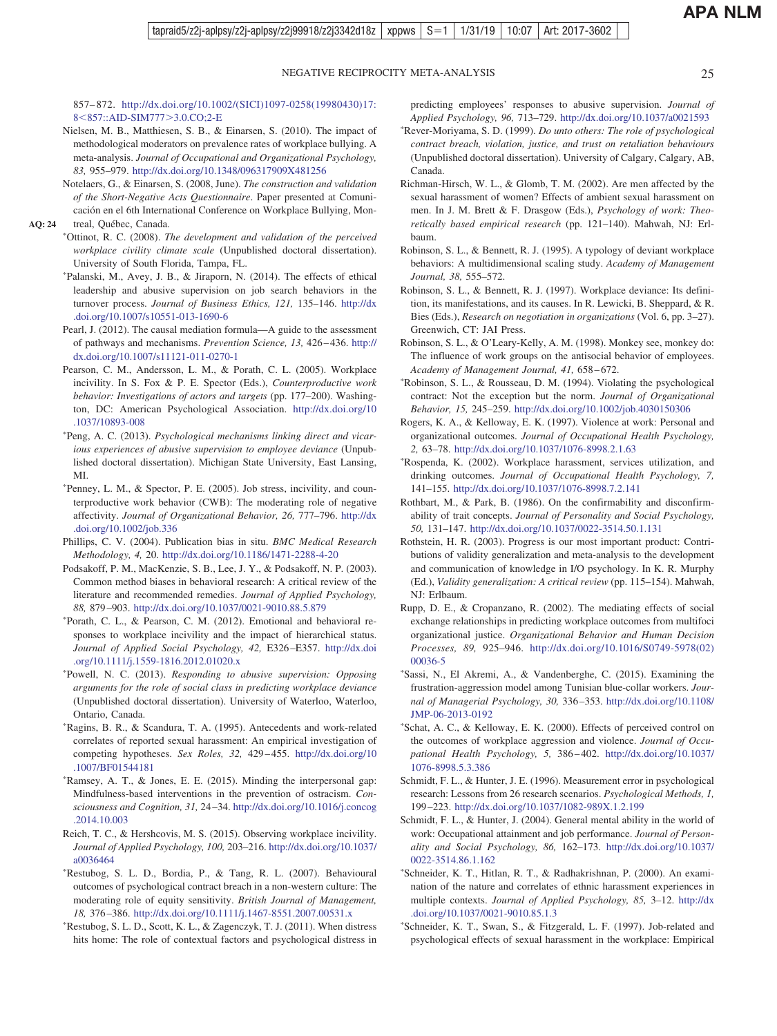857–872. http://dx.doi.org/10.1002/(SICI)1097-0258(19980430)17:8<857::AID-SIM777>3.0.CO;2-E

Nielsen, M. B., Matthiesen, S. B., & Einarsen, S. (2010). The impact of methodological moderators on prevalence rates of workplace bullying. A meta-analysis. *Journal of Occupational and Organizational Psychology, 83,* 955–979. http://dx.doi.org/10.1348/096317909X481256

Notelaers, G., & Einarsen, S. (2008, June). *The construction and validation of the Short-Negative Acts Questionnaire.* Paper presented at Comunicación en el 6th International Conference on Workplace Bullying, Montreal, Québec, Canada.

*Ottinot, R. C. (2008). *The development and validation of the perceived workplace civility climate scale* (Unpublished doctoral dissertation). University of South Florida, Tampa, FL.

*Palanski, M., Avey, J. B., & Jiraporn, N. (2014). The effects of ethical leadership and abusive supervision on job search behaviors in the turnover process. *Journal of Business Ethics, 121,* 135–146. http://dx.doi.org/10.1007/s10551-013-1690-6

Pearl, J. (2012). The causal mediation formula—A guide to the assessment of pathways and mechanisms. *Prevention Science, 13,* 426–436. http://dx.doi.org/10.1007/s11121-011-0270-1

Pearson, C. M., Andersson, L. M., & Porath, C. L. (2005). Workplace incivility. In S. Fox & P. E. Spector (Eds.), *Counterproductive work behavior: Investigations of actors and targets* (pp. 177–200). Washington, DC: American Psychological Association. http://dx.doi.org/10.1037/10893-008

*Peng, A. C. (2013). *Psychological mechanisms linking direct and vicarious experiences of abusive supervision to employee deviance* (Unpublished doctoral dissertation). Michigan State University, East Lansing, MI.

*Penney, L. M., & Spector, P. E. (2005). Job stress, incivility, and counterproductive work behavior (CWB): The moderating role of negative affectivity. *Journal of Organizational Behavior, 26,* 777–796. http://dx.doi.org/10.1002/job.336

Phillips, C. V. (2004). Publication bias in situ. *BMC Medical Research Methodology, 4,* 20. http://dx.doi.org/10.1186/1471-2288-4-20

Podsakoff, P. M., MacKenzie, S. B., Lee, J. Y., & Podsakoff, N. P. (2003). Common method biases in behavioral research: A critical review of the literature and recommended remedies. *Journal of Applied Psychology, 88,* 879–903. http://dx.doi.org/10.1037/0021-9010.88.5.879

*Porath, C. L., & Pearson, C. M. (2012). Emotional and behavioral responses to workplace incivility and the impact of hierarchical status. *Journal of Applied Social Psychology, 42,* E326–E357. http://dx.doi.org/10.1111/j.1559-1816.2012.01020.x

*Powell, N. C. (2013). *Responding to abusive supervision: Opposing arguments for the role of social class in predicting workplace deviance* (Unpublished doctoral dissertation). University of Waterloo, Waterloo, Ontario, Canada.

*Ragins, B. R., & Scandura, T. A. (1995). Antecedents and work-related correlates of reported sexual harassment: An empirical investigation of competing hypotheses. *Sex Roles, 32,* 429–455. http://dx.doi.org/10.1007/BF01544181

*Ramsey, A. T., & Jones, E. E. (2015). Minding the interpersonal gap: Mindfulness-based interventions in the prevention of ostracism. *Consciousness and Cognition, 31,* 24–34. http://dx.doi.org/10.1016/j.concog.2014.10.003

Reich, T. C., & Hershcovis, M. S. (2015). Observing workplace incivility. *Journal of Applied Psychology, 100,* 203–216. http://dx.doi.org/10.1037/a0036464

*Restubog, S. L. D., Bordia, P., & Tang, R. L. (2007). Behavioural outcomes of psychological contract breach in a non-western culture: The moderating role of equity sensitivity. *British Journal of Management, 18,* 376–386. http://dx.doi.org/10.1111/j.1467-8551.2007.00531.x

*Restubog, S. L. D., Scott, K. L., & Zagenczyk, T. J. (2011). When distress hits home: The role of contextual factors and psychological distress in predicting employees' responses to abusive supervision. *Journal of Applied Psychology, 96,* 713–729. http://dx.doi.org/10.1037/a0021593

*Rever-Moriyama, S. D. (1999). *Do unto others: The role of psychological contract breach, violation, justice, and trust on retaliation behaviours* (Unpublished doctoral dissertation). University of Calgary, Calgary, AB, Canada.

Richman-Hirsch, W. L., & Glomb, T. M. (2002). Are men affected by the sexual harassment of women? Effects of ambient sexual harassment on men. In J. M. Brett & F. Drasgow (Eds.), *Psychology of work: Theoretically based empirical research* (pp. 121–140). Mahwah, NJ: Erlbaum.

Robinson, S. L., & Bennett, R. J. (1995). A typology of deviant workplace behaviors: A multidimensional scaling study. *Academy of Management Journal, 38,* 555–572.

Robinson, S. L., & Bennett, R. J. (1997). Workplace deviance: Its definition, its manifestations, and its causes. In R. Lewicki, B. Sheppard, & R. Bies (Eds.), *Research on negotiation in organizations* (Vol. 6, pp. 3–27). Greenwich, CT: JAI Press.

Robinson, S. L., & O'Leary-Kelly, A. M. (1998). Monkey see, monkey do: The influence of work groups on the antisocial behavior of employees. *Academy of Management Journal, 41,* 658–672.

*Robinson, S. L., & Rousseau, D. M. (1994). Violating the psychological contract: Not the exception but the norm. *Journal of Organizational Behavior, 15,* 245–259. http://dx.doi.org/10.1002/job.4030150306

Rogers, K. A., & Kelloway, E. K. (1997). Violence at work: Personal and organizational outcomes. *Journal of Occupational Health Psychology, 2,* 63–78. http://dx.doi.org/10.1037/1076-8998.2.1.63

*Rospenda, K. (2002). Workplace harassment, services utilization, and drinking outcomes. *Journal of Occupational Health Psychology, 7,* 141–155. http://dx.doi.org/10.1037/1076-8998.7.2.141

Rothbart, M., & Park, B. (1986). On the confirmability and disconfirmability of trait concepts. *Journal of Personality and Social Psychology, 50,* 131–147. http://dx.doi.org/10.1037/0022-3514.50.1.131

Rothstein, H. R. (2003). Progress is our most important product: Contributions of validity generalization and meta-analysis to the development and communication of knowledge in I/O psychology. In K. R. Murphy (Ed.), *Validity generalization: A critical review* (pp. 115–154). Mahwah, NJ: Erlbaum.

Rupp, D. E., & Cropanzano, R. (2002). The mediating effects of social exchange relationships in predicting workplace outcomes from multifoci organizational justice. *Organizational Behavior and Human Decision Processes, 89,* 925–946. http://dx.doi.org/10.1016/S0749-5978(02)00036-5

*Sassi, N., El Akremi, A., & Vandenberghe, C. (2015). Examining the frustration-aggression model among Tunisian blue-collar workers. *Journal of Managerial Psychology, 30,* 336–353. http://dx.doi.org/10.1108/JMP-06-2013-0192

*Schat, A. C., & Kelloway, E. K. (2000). Effects of perceived control on the outcomes of workplace aggression and violence. *Journal of Occupational Health Psychology, 5,* 386–402. http://dx.doi.org/10.1037/1076-8998.5.3.386

Schmidt, F. L., & Hunter, J. E. (1996). Measurement error in psychological research: Lessons from 26 research scenarios. *Psychological Methods, 1,* 199–223. http://dx.doi.org/10.1037/1082-989X.1.2.199

Schmidt, F. L., & Hunter, J. (2004). General mental ability in the world of work: Occupational attainment and job performance. *Journal of Personality and Social Psychology, 86,* 162–173. http://dx.doi.org/10.1037/0022-3514.86.1.162

*Schneider, K. T., Hitlan, R. T., & Radhakrishnan, P. (2000). An examination of the nature and correlates of ethnic harassment experiences in multiple contexts. *Journal of Applied Psychology, 85,* 3–12. http://dx.doi.org/10.1037/0021-9010.85.1.3

*Schneider, K. T., Swan, S., & Fitzgerald, L. F. (1997). Job-related and psychological effects of sexual harassment in the workplace: Empirical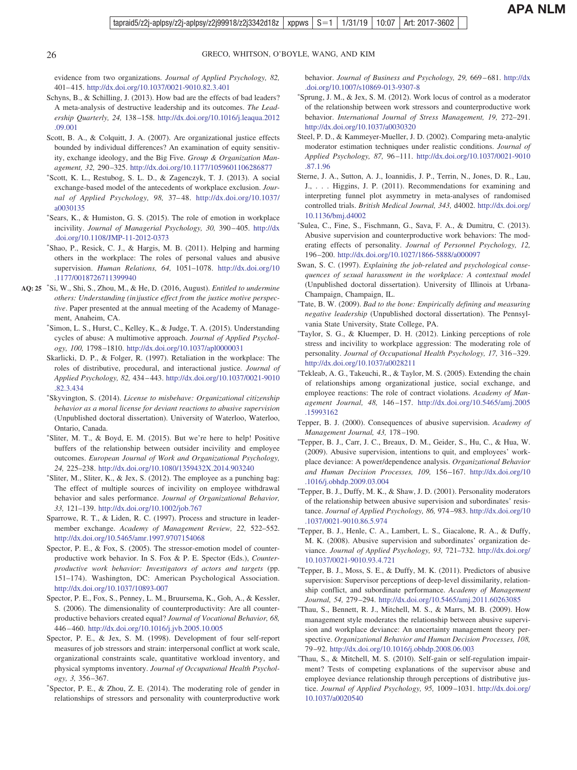evidence from two organizations. *Journal of Applied Psychology, 82,* 401–415. http://dx.doi.org/10.1037/0021-9010.82.3.401

Schyns, B., & Schilling, J. (2013). How bad are the effects of bad leaders? A meta-analysis of destructive leadership and its outcomes. *The Leadership Quarterly, 24,* 138–158. http://dx.doi.org/10.1016/j.leaqua.2012.09.001

Scott, B. A., & Colquitt, J. A. (2007). Are organizational justice effects bounded by individual differences? An examination of equity sensitivity, exchange ideology, and the Big Five. *Group & Organization Management, 32,* 290–325. http://dx.doi.org/10.1177/1059601106286877

*Scott, K. L., Restubog, S. L. D., & Zagenczyk, T. J. (2013). A social exchange-based model of the antecedents of workplace exclusion. *Journal of Applied Psychology, 98,* 37–48. http://dx.doi.org/10.1037/a0030135

*Sears, K., & Humiston, G. S. (2015). The role of emotion in workplace incivility. *Journal of Managerial Psychology, 30,* 390–405. http://dx.doi.org/10.1108/JMP-11-2012-0373

*Shao, P., Resick, C. J., & Hargis, M. B. (2011). Helping and harming others in the workplace: The roles of personal values and abusive supervision. *Human Relations, 64,* 1051–1078. http://dx.doi.org/10.1177/0018726711399940

AQ: 25 *Si, W., Shi, S., Zhou, M., & He, D. (2016, August). *Entitled to undermine others: Understanding (in)justice effect from the justice motive perspective*. Paper presented at the annual meeting of the Academy of Management, Anaheim, CA.

*Simon, L. S., Hurst, C., Kelley, K., & Judge, T. A. (2015). Understanding cycles of abuse: A multimotive approach. *Journal of Applied Psychology, 100,* 1798–1810. http://dx.doi.org/10.1037/apl0000031

Skarlicki, D. P., & Folger, R. (1997). Retaliation in the workplace: The roles of distributive, procedural, and interactional justice. *Journal of Applied Psychology, 82,* 434–443. http://dx.doi.org/10.1037/0021-9010.82.3.434

*Skyvington, S. (2014). *License to misbehave: Organizational citizenship behavior as a moral license for deviant reactions to abusive supervision* (Unpublished doctoral dissertation). University of Waterloo, Waterloo, Ontario, Canada.

*Sliter, M. T., & Boyd, E. M. (2015). But we're here to help! Positive buffers of the relationship between outsider incivility and employee outcomes. *European Journal of Work and Organizational Psychology, 24,* 225–238. http://dx.doi.org/10.1080/1359432X.2014.903240

*Sliter, M., Sliter, K., & Jex, S. (2012). The employee as a punching bag: The effect of multiple sources of incivility on employee withdrawal behavior and sales performance. *Journal of Organizational Behavior, 33,* 121–139. http://dx.doi.org/10.1002/job.767

Sparrowe, R. T., & Liden, R. C. (1997). Process and structure in leader-member exchange. *Academy of Management Review, 22,* 522–552. http://dx.doi.org/10.5465/amr.1997.9707154068

Spector, P. E., & Fox, S. (2005). The stressor-emotion model of counterproductive work behavior. In S. Fox & P. E. Spector (Eds.), *Counterproductive work behavior: Investigators of actors and targets* (pp. 151–174). Washington, DC: American Psychological Association. http://dx.doi.org/10.1037/10893-007

Spector, P. E., Fox, S., Penney, L. M., Bruursema, K., Goh, A., & Kessler, S. (2006). The dimensionality of counterproductivity: Are all counterproductive behaviors created equal? *Journal of Vocational Behavior, 68,* 446–460. http://dx.doi.org/10.1016/j.jvb.2005.10.005

Spector, P. E., & Jex, S. M. (1998). Development of four self-report measures of job stressors and strain: interpersonal conflict at work scale, organizational constraints scale, quantitative workload inventory, and physical symptoms inventory. *Journal of Occupational Health Psychology, 3,* 356–367.

*Spector, P. E., & Zhou, Z. E. (2014). The moderating role of gender in relationships of stressors and personality with counterproductive work behavior. *Journal of Business and Psychology, 29,* 669–681. http://dx.doi.org/10.1007/s10869-013-9307-8

*Sprung, J. M., & Jex, S. M. (2012). Work locus of control as a moderator of the relationship between work stressors and counterproductive work behavior. *International Journal of Stress Management, 19,* 272–291. http://dx.doi.org/10.1037/a0030320

Steel, P. D., & Kammeyer-Mueller, J. D. (2002). Comparing meta-analytic moderator estimation techniques under realistic conditions. *Journal of Applied Psychology, 87,* 96–111. http://dx.doi.org/10.1037/0021-9010.87.1.96

Sterne, J. A., Sutton, A. J., Ioannidis, J. P., Terrin, N., Jones, D. R., Lau, J., . . . Higgins, J. P. (2011). Recommendations for examining and interpreting funnel plot asymmetry in meta-analyses of randomised controlled trials. *British Medical Journal, 343,* d4002. http://dx.doi.org/10.1136/bmj.d4002

*Sulea, C., Fine, S., Fischmann, G., Sava, F. A., & Dumitru, C. (2013). Abusive supervision and counterproductive work behaviors: The moderating effects of personality. *Journal of Personnel Psychology, 12,* 196–200. http://dx.doi.org/10.1027/1866-5888/a000097

Swan, S. C. (1997). *Explaining the job-related and psychological consequences of sexual harassment in the workplace: A contextual model* (Unpublished doctoral dissertation). University of Illinois at Urbana-Champaign, Champaign, IL.

*Tate, B. W. (2008). *Bad to the bone: Empirically defining and measuring negative leadership* (Unpublished doctoral dissertation). The Pennsylvania State University, State College, PA.

*Taylor, S. G., & Kluemper, D. H. (2012). Linking perceptions of role stress and incivility to workplace aggression: The moderating role of personality. *Journal of Occupational Health Psychology, 17,* 316–329. http://dx.doi.org/10.1037/a0028211

*Tekleab, A. G., Takeuchi, R., & Taylor, M. S. (2005). Extending the chain of relationships among organizational justice, social exchange, and employee reactions: The role of contract violations. *Academy of Management Journal, 48,* 146–157. http://dx.doi.org/10.5465/amj.2005.15993162

Tepper, B. J. (2000). Consequences of abusive supervision. *Academy of Management Journal, 43,* 178–190.

*Tepper, B. J., Carr, J. C., Breaux, D. M., Geider, S., Hu, C., & Hua, W. (2009). Abusive supervision, intentions to quit, and employees' workplace deviance: A power/dependence analysis. *Organizational Behavior and Human Decision Processes, 109,* 156–167. http://dx.doi.org/10.1016/j.obhdp.2009.03.004

*Tepper, B. J., Duffy, M. K., & Shaw, J. D. (2001). Personality moderators of the relationship between abusive supervision and subordinates' resistance. *Journal of Applied Psychology, 86,* 974–983. http://dx.doi.org/10.1037/0021-9010.86.5.974

*Tepper, B. J., Henle, C. A., Lambert, L. S., Giacalone, R. A., & Duffy, M. K. (2008). Abusive supervision and subordinates' organization deviance. *Journal of Applied Psychology, 93,* 721–732. http://dx.doi.org/10.1037/0021-9010.93.4.721

*Tepper, B. J., Moss, S. E., & Duffy, M. K. (2011). Predictors of abusive supervision: Supervisor perceptions of deep-level dissimilarity, relationship conflict, and subordinate performance. *Academy of Management Journal, 54,* 279–294. http://dx.doi.org/10.5465/amj.2011.60263085

*Thau, S., Bennett, R. J., Mitchell, M. S., & Marrs, M. B. (2009). How management style moderates the relationship between abusive supervision and workplace deviance: An uncertainty management theory perspective. *Organizational Behavior and Human Decision Processes, 108,* 79–92. http://dx.doi.org/10.1016/j.obhdp.2008.06.003

*Thau, S., & Mitchell, M. S. (2010). Self-gain or self-regulation impairment? Tests of competing explanations of the supervisor abuse and employee deviance relationship through perceptions of distributive justice. *Journal of Applied Psychology, 95,* 1009–1031. http://dx.doi.org/10.1037/a0020540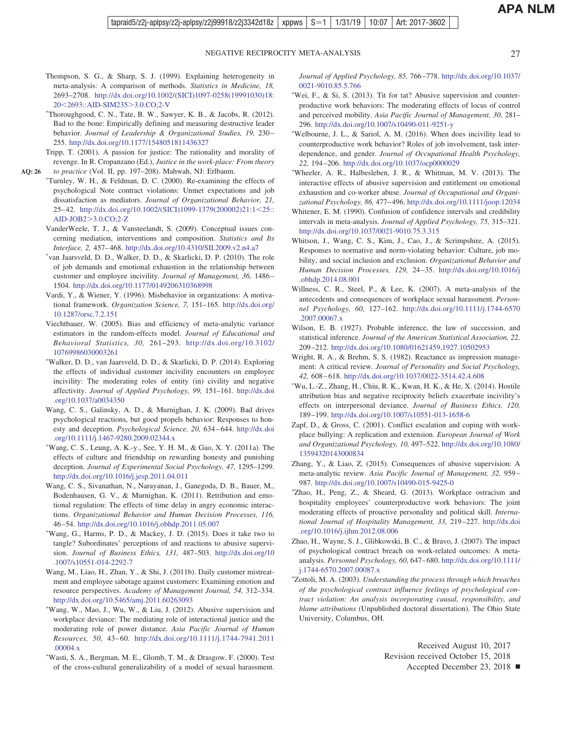Thompson, S. G., & Sharp, S. J. (1999). Explaining heterogeneity in meta-analysis: A comparison of methods. *Statistics in Medicine, 18,* 2693–2708. http://dx.doi.org/10.1002/(SICI)1097-0258(19991030)18:20<2693::AID-SIM235>3.0.CO;2-V

*Thoroughgood, C. N., Tate, B. W., Sawyer, K. B., & Jacobs, R. (2012). Bad to the bone: Empirically defining and measuring destructive leader behavior. *Journal of Leadership & Organizational Studies, 19,* 230–255. http://dx.doi.org/10.1177/1548051811436327

Tripp, T. (2001). A passion for justice: The rationality and morality of revenge. In R. Cropanzano (Ed.), *Justice in the work-place: From theory to practice* (Vol. II, pp. 197–208). Mahwah, NJ: Erlbaum.

*Turnley, W. H., & Feldman, D. C. (2000). Re-examining the effects of psychological Note contract violations: Unmet expectations and job dissatisfaction as mediators. *Journal of Organizational Behavior, 21,* 25–42. http://dx.doi.org/10.1002/(SICI)1099-1379(200002)21:1<25::AID-JOB2>3.0.CO;2-Z

VanderWeele, T. J., & Vansteelandt, S. (2009). Conceptual issues concerning mediation, interventions and composition. *Statistics and Its Interface, 2,* 457–468. http://dx.doi.org/10.4310/SII.2009.v2.n4.a7

*van Jaarsveld, D. D., Walker, D. D., & Skarlicki, D. P. (2010). The role of job demands and emotional exhaustion in the relationship between customer and employee incivility. *Journal of Management, 36,* 1486–1504. http://dx.doi.org/10.1177/0149206310368998

Vardi, Y., & Wiener, Y. (1996). Misbehavior in organizations: A motivational framework. *Organization Science, 7,* 151–165. http://dx.doi.org/10.1287/orsc.7.2.151

Viechtbauer, W. (2005). Bias and efficiency of meta-analytic variance estimators in the random-effects model. *Journal of Educational and Behavioral Statistics, 30,* 261–293. http://dx.doi.org/10.3102/10769986030003261

*Walker, D. D., van Jaarsveld, D. D., & Skarlicki, D. P. (2014). Exploring the effects of individual customer incivility encounters on employee incivility: The moderating roles of entity (in) civility and negative affectivity. *Journal of Applied Psychology, 99,* 151–161. http://dx.doi.org/10.1037/a0034350

Wang, C. S., Galinsky, A. D., & Murnighan, J. K. (2009). Bad drives psychological reactions, but good propels behavior: Responses to honesty and deception. *Psychological Science, 20,* 634–644. http://dx.doi.org/10.1111/j.1467-9280.2009.02344.x

*Wang, C. S., Leung, A. K.-y., See, Y. H. M., & Gao, X. Y. (2011a). The effects of culture and friendship on rewarding honesty and punishing deception. *Journal of Experimental Social Psychology, 47,* 1295–1299. http://dx.doi.org/10.1016/j.jesp.2011.04.011

Wang, C. S., Sivanathan, N., Narayanan, J., Ganegoda, D. B., Bauer, M., Bodenhausen, G. V., & Murnighan, K. (2011). Retribution and emotional regulation: The effects of time delay in angry economic interactions. *Organizational Behavior and Human Decision Processes, 116,* 46–54. http://dx.doi.org/10.1016/j.obhdp.2011.05.007

*Wang, G., Harms, P. D., & Mackey, J. D. (2015). Does it take two to tangle? Subordinates' perceptions of and reactions to abusive supervision. *Journal of Business Ethics, 131,* 487–503. http://dx.doi.org/10.1007/s10551-014-2292-7

Wang, M., Liao, H., Zhan, Y., & Shi, J. (2011b). Daily customer mistreatment and employee sabotage against customers: Examining emotion and resource perspectives. *Academy of Management Journal, 54,* 312–334. http://dx.doi.org/10.5465/amj.2011.60263093

*Wang, W., Mao, J., Wu, W., & Liu, J. (2012). Abusive supervision and workplace deviance: The mediating role of interactional justice and the moderating role of power distance. *Asia Pacific Journal of Human Resources, 50,* 43–60. http://dx.doi.org/10.1111/j.1744-7941.2011.00004.x

*Wasti, S. A., Bergman, M. E., Glomb, T. M., & Drasgow, F. (2000). Test of the cross-cultural generalizability of a model of sexual harassment. *Journal of Applied Psychology, 85,* 766–778. http://dx.doi.org/10.1037/0021-9010.85.5.766

*Wei, F., & Si, S. (2013). Tit for tat? Abusive supervision and counterproductive work behaviors: The moderating effects of locus of control and perceived mobility. *Asia Pacific Journal of Management, 30,* 281–296. http://dx.doi.org/10.1007/s10490-011-9251-y

*Welbourne, J. L., & Sariol, A. M. (2016). When does incivility lead to counterproductive work behavior? Roles of job involvement, task interdependence, and gender. *Journal of Occupational Health Psychology, 22,* 194–206. http://dx.doi.org/10.1037/ocp0000029

*Wheeler, A. R., Halbesleben, J. R., & Whitman, M. V. (2013). The interactive effects of abusive supervision and entitlement on emotional exhaustion and co-worker abuse. *Journal of Occupational and Organizational Psychology, 86,* 477–496. http://dx.doi.org/10.1111/joop.12034

Whitener, E. M. (1990). Confusion of confidence intervals and credibility intervals in meta-analysis. *Journal of Applied Psychology, 75,* 315–321. http://dx.doi.org/10.1037/0021-9010.75.3.315

Whitson, J., Wang, C. S., Kim, J., Cao, J., & Scrimpshire, A. (2015). Responses to normative and norm-violating behavior: Culture, job mobility, and social inclusion and exclusion. *Organizational Behavior and Human Decision Processes, 129,* 24–35. http://dx.doi.org/10.1016/j.obhdp.2014.08.001

Willness, C. R., Steel, P., & Lee, K. (2007). A meta-analysis of the antecedents and consequences of workplace sexual harassment. *Personnel Psychology, 60,* 127–162. http://dx.doi.org/10.1111/j.1744-6570.2007.00067.x

Wilson, E. B. (1927). Probable inference, the law of succession, and statistical inference. *Journal of the American Statistical Association, 22,* 209–212. http://dx.doi.org/10.1080/01621459.1927.10502953

Wright, R. A., & Brehm, S. S. (1982). Reactance as impression management: A critical review. *Journal of Personality and Social Psychology, 42,* 608–618. http://dx.doi.org/10.1037/0022-3514.42.4.608

*Wu, L.-Z., Zhang, H., Chiu, R. K., Kwan, H. K., & He, X. (2014). Hostile attribution bias and negative reciprocity beliefs exacerbate incivility's effects on interpersonal deviance. *Journal of Business Ethics, 120,* 189–199. http://dx.doi.org/10.1007/s10551-013-1658-6

Zapf, D., & Gross, C. (2001). Conflict escalation and coping with workplace bullying: A replication and extension. *European Journal of Work and Organizational Psychology, 10,* 497–522. http://dx.doi.org/10.1080/13594320143000834

Zhang, Y., & Liao, Z. (2015). Consequences of abusive supervision: A meta-analytic review. *Asia Pacific Journal of Management, 32,* 959–987. http://dx.doi.org/10.1007/s10490-015-9425-0

*Zhao, H., Peng, Z., & Sheard, G. (2013). Workplace ostracism and hospitality employees' counterproductive work behaviors: The joint moderating effects of proactive personality and political skill. *International Journal of Hospitality Management, 33,* 219–227. http://dx.doi.org/10.1016/j.ijhm.2012.08.006

Zhao, H., Wayne, S. J., Glibkowski, B. C., & Bravo, J. (2007). The impact of psychological contract breach on work-related outcomes: A meta-analysis. *Personnel Psychology, 60,* 647–680. http://dx.doi.org/10.1111/j.1744-6570.2007.00087.x

*Zottoli, M. A. (2003). *Understanding the process through which breaches of the psychological contract influence feelings of psychological contract violation: An analysis incorporating causal, responsibility, and blame attributions* (Unpublished doctoral dissertation). The Ohio State University, Columbus, OH.

Received August 10, 2017
Revision received October 15, 2018
Accepted December 23, 2018 ■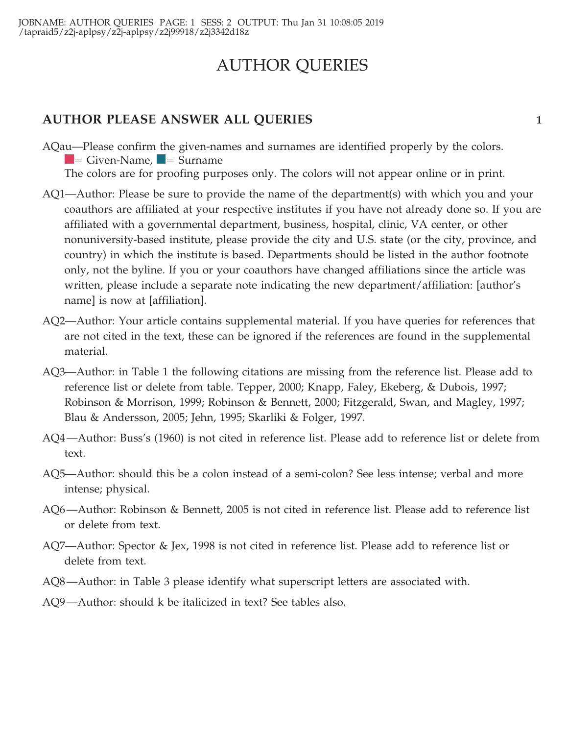# AUTHOR QUERIES

## AUTHOR PLEASE ANSWER ALL QUERIES

AQau—Please confirm the given-names and surnames are identified properly by the colors.
■= Given-Name, ■= Surname
The colors are for proofing purposes only. The colors will not appear online or in print.

AQ1—Author: Please be sure to provide the name of the department(s) with which you and your coauthors are affiliated at your respective institutes if you have not already done so. If you are affiliated with a governmental department, business, hospital, clinic, VA center, or other nonuniversity-based institute, please provide the city and U.S. state (or the city, province, and country) in which the institute is based. Departments should be listed in the author footnote only, not the byline. If you or your coauthors have changed affiliations since the article was written, please include a separate note indicating the new department/affiliation: [author's name] is now at [affiliation].

AQ2—Author: Your article contains supplemental material. If you have queries for references that are not cited in the text, these can be ignored if the references are found in the supplemental material.

AQ3—Author: in Table 1 the following citations are missing from the reference list. Please add to reference list or delete from table. Tepper, 2000; Knapp, Faley, Ekeberg, & Dubois, 1997; Robinson & Morrison, 1999; Robinson & Bennett, 2000; Fitzgerald, Swan, and Magley, 1997; Blau & Andersson, 2005; Jehn, 1995; Skarliki & Folger, 1997.

AQ4—Author: Buss's (1960) is not cited in reference list. Please add to reference list or delete from text.

AQ5—Author: should this be a colon instead of a semi-colon? See less intense; verbal and more intense; physical.

AQ6—Author: Robinson & Bennett, 2005 is not cited in reference list. Please add to reference list or delete from text.

AQ7—Author: Spector & Jex, 1998 is not cited in reference list. Please add to reference list or delete from text.

AQ8—Author: in Table 3 please identify what superscript letters are associated with.

AQ9—Author: should k be italicized in text? See tables also.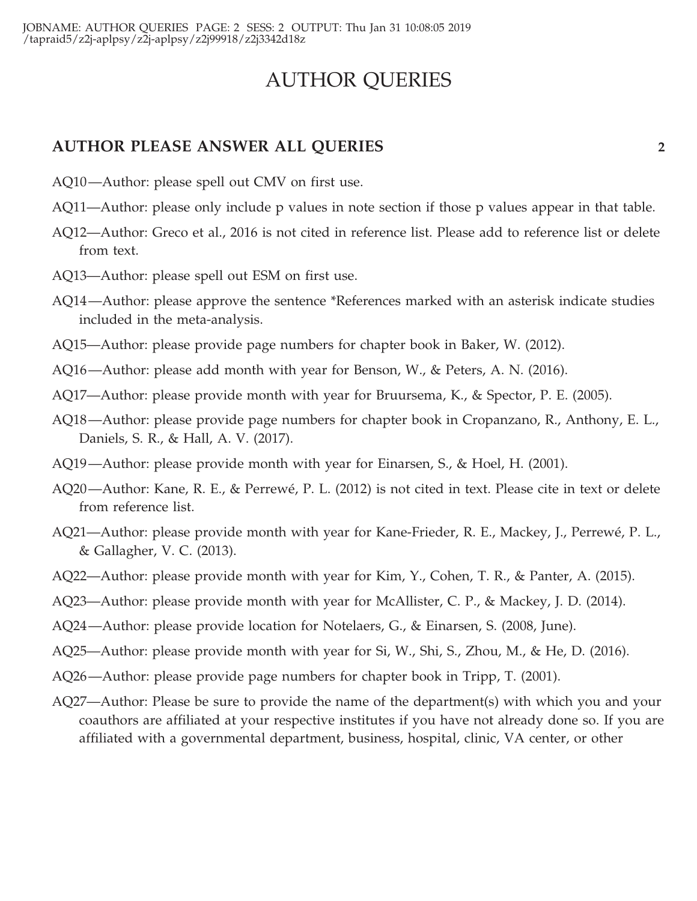# AUTHOR QUERIES

## AUTHOR PLEASE ANSWER ALL QUERIES

AQ10—Author: please spell out CMV on first use.

AQ11—Author: please only include p values in note section if those p values appear in that table.

AQ12—Author: Greco et al., 2016 is not cited in reference list. Please add to reference list or delete from text.

AQ13—Author: please spell out ESM on first use.

AQ14—Author: please approve the sentence *References marked with an asterisk indicate studies included in the meta-analysis.

AQ15—Author: please provide page numbers for chapter book in Baker, W. (2012).

AQ16—Author: please add month with year for Benson, W., & Peters, A. N. (2016).

AQ17—Author: please provide month with year for Bruursema, K., & Spector, P. E. (2005).

AQ18—Author: please provide page numbers for chapter book in Cropanzano, R., Anthony, E. L., Daniels, S. R., & Hall, A. V. (2017).

AQ19—Author: please provide month with year for Einarsen, S., & Hoel, H. (2001).

AQ20—Author: Kane, R. E., & Perrewé, P. L. (2012) is not cited in text. Please cite in text or delete from reference list.

AQ21—Author: please provide month with year for Kane-Frieder, R. E., Mackey, J., Perrewé, P. L., & Gallagher, V. C. (2013).

AQ22—Author: please provide month with year for Kim, Y., Cohen, T. R., & Panter, A. (2015).

AQ23—Author: please provide month with year for McAllister, C. P., & Mackey, J. D. (2014).

AQ24—Author: please provide location for Notelaers, G., & Einarsen, S. (2008, June).

AQ25—Author: please provide month with year for Si, W., Shi, S., Zhou, M., & He, D. (2016).

AQ26—Author: please provide page numbers for chapter book in Tripp, T. (2001).

AQ27—Author: Please be sure to provide the name of the department(s) with which you and your coauthors are affiliated at your respective institutes if you have not already done so. If you are affiliated with a governmental department, business, hospital, clinic, VA center, or other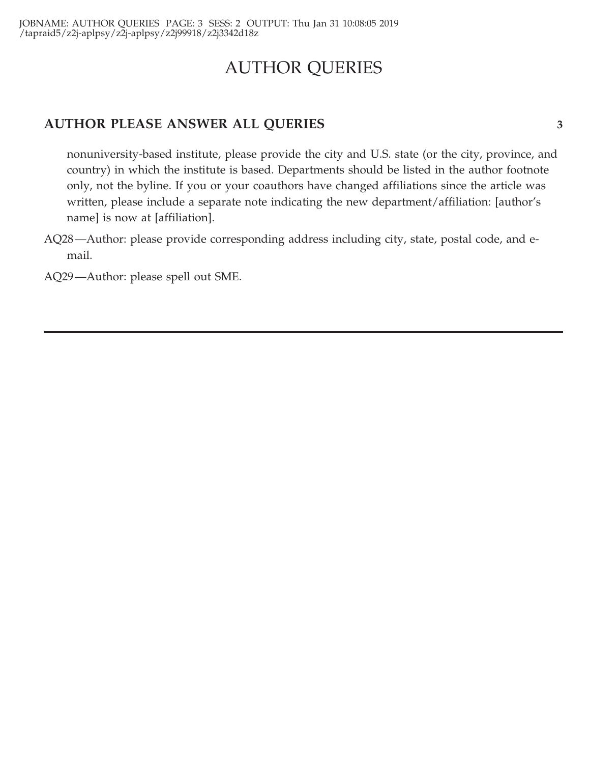# AUTHOR QUERIES

## AUTHOR PLEASE ANSWER ALL QUERIES

nonuniversity-based institute, please provide the city and U.S. state (or the city, province, and country) in which the institute is based. Departments should be listed in the author footnote only, not the byline. If you or your coauthors have changed affiliations since the article was written, please include a separate note indicating the new department/affiliation: [author's name] is now at [affiliation].

AQ28—Author: please provide corresponding address including city, state, postal code, and e-mail.

AQ29—Author: please spell out SME.